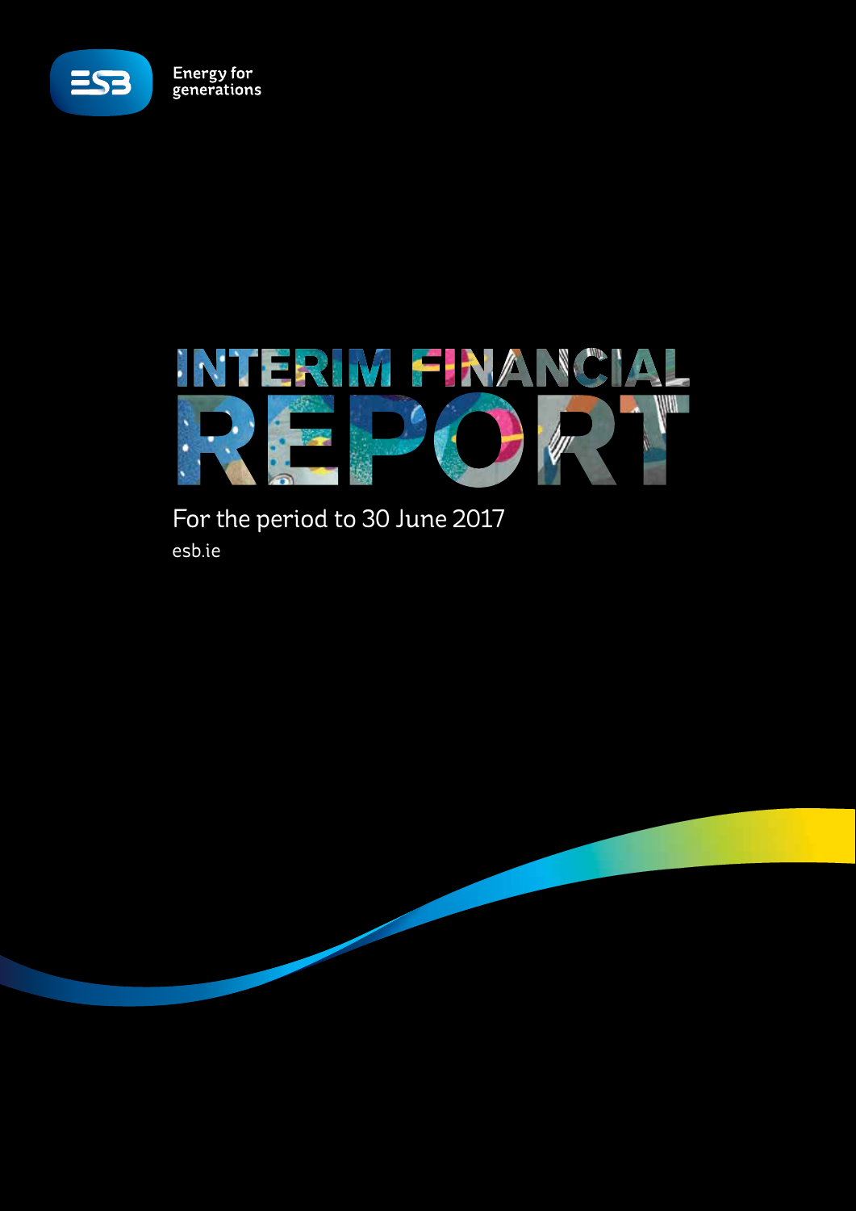ESB

Energy for generations

# INTERIM FINANCIAL REPORT

For the period to 30 June 2017

esb.ie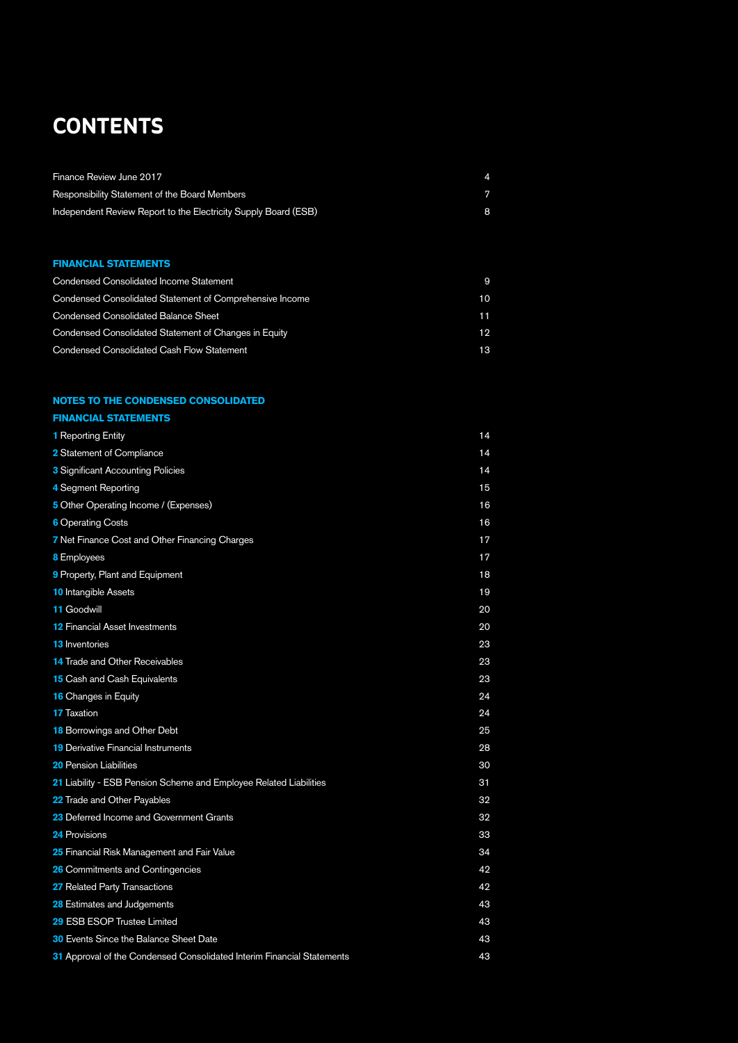# CONTENTS

| | |
|---|---|
| Finance Review June 2017 | 4 |
| Responsibility Statement of the Board Members | 7 |
| Independent Review Report to the Electricity Supply Board (ESB) | 8 |

## FINANCIAL STATEMENTS

| | |
|---|---|
| Condensed Consolidated Income Statement | 9 |
| Condensed Consolidated Statement of Comprehensive Income | 10 |
| Condensed Consolidated Balance Sheet | 11 |
| Condensed Consolidated Statement of Changes in Equity | 12 |
| Condensed Consolidated Cash Flow Statement | 13 |

## NOTES TO THE CONDENSED CONSOLIDATED FINANCIAL STATEMENTS

| | |
|---|---|
| **1** Reporting Entity | 14 |
| **2** Statement of Compliance | 14 |
| **3** Significant Accounting Policies | 14 |
| **4** Segment Reporting | 15 |
| **5** Other Operating Income / (Expenses) | 16 |
| **6** Operating Costs | 16 |
| **7** Net Finance Cost and Other Financing Charges | 17 |
| **8** Employees | 17 |
| **9** Property, Plant and Equipment | 18 |
| **10** Intangible Assets | 19 |
| **11** Goodwill | 20 |
| **12** Financial Asset Investments | 20 |
| **13** Inventories | 23 |
| **14** Trade and Other Receivables | 23 |
| **15** Cash and Cash Equivalents | 23 |
| **16** Changes in Equity | 24 |
| **17** Taxation | 24 |
| **18** Borrowings and Other Debt | 25 |
| **19** Derivative Financial Instruments | 28 |
| **20** Pension Liabilities | 30 |
| **21** Liability - ESB Pension Scheme and Employee Related Liabilities | 31 |
| **22** Trade and Other Payables | 32 |
| **23** Deferred Income and Government Grants | 32 |
| **24** Provisions | 33 |
| **25** Financial Risk Management and Fair Value | 34 |
| **26** Commitments and Contingencies | 42 |
| **27** Related Party Transactions | 42 |
| **28** Estimates and Judgements | 43 |
| **29** ESB ESOP Trustee Limited | 43 |
| **30** Events Since the Balance Sheet Date | 43 |
| **31** Approval of the Condensed Consolidated Interim Financial Statements | 43 |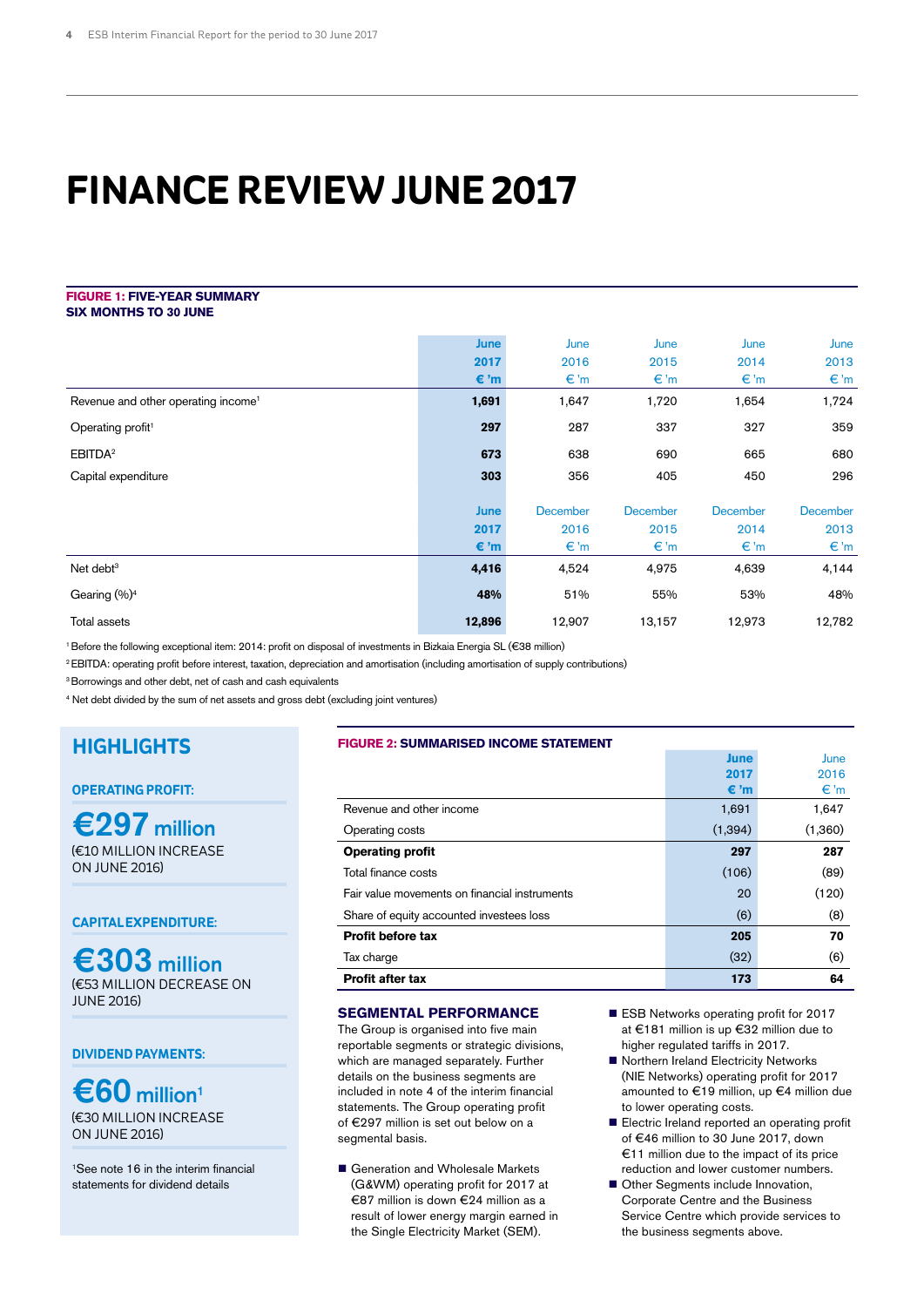# FINANCE REVIEW JUNE 2017

**FIGURE 1: FIVE-YEAR SUMMARY**
**SIX MONTHS TO 30 JUNE**

| | June 2017 €'m | June 2016 €'m | June 2015 €'m | June 2014 €'m | June 2013 €'m |
|---|---|---|---|---|---|
| Revenue and other operating income[1] | **1,691** | 1,647 | 1,720 | 1,654 | 1,724 |
| Operating profit[1] | **297** | 287 | 337 | 327 | 359 |
| EBITDA[2] | **673** | 638 | 690 | 665 | 680 |
| Capital expenditure | **303** | 356 | 405 | 450 | 296 |
| | **June 2017 €'m** | December 2016 €'m | December 2015 €'m | December 2014 €'m | December 2013 €'m |
| Net debt[3] | **4,416** | 4,524 | 4,975 | 4,639 | 4,144 |
| Gearing (%)[4] | **48%** | 51% | 55% | 53% | 48% |
| Total assets | **12,896** | 12,907 | 13,157 | 12,973 | 12,782 |

[1] Before the following exceptional item: 2014: profit on disposal of investments in Bizkaia Energia SL (€38 million)

[2] EBITDA: operating profit before interest, taxation, depreciation and amortisation (including amortisation of supply contributions)

[3] Borrowings and other debt, net of cash and cash equivalents

[4] Net debt divided by the sum of net assets and gross debt (excluding joint ventures)

## HIGHLIGHTS

**OPERATING PROFIT:**

**€297 million**
(€10 MILLION INCREASE ON JUNE 2016)

**CAPITAL EXPENDITURE:**

**€303 million**
(€53 MILLION DECREASE ON JUNE 2016)

**DIVIDEND PAYMENTS:**

**€60 million[1]**
(€30 MILLION INCREASE ON JUNE 2016)

[1]See note 16 in the interim financial statements for dividend details

**FIGURE 2: SUMMARISED INCOME STATEMENT**

| | June 2017 €'m | June 2016 €'m |
|---|---|---|
| Revenue and other income | 1,691 | 1,647 |
| Operating costs | (1,394) | (1,360) |
| **Operating profit** | **297** | **287** |
| Total finance costs | (106) | (89) |
| Fair value movements on financial instruments | 20 | (120) |
| Share of equity accounted investees loss | (6) | (8) |
| **Profit before tax** | **205** | **70** |
| Tax charge | (32) | (6) |
| **Profit after tax** | **173** | **64** |

### SEGMENTAL PERFORMANCE

The Group is organised into five main reportable segments or strategic divisions, which are managed separately. Further details on the business segments are included in note 4 of the interim financial statements. The Group operating profit of €297 million is set out below on a segmental basis.

- Generation and Wholesale Markets (G&WM) operating profit for 2017 at €87 million is down €24 million as a result of lower energy margin earned in the Single Electricity Market (SEM).
- ESB Networks operating profit for 2017 at €181 million is up €32 million due to higher regulated tariffs in 2017.
- Northern Ireland Electricity Networks (NIE Networks) operating profit for 2017 amounted to €19 million, up €4 million due to lower operating costs.
- Electric Ireland reported an operating profit of €46 million to 30 June 2017, down €11 million due to the impact of its price reduction and lower customer numbers.
- Other Segments include Innovation, Corporate Centre and the Business Service Centre which provide services to the business segments above.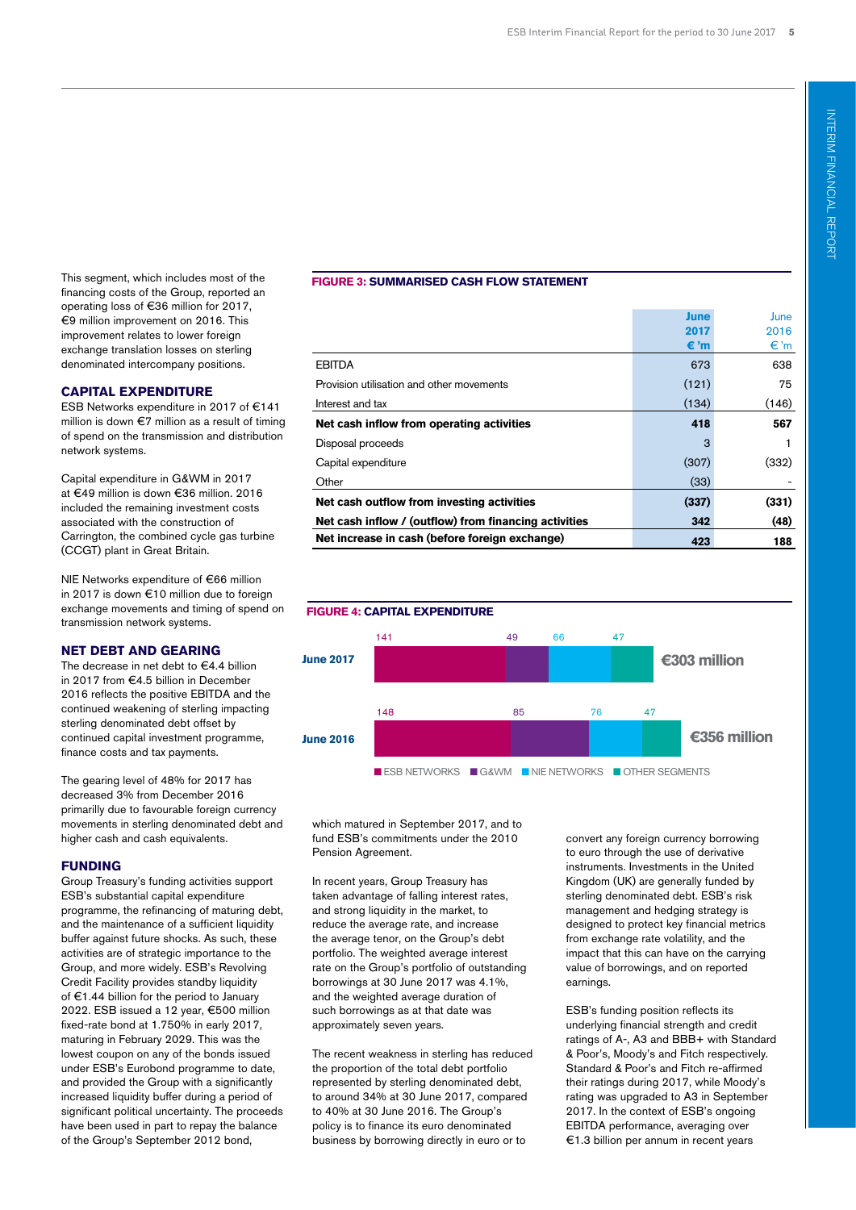This segment, which includes most of the financing costs of the Group, reported an operating loss of €36 million for 2017, €9 million improvement on 2016. This improvement relates to lower foreign exchange translation losses on sterling denominated intercompany positions.

## CAPITAL EXPENDITURE

ESB Networks expenditure in 2017 of €141 million is down €7 million as a result of timing of spend on the transmission and distribution network systems.

Capital expenditure in G&WM in 2017 at €49 million is down €36 million. 2016 included the remaining investment costs associated with the construction of Carrington, the combined cycle gas turbine (CCGT) plant in Great Britain.

NIE Networks expenditure of €66 million in 2017 is down €10 million due to foreign exchange movements and timing of spend on transmission network systems.

## NET DEBT AND GEARING

The decrease in net debt to €4.4 billion in 2017 from €4.5 billion in December 2016 reflects the positive EBITDA and the continued weakening of sterling impacting sterling denominated debt offset by continued capital investment programme, finance costs and tax payments.

The gearing level of 48% for 2017 has decreased 3% from December 2016 primarilly due to favourable foreign currency movements in sterling denominated debt and higher cash and cash equivalents.

## FUNDING

Group Treasury's funding activities support ESB's substantial capital expenditure programme, the refinancing of maturing debt, and the maintenance of a sufficient liquidity buffer against future shocks. As such, these activities are of strategic importance to the Group, and more widely. ESB's Revolving Credit Facility provides standby liquidity of €1.44 billion for the period to January 2022. ESB issued a 12 year, €500 million fixed-rate bond at 1.750% in early 2017, maturing in February 2029. This was the lowest coupon on any of the bonds issued under ESB's Eurobond programme to date, and provided the Group with a significantly increased liquidity buffer during a period of significant political uncertainty. The proceeds have been used in part to repay the balance of the Group's September 2012 bond, which matured in September 2017, and to fund ESB's commitments under the 2010 Pension Agreement.

In recent years, Group Treasury has taken advantage of falling interest rates, and strong liquidity in the market, to reduce the average rate, and increase the average tenor, on the Group's debt portfolio. The weighted average interest rate on the Group's portfolio of outstanding borrowings at 30 June 2017 was 4.1%, and the weighted average duration of such borrowings as at that date was approximately seven years.

The recent weakness in sterling has reduced the proportion of the total debt portfolio represented by sterling denominated debt, to around 34% at 30 June 2017, compared to 40% at 30 June 2016. The Group's policy is to finance its euro denominated business by borrowing directly in euro or to convert any foreign currency borrowing to euro through the use of derivative instruments. Investments in the United Kingdom (UK) are generally funded by sterling denominated debt. ESB's risk management and hedging strategy is designed to protect key financial metrics from exchange rate volatility, and the impact that this can have on the carrying value of borrowings, and on reported earnings.

ESB's funding position reflects its underlying financial strength and credit ratings of A-, A3 and BBB+ with Standard & Poor's, Moody's and Fitch respectively. Standard & Poor's and Fitch re-affirmed their ratings during 2017, while Moody's rating was upgraded to A3 in September 2017. In the context of ESB's ongoing EBITDA performance, averaging over €1.3 billion per annum in recent years

**FIGURE 3: SUMMARISED CASH FLOW STATEMENT**

| | June 2017 € 'm | June 2016 € 'm |
|---|---|---|
| EBITDA | 673 | 638 |
| Provision utilisation and other movements | (121) | 75 |
| Interest and tax | (134) | (146) |
| **Net cash inflow from operating activities** | **418** | **567** |
| Disposal proceeds | 3 | 1 |
| Capital expenditure | (307) | (332) |
| Other | (33) | - |
| **Net cash outflow from investing activities** | **(337)** | **(331)** |
| **Net cash inflow / (outflow) from financing activities** | **342** | **(48)** |
| **Net increase in cash (before foreign exchange)** | **423** | **188** |

**FIGURE 4: CAPITAL EXPENDITURE**

| | ESB NETWORKS | G&WM | NIE NETWORKS | OTHER SEGMENTS | Total |
|---|---|---|---|---|---|
| June 2017 | 141 | 49 | 66 | 47 | €303 million |
| June 2016 | 148 | 85 | 76 | 47 | €356 million |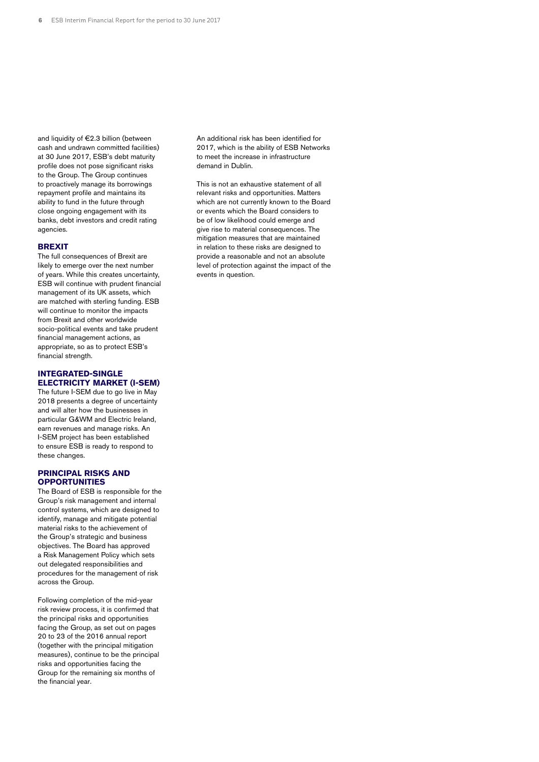and liquidity of €2.3 billion (between cash and undrawn committed facilities) at 30 June 2017, ESB's debt maturity profile does not pose significant risks to the Group. The Group continues to proactively manage its borrowings repayment profile and maintains its ability to fund in the future through close ongoing engagement with its banks, debt investors and credit rating agencies.

### BREXIT

The full consequences of Brexit are likely to emerge over the next number of years. While this creates uncertainty, ESB will continue with prudent financial management of its UK assets, which are matched with sterling funding. ESB will continue to monitor the impacts from Brexit and other worldwide socio-political events and take prudent financial management actions, as appropriate, so as to protect ESB's financial strength.

### INTEGRATED-SINGLE ELECTRICITY MARKET (I-SEM)

The future I-SEM due to go live in May 2018 presents a degree of uncertainty and will alter how the businesses in particular G&WM and Electric Ireland, earn revenues and manage risks. An I-SEM project has been established to ensure ESB is ready to respond to these changes.

### PRINCIPAL RISKS AND OPPORTUNITIES

The Board of ESB is responsible for the Group's risk management and internal control systems, which are designed to identify, manage and mitigate potential material risks to the achievement of the Group's strategic and business objectives. The Board has approved a Risk Management Policy which sets out delegated responsibilities and procedures for the management of risk across the Group.

Following completion of the mid-year risk review process, it is confirmed that the principal risks and opportunities facing the Group, as set out on pages 20 to 23 of the 2016 annual report (together with the principal mitigation measures), continue to be the principal risks and opportunities facing the Group for the remaining six months of the financial year.

An additional risk has been identified for 2017, which is the ability of ESB Networks to meet the increase in infrastructure demand in Dublin.

This is not an exhaustive statement of all relevant risks and opportunities. Matters which are not currently known to the Board or events which the Board considers to be of low likelihood could emerge and give rise to material consequences. The mitigation measures that are maintained in relation to these risks are designed to provide a reasonable and not an absolute level of protection against the impact of the events in question.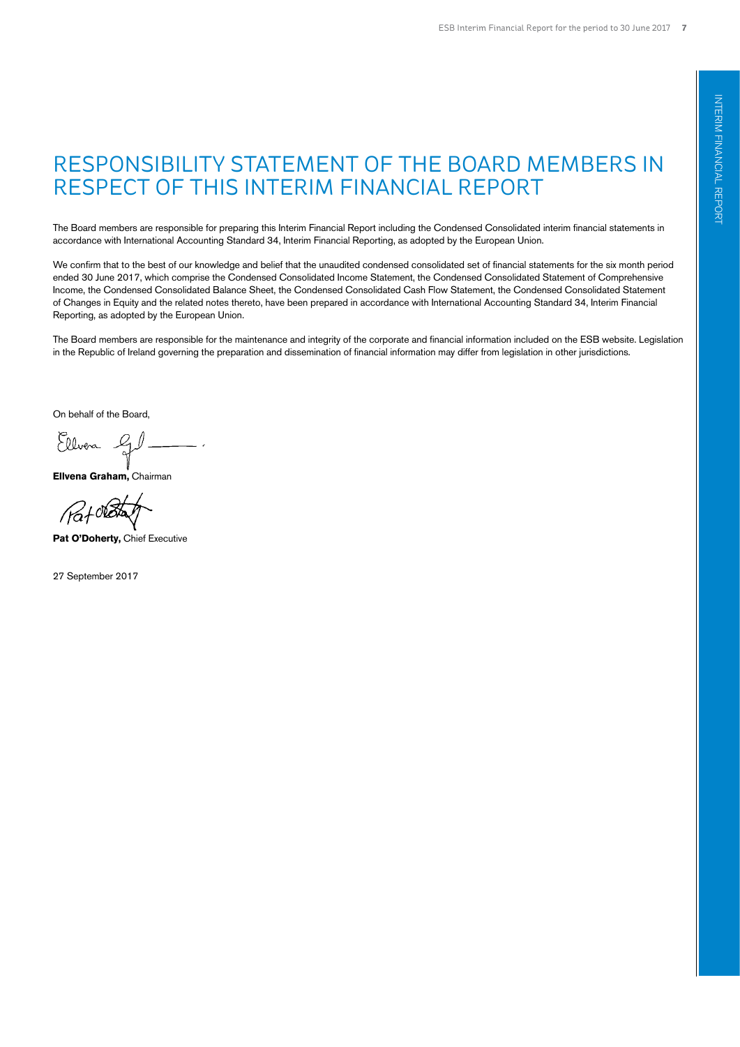# RESPONSIBILITY STATEMENT OF THE BOARD MEMBERS IN RESPECT OF THIS INTERIM FINANCIAL REPORT

The Board members are responsible for preparing this Interim Financial Report including the Condensed Consolidated interim financial statements in accordance with International Accounting Standard 34, Interim Financial Reporting, as adopted by the European Union.

We confirm that to the best of our knowledge and belief that the unaudited condensed consolidated set of financial statements for the six month period ended 30 June 2017, which comprise the Condensed Consolidated Income Statement, the Condensed Consolidated Statement of Comprehensive Income, the Condensed Consolidated Balance Sheet, the Condensed Consolidated Cash Flow Statement, the Condensed Consolidated Statement of Changes in Equity and the related notes thereto, have been prepared in accordance with International Accounting Standard 34, Interim Financial Reporting, as adopted by the European Union.

The Board members are responsible for the maintenance and integrity of the corporate and financial information included on the ESB website. Legislation in the Republic of Ireland governing the preparation and dissemination of financial information may differ from legislation in other jurisdictions.

On behalf of the Board,

**Ellvena Graham,** Chairman

**Pat O'Doherty,** Chief Executive

27 September 2017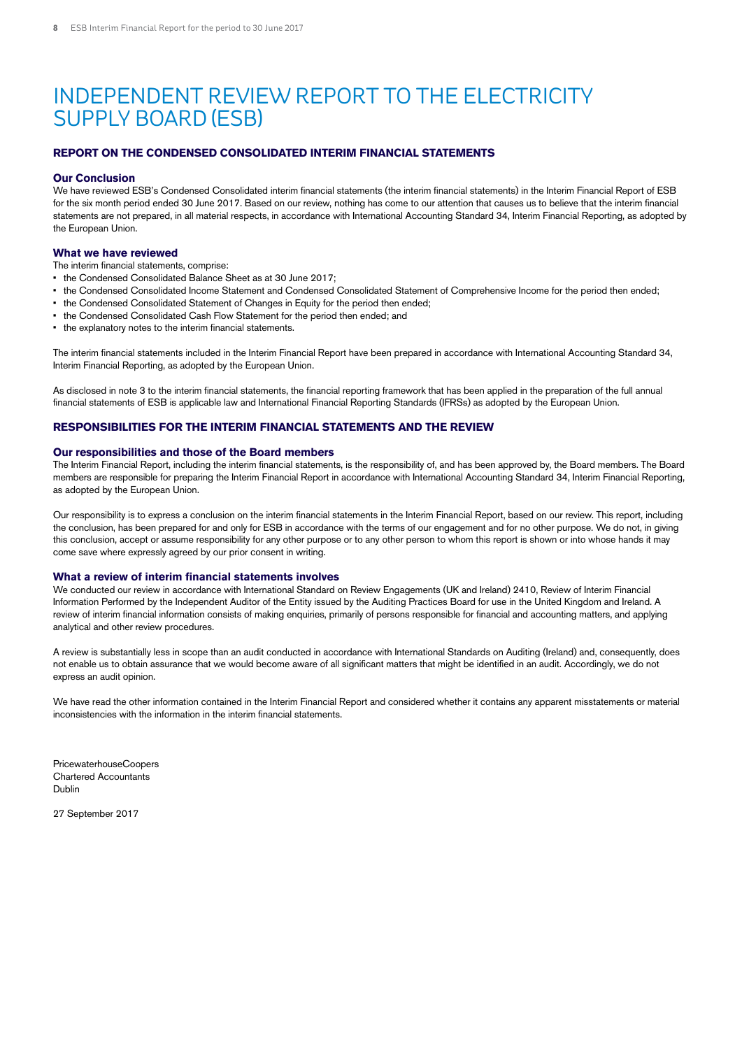# INDEPENDENT REVIEW REPORT TO THE ELECTRICITY SUPPLY BOARD (ESB)

## REPORT ON THE CONDENSED CONSOLIDATED INTERIM FINANCIAL STATEMENTS

### Our Conclusion

We have reviewed ESB's Condensed Consolidated interim financial statements (the interim financial statements) in the Interim Financial Report of ESB for the six month period ended 30 June 2017. Based on our review, nothing has come to our attention that causes us to believe that the interim financial statements are not prepared, in all material respects, in accordance with International Accounting Standard 34, Interim Financial Reporting, as adopted by the European Union.

### What we have reviewed

The interim financial statements, comprise:

- the Condensed Consolidated Balance Sheet as at 30 June 2017;
- the Condensed Consolidated Income Statement and Condensed Consolidated Statement of Comprehensive Income for the period then ended;
- the Condensed Consolidated Statement of Changes in Equity for the period then ended;
- the Condensed Consolidated Cash Flow Statement for the period then ended; and
- the explanatory notes to the interim financial statements.

The interim financial statements included in the Interim Financial Report have been prepared in accordance with International Accounting Standard 34, Interim Financial Reporting, as adopted by the European Union.

As disclosed in note 3 to the interim financial statements, the financial reporting framework that has been applied in the preparation of the full annual financial statements of ESB is applicable law and International Financial Reporting Standards (IFRSs) as adopted by the European Union.

## RESPONSIBILITIES FOR THE INTERIM FINANCIAL STATEMENTS AND THE REVIEW

### Our responsibilities and those of the Board members

The Interim Financial Report, including the interim financial statements, is the responsibility of, and has been approved by, the Board members. The Board members are responsible for preparing the Interim Financial Report in accordance with International Accounting Standard 34, Interim Financial Reporting, as adopted by the European Union.

Our responsibility is to express a conclusion on the interim financial statements in the Interim Financial Report, based on our review. This report, including the conclusion, has been prepared for and only for ESB in accordance with the terms of our engagement and for no other purpose. We do not, in giving this conclusion, accept or assume responsibility for any other purpose or to any other person to whom this report is shown or into whose hands it may come save where expressly agreed by our prior consent in writing.

### What a review of interim financial statements involves

We conducted our review in accordance with International Standard on Review Engagements (UK and Ireland) 2410, Review of Interim Financial Information Performed by the Independent Auditor of the Entity issued by the Auditing Practices Board for use in the United Kingdom and Ireland. A review of interim financial information consists of making enquiries, primarily of persons responsible for financial and accounting matters, and applying analytical and other review procedures.

A review is substantially less in scope than an audit conducted in accordance with International Standards on Auditing (Ireland) and, consequently, does not enable us to obtain assurance that we would become aware of all significant matters that might be identified in an audit. Accordingly, we do not express an audit opinion.

We have read the other information contained in the Interim Financial Report and considered whether it contains any apparent misstatements or material inconsistencies with the information in the interim financial statements.

PricewaterhouseCoopers
Chartered Accountants
Dublin

27 September 2017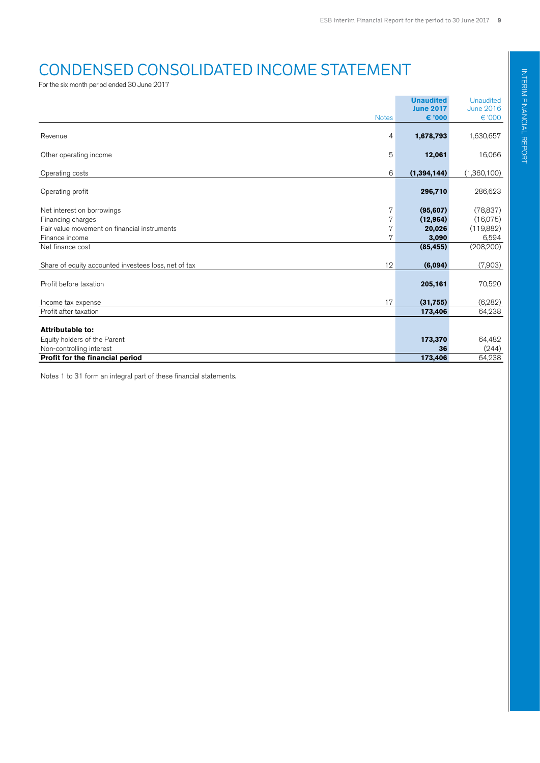# CONDENSED CONSOLIDATED INCOME STATEMENT

For the six month period ended 30 June 2017

| | Notes | **Unaudited June 2017 € '000** | Unaudited June 2016 € '000 |
|---|---|---|---|
| Revenue | 4 | **1,678,793** | 1,630,657 |
| Other operating income | 5 | **12,061** | 16,066 |
| Operating costs | 6 | **(1,394,144)** | (1,360,100) |
| Operating profit | | **296,710** | 286,623 |
| Net interest on borrowings | 7 | **(95,607)** | (78,837) |
| Financing charges | 7 | **(12,964)** | (16,075) |
| Fair value movement on financial instruments | 7 | **20,026** | (119,882) |
| Finance income | 7 | **3,090** | 6,594 |
| Net finance cost | | **(85,455)** | (208,200) |
| Share of equity accounted investees loss, net of tax | 12 | **(6,094)** | (7,903) |
| Profit before taxation | | **205,161** | 70,520 |
| Income tax expense | 17 | **(31,755)** | (6,282) |
| Profit after taxation | | **173,406** | 64,238 |
| **Attributable to:** | | | |
| Equity holders of the Parent | | **173,370** | 64,482 |
| Non-controlling interest | | **36** | (244) |
| **Profit for the financial period** | | **173,406** | 64,238 |

Notes 1 to 31 form an integral part of these financial statements.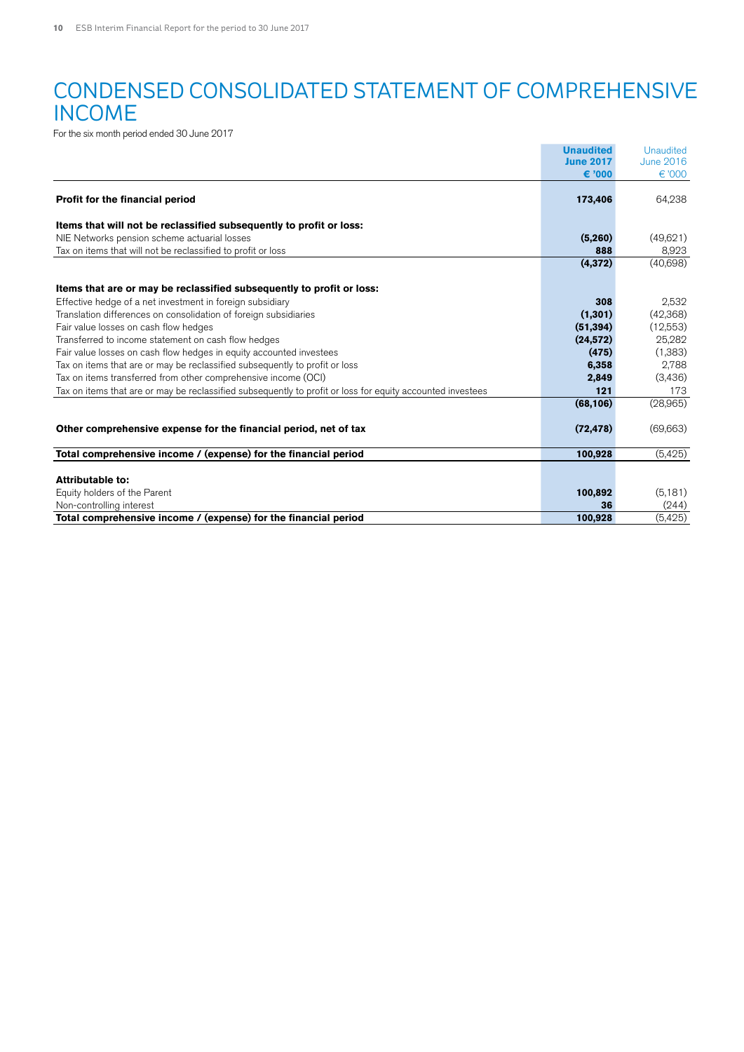# CONDENSED CONSOLIDATED STATEMENT OF COMPREHENSIVE INCOME

For the six month period ended 30 June 2017

| | Unaudited June 2017 € '000 | Unaudited June 2016 € '000 |
|---|---|---|
| **Profit for the financial period** | **173,406** | 64,238 |
| | | |
| **Items that will not be reclassified subsequently to profit or loss:** | | |
| NIE Networks pension scheme actuarial losses | **(5,260)** | (49,621) |
| Tax on items that will not be reclassified to profit or loss | **888** | 8,923 |
| | **(4,372)** | (40,698) |
| | | |
| **Items that are or may be reclassified subsequently to profit or loss:** | | |
| Effective hedge of a net investment in foreign subsidiary | **308** | 2,532 |
| Translation differences on consolidation of foreign subsidiaries | **(1,301)** | (42,368) |
| Fair value losses on cash flow hedges | **(51,394)** | (12,553) |
| Transferred to income statement on cash flow hedges | **(24,572)** | 25,282 |
| Fair value losses on cash flow hedges in equity accounted investees | **(475)** | (1,383) |
| Tax on items that are or may be reclassified subsequently to profit or loss | **6,358** | 2,788 |
| Tax on items transferred from other comprehensive income (OCI) | **2,849** | (3,436) |
| Tax on items that are or may be reclassified subsequently to profit or loss for equity accounted investees | **121** | 173 |
| | **(68,106)** | (28,965) |
| | | |
| **Other comprehensive expense for the financial period, net of tax** | **(72,478)** | (69,663) |
| | | |
| **Total comprehensive income / (expense) for the financial period** | **100,928** | (5,425) |
| | | |
| **Attributable to:** | | |
| Equity holders of the Parent | **100,892** | (5,181) |
| Non-controlling interest | **36** | (244) |
| **Total comprehensive income / (expense) for the financial period** | **100,928** | (5,425) |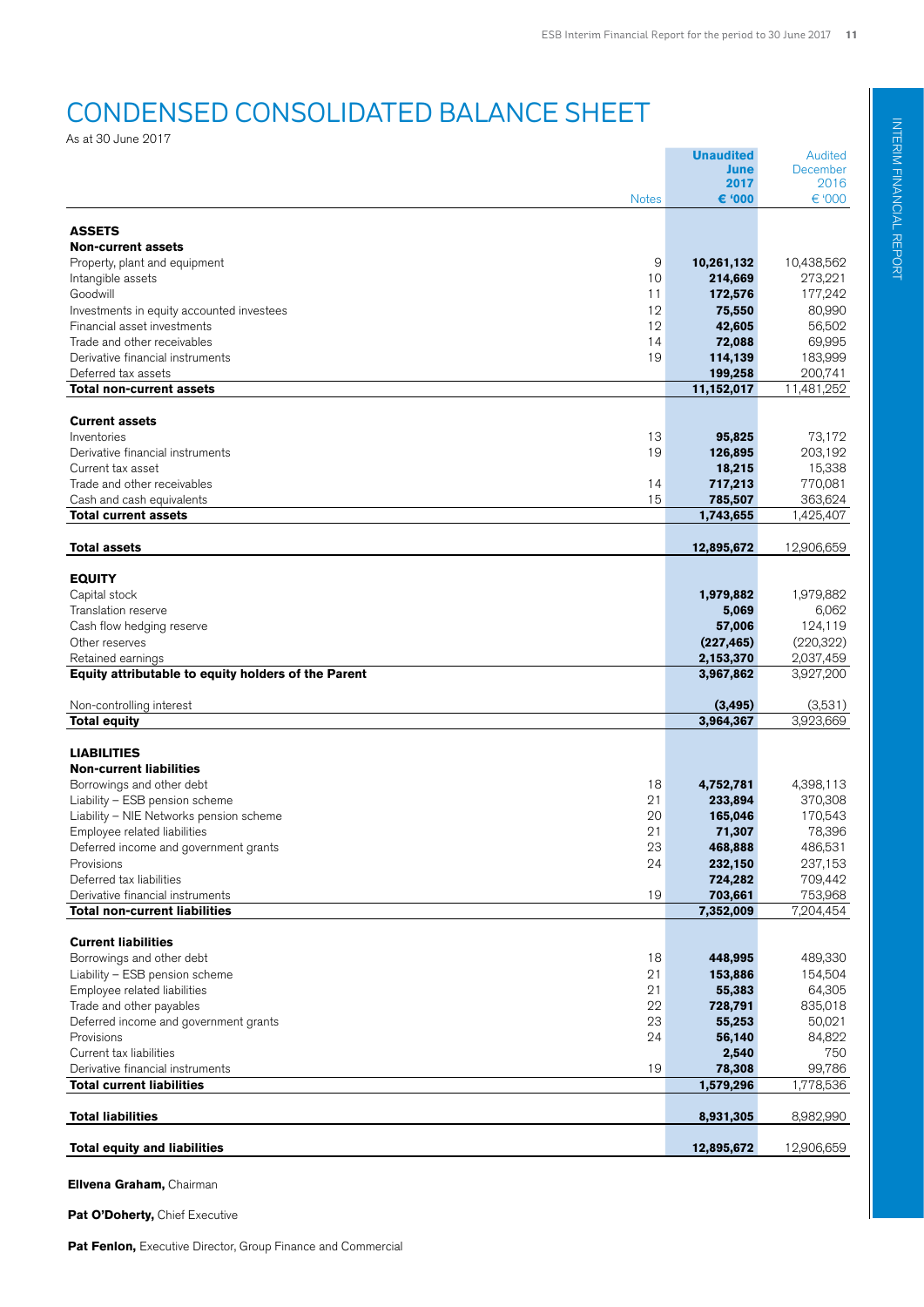# CONDENSED CONSOLIDATED BALANCE SHEET

As at 30 June 2017

| | Notes | **Unaudited June 2017 € '000** | Audited December 2016 € '000 |
|---|---|---|---|
| **ASSETS** | | | |
| **Non-current assets** | | | |
| Property, plant and equipment | 9 | **10,261,132** | 10,438,562 |
| Intangible assets | 10 | **214,669** | 273,221 |
| Goodwill | 11 | **172,576** | 177,242 |
| Investments in equity accounted investees | 12 | **75,550** | 80,990 |
| Financial asset investments | 12 | **42,605** | 56,502 |
| Trade and other receivables | 14 | **72,088** | 69,995 |
| Derivative financial instruments | 19 | **114,139** | 183,999 |
| Deferred tax assets | | **199,258** | 200,741 |
| **Total non-current assets** | | **11,152,017** | 11,481,252 |
| | | | |
| **Current assets** | | | |
| Inventories | 13 | **95,825** | 73,172 |
| Derivative financial instruments | 19 | **126,895** | 203,192 |
| Current tax asset | | **18,215** | 15,338 |
| Trade and other receivables | 14 | **717,213** | 770,081 |
| Cash and cash equivalents | 15 | **785,507** | 363,624 |
| **Total current assets** | | **1,743,655** | 1,425,407 |
| | | | |
| **Total assets** | | **12,895,672** | 12,906,659 |
| | | | |
| **EQUITY** | | | |
| Capital stock | | **1,979,882** | 1,979,882 |
| Translation reserve | | **5,069** | 6,062 |
| Cash flow hedging reserve | | **57,006** | 124,119 |
| Other reserves | | **(227,465)** | (220,322) |
| Retained earnings | | **2,153,370** | 2,037,459 |
| **Equity attributable to equity holders of the Parent** | | **3,967,862** | 3,927,200 |
| | | | |
| Non-controlling interest | | **(3,495)** | (3,531) |
| **Total equity** | | **3,964,367** | 3,923,669 |
| | | | |
| **LIABILITIES** | | | |
| **Non-current liabilities** | | | |
| Borrowings and other debt | 18 | **4,752,781** | 4,398,113 |
| Liability – ESB pension scheme | 21 | **233,894** | 370,308 |
| Liability – NIE Networks pension scheme | 20 | **165,046** | 170,543 |
| Employee related liabilities | 21 | **71,307** | 78,396 |
| Deferred income and government grants | 23 | **468,888** | 486,531 |
| Provisions | 24 | **232,150** | 237,153 |
| Deferred tax liabilities | | **724,282** | 709,442 |
| Derivative financial instruments | 19 | **703,661** | 753,968 |
| **Total non-current liabilities** | | **7,352,009** | 7,204,454 |
| | | | |
| **Current liabilities** | | | |
| Borrowings and other debt | 18 | **448,995** | 489,330 |
| Liability – ESB pension scheme | 21 | **153,886** | 154,504 |
| Employee related liabilities | 21 | **55,383** | 64,305 |
| Trade and other payables | 22 | **728,791** | 835,018 |
| Deferred income and government grants | 23 | **55,253** | 50,021 |
| Provisions | 24 | **56,140** | 84,822 |
| Current tax liabilities | | **2,540** | 750 |
| Derivative financial instruments | 19 | **78,308** | 99,786 |
| **Total current liabilities** | | **1,579,296** | 1,778,536 |
| | | | |
| **Total liabilities** | | **8,931,305** | 8,982,990 |
| | | | |
| **Total equity and liabilities** | | **12,895,672** | 12,906,659 |

**Ellvena Graham,** Chairman

**Pat O'Doherty,** Chief Executive

**Pat Fenlon,** Executive Director, Group Finance and Commercial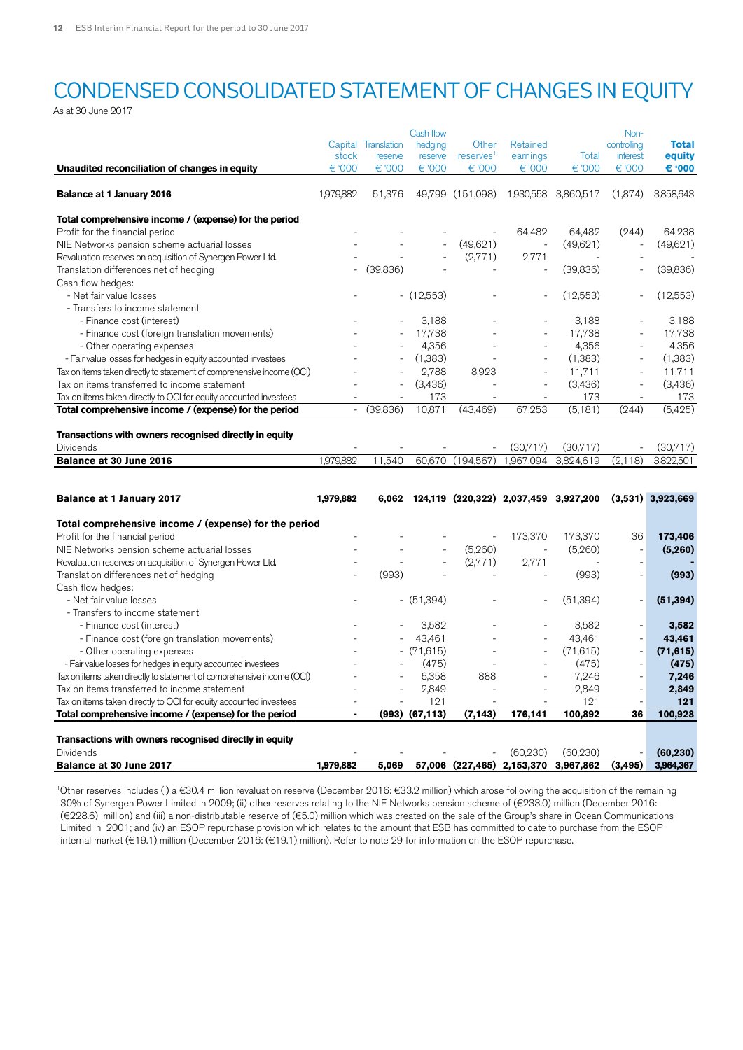# CONDENSED CONSOLIDATED STATEMENT OF CHANGES IN EQUITY

As at 30 June 2017

| Unaudited reconciliation of changes in equity | Capital stock € '000 | Translation reserve € '000 | Cash flow hedging reserve € '000 | Other reserves[1] € '000 | Retained earnings € '000 | Total € '000 | Non-controlling interest € '000 | **Total equity € '000** |
|---|---|---|---|---|---|---|---|---|
| **Balance at 1 January 2016** | 1,979,882 | 51,376 | 49,799 | (151,098) | 1,930,558 | 3,860,517 | (1,874) | 3,858,643 |
| **Total comprehensive income / (expense) for the period** | | | | | | | | |
| Profit for the financial period | - | - | - | - | 64,482 | 64,482 | (244) | 64,238 |
| NIE Networks pension scheme actuarial losses | - | - | - | (49,621) | - | (49,621) | - | (49,621) |
| Revaluation reserves on acquisition of Synergen Power Ltd. | - | - | - | (2,771) | 2,771 | - | - | - |
| Translation differences net of hedging | - | (39,836) | - | - | - | (39,836) | - | (39,836) |
| Cash flow hedges: | | | | | | | | |
| - Net fair value losses | - | - | (12,553) | - | - | (12,553) | - | (12,553) |
| - Transfers to income statement | | | | | | | | |
| - Finance cost (interest) | - | - | 3,188 | - | - | 3,188 | - | 3,188 |
| - Finance cost (foreign translation movements) | - | - | 17,738 | - | - | 17,738 | - | 17,738 |
| - Other operating expenses | - | - | 4,356 | - | - | 4,356 | - | 4,356 |
| - Fair value losses for hedges in equity accounted investees | - | - | (1,383) | - | - | (1,383) | - | (1,383) |
| Tax on items taken directly to statement of comprehensive income (OCI) | - | - | 2,788 | 8,923 | - | 11,711 | - | 11,711 |
| Tax on items transferred to income statement | - | - | (3,436) | - | - | (3,436) | - | (3,436) |
| Tax on items taken directly to OCI for equity accounted investees | - | - | 173 | - | - | 173 | - | 173 |
| **Total comprehensive income / (expense) for the period** | - | (39,836) | 10,871 | (43,469) | 67,253 | (5,181) | (244) | (5,425) |
| **Transactions with owners recognised directly in equity** | | | | | | | | |
| Dividends | - | - | - | - | (30,717) | (30,717) | - | (30,717) |
| **Balance at 30 June 2016** | 1,979,882 | 11,540 | 60,670 | (194,567) | 1,967,094 | 3,824,619 | (2,118) | 3,822,501 |
| | | | | | | | | |
| **Balance at 1 January 2017** | **1,979,882** | **6,062** | **124,119** | **(220,322)** | **2,037,459** | **3,927,200** | **(3,531)** | **3,923,669** |
| **Total comprehensive income / (expense) for the period** | | | | | | | | |
| Profit for the financial period | - | - | - | - | 173,370 | 173,370 | 36 | **173,406** |
| NIE Networks pension scheme actuarial losses | - | - | - | (5,260) | - | (5,260) | - | **(5,260)** |
| Revaluation reserves on acquisition of Synergen Power Ltd. | - | - | - | (2,771) | 2,771 | - | - | **-** |
| Translation differences net of hedging | - | (993) | - | - | - | (993) | - | **(993)** |
| Cash flow hedges: | | | | | | | | |
| - Net fair value losses | - | - | (51,394) | - | - | (51,394) | - | **(51,394)** |
| - Transfers to income statement | | | | | | | | |
| - Finance cost (interest) | - | - | 3,582 | - | - | 3,582 | - | **3,582** |
| - Finance cost (foreign translation movements) | - | - | 43,461 | - | - | 43,461 | - | **43,461** |
| - Other operating expenses | - | - | (71,615) | - | - | (71,615) | - | **(71,615)** |
| - Fair value losses for hedges in equity accounted investees | - | - | (475) | - | - | (475) | - | **(475)** |
| Tax on items taken directly to statement of comprehensive income (OCI) | - | - | 6,358 | 888 | - | 7,246 | - | **7,246** |
| Tax on items transferred to income statement | - | - | 2,849 | - | - | 2,849 | - | **2,849** |
| Tax on items taken directly to OCI for equity accounted investees | - | - | 121 | - | - | 121 | - | **121** |
| **Total comprehensive income / (expense) for the period** | **-** | **(993)** | **(67,113)** | **(7,143)** | **176,141** | **100,892** | **36** | **100,928** |
| **Transactions with owners recognised directly in equity** | | | | | | | | |
| Dividends | - | - | - | - | (60,230) | (60,230) | - | **(60,230)** |
| **Balance at 30 June 2017** | **1,979,882** | **5,069** | **57,006** | **(227,465)** | **2,153,370** | **3,967,862** | **(3,495)** | **3,964,367** |

[1]Other reserves includes (i) a €30.4 million revaluation reserve (December 2016: €33.2 million) which arose following the acquisition of the remaining 30% of Synergen Power Limited in 2009; (ii) other reserves relating to the NIE Networks pension scheme of (€233.0) million (December 2016: (€228.6) million) and (iii) a non-distributable reserve of (€5.0) million which was created on the sale of the Group's share in Ocean Communications Limited in 2001; and (iv) an ESOP repurchase provision which relates to the amount that ESB has committed to date to purchase from the ESOP internal market (€19.1) million (December 2016: (€19.1) million). Refer to note 29 for information on the ESOP repurchase.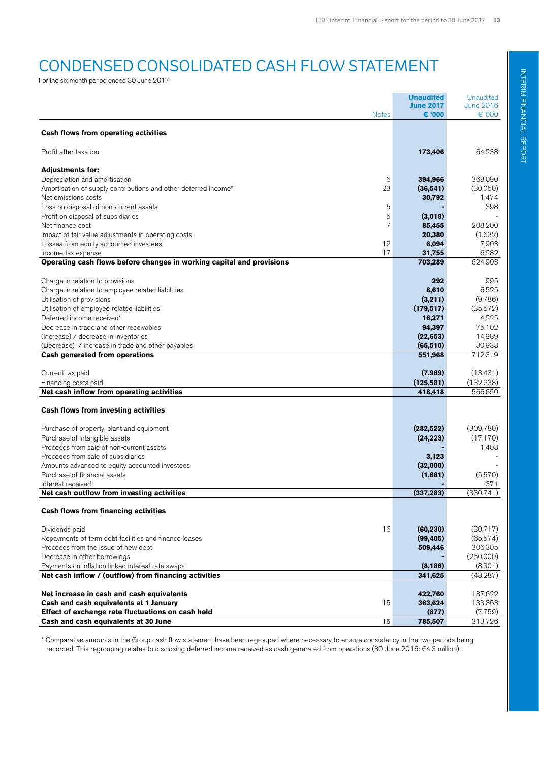# CONDENSED CONSOLIDATED CASH FLOW STATEMENT

For the six month period ended 30 June 2017

| | Notes | Unaudited June 2017 € '000 | Unaudited June 2016 € '000 |
|---|---|---|---|
| **Cash flows from operating activities** | | | |
| Profit after taxation | | **173,406** | 64,238 |
| **Adjustments for:** | | | |
| Depreciation and amortisation | 6 | **394,966** | 368,090 |
| Amortisation of supply contributions and other deferred income* | 23 | **(36,541)** | (30,050) |
| Net emissions costs | | **30,792** | 1,474 |
| Loss on disposal of non-current assets | 5 | **-** | 398 |
| Profit on disposal of subsidiaries | 5 | **(3,018)** | - |
| Net finance cost | 7 | **85,455** | 208,200 |
| Impact of fair value adjustments in operating costs | | **20,380** | (1,632) |
| Losses from equity accounted investees | 12 | **6,094** | 7,903 |
| Income tax expense | 17 | **31,755** | 6,282 |
| **Operating cash flows before changes in working capital and provisions** | | **703,289** | 624,903 |
| Charge in relation to provisions | | **292** | 995 |
| Charge in relation to employee related liabilities | | **8,610** | 6,525 |
| Utilisation of provisions | | **(3,211)** | (9,786) |
| Utilisation of employee related liabilities | | **(179,517)** | (35,572) |
| Deferred income received* | | **16,271** | 4,225 |
| Decrease in trade and other receivables | | **94,397** | 75,102 |
| (Increase) / decrease in inventories | | **(22,653)** | 14,989 |
| (Decrease) / increase in trade and other payables | | **(65,510)** | 30,938 |
| **Cash generated from operations** | | **551,968** | 712,319 |
| Current tax paid | | **(7,969)** | (13,431) |
| Financing costs paid | | **(125,581)** | (132,238) |
| **Net cash inflow from operating activities** | | **418,418** | 566,650 |
| **Cash flows from investing activities** | | | |
| Purchase of property, plant and equipment | | **(282,522)** | (309,780) |
| Purchase of intangible assets | | **(24,223)** | (17,170) |
| Proceeds from sale of non-current assets | | **-** | 1,408 |
| Proceeds from sale of subsidiaries | | **3,123** | - |
| Amounts advanced to equity accounted investees | | **(32,000)** | - |
| Purchase of financial assets | | **(1,661)** | (5,570) |
| Interest received | | **-** | 371 |
| **Net cash outflow from investing activities** | | **(337,283)** | (330,741) |
| **Cash flows from financing activities** | | | |
| Dividends paid | 16 | **(60,230)** | (30,717) |
| Repayments of term debt facilities and finance leases | | **(99,405)** | (65,574) |
| Proceeds from the issue of new debt | | **509,446** | 306,305 |
| Decrease in other borrowings | | **-** | (250,000) |
| Payments on inflation linked interest rate swaps | | **(8,186)** | (8,301) |
| **Net cash inflow / (outflow) from financing activities** | | **341,625** | (48,287) |
| **Net increase in cash and cash equivalents** | | **422,760** | 187,622 |
| **Cash and cash equivalents at 1 January** | 15 | **363,624** | 133,863 |
| **Effect of exchange rate fluctuations on cash held** | | **(877)** | (7,759) |
| **Cash and cash equivalents at 30 June** | 15 | **785,507** | 313,726 |

* Comparative amounts in the Group cash flow statement have been regrouped where necessary to ensure consistency in the two periods being recorded. This regrouping relates to disclosing deferred income received as cash generated from operations (30 June 2016: €4.3 million).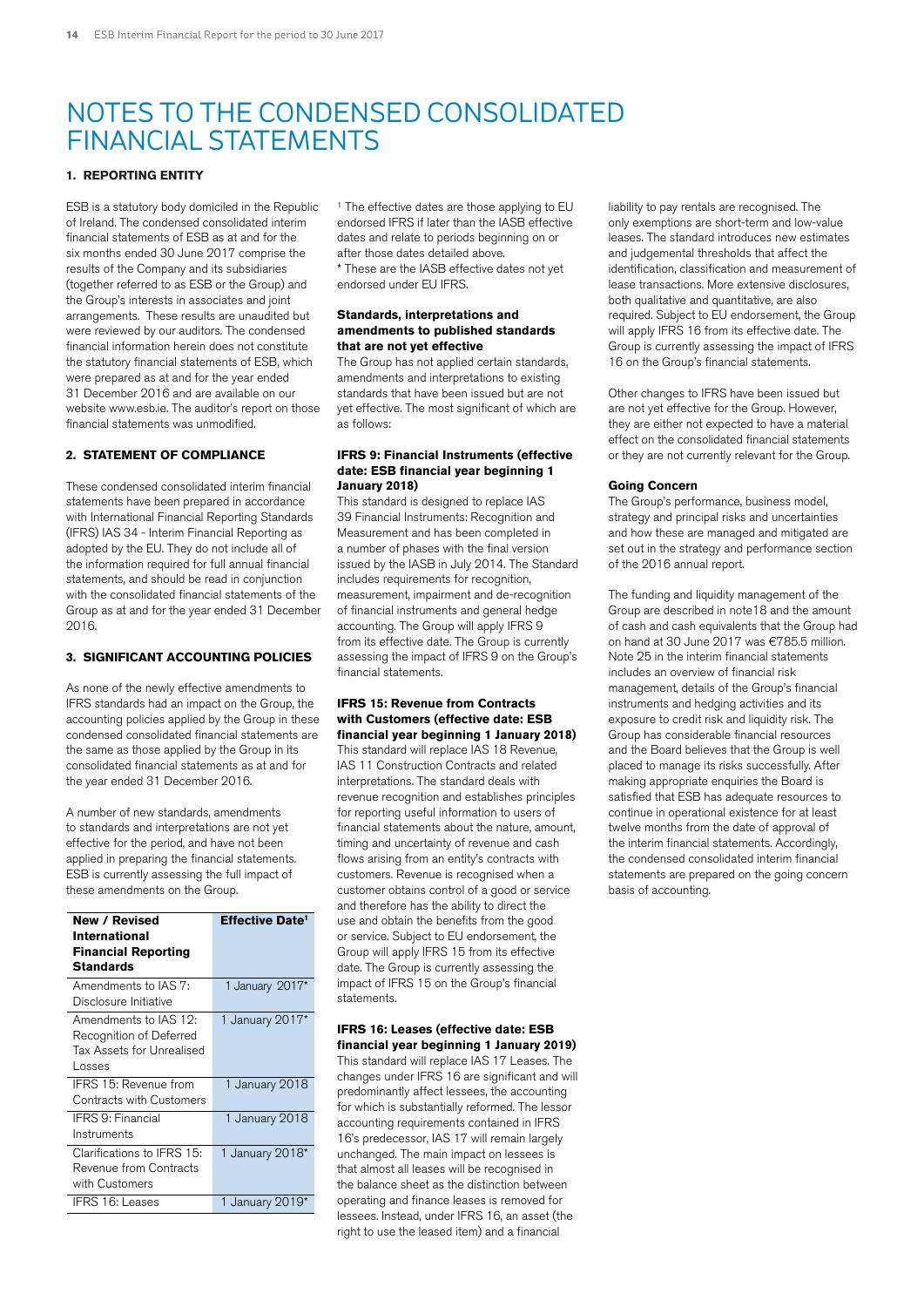# NOTES TO THE CONDENSED CONSOLIDATED FINANCIAL STATEMENTS

### 1. REPORTING ENTITY

ESB is a statutory body domiciled in the Republic of Ireland. The condensed consolidated interim financial statements of ESB as at and for the six months ended 30 June 2017 comprise the results of the Company and its subsidiaries (together referred to as ESB or the Group) and the Group's interests in associates and joint arrangements. These results are unaudited but were reviewed by our auditors. The condensed financial information herein does not constitute the statutory financial statements of ESB, which were prepared as at and for the year ended 31 December 2016 and are available on our website www.esb.ie. The auditor's report on those financial statements was unmodified.

### 2. STATEMENT OF COMPLIANCE

These condensed consolidated interim financial statements have been prepared in accordance with International Financial Reporting Standards (IFRS) IAS 34 - Interim Financial Reporting as adopted by the EU. They do not include all of the information required for full annual financial statements, and should be read in conjunction with the consolidated financial statements of the Group as at and for the year ended 31 December 2016.

### 3. SIGNIFICANT ACCOUNTING POLICIES

As none of the newly effective amendments to IFRS standards had an impact on the Group, the accounting policies applied by the Group in these condensed consolidated financial statements are the same as those applied by the Group in its consolidated financial statements as at and for the year ended 31 December 2016.

A number of new standards, amendments to standards and interpretations are not yet effective for the period, and have not been applied in preparing the financial statements. ESB is currently assessing the full impact of these amendments on the Group.

| New / Revised International Financial Reporting Standards | Effective Date[1] |
|---|---|
| Amendments to IAS 7: Disclosure Initiative | 1 January 2017* |
| Amendments to IAS 12: Recognition of Deferred Tax Assets for Unrealised Losses | 1 January 2017* |
| IFRS 15: Revenue from Contracts with Customers | 1 January 2018 |
| IFRS 9: Financial Instruments | 1 January 2018 |
| Clarifications to IFRS 15: Revenue from Contracts with Customers | 1 January 2018* |
| IFRS 16: Leases | 1 January 2019* |

[1] The effective dates are those applying to EU endorsed IFRS if later than the IASB effective dates and relate to periods beginning on or after those dates detailed above.
* These are the IASB effective dates not yet endorsed under EU IFRS.

**Standards, interpretations and amendments to published standards that are not yet effective**

The Group has not applied certain standards, amendments and interpretations to existing standards that have been issued but are not yet effective. The most significant of which are as follows:

**IFRS 9: Financial Instruments (effective date: ESB financial year beginning 1 January 2018)**

This standard is designed to replace IAS 39 Financial Instruments: Recognition and Measurement and has been completed in a number of phases with the final version issued by the IASB in July 2014. The Standard includes requirements for recognition, measurement, impairment and de-recognition of financial instruments and general hedge accounting. The Group will apply IFRS 9 from its effective date. The Group is currently assessing the impact of IFRS 9 on the Group's financial statements.

**IFRS 15: Revenue from Contracts with Customers (effective date: ESB financial year beginning 1 January 2018)**

This standard will replace IAS 18 Revenue, IAS 11 Construction Contracts and related interpretations. The standard deals with revenue recognition and establishes principles for reporting useful information to users of financial statements about the nature, amount, timing and uncertainty of revenue and cash flows arising from an entity's contracts with customers. Revenue is recognised when a customer obtains control of a good or service and therefore has the ability to direct the use and obtain the benefits from the good or service. Subject to EU endorsement, the Group will apply IFRS 15 from its effective date. The Group is currently assessing the impact of IFRS 15 on the Group's financial statements.

**IFRS 16: Leases (effective date: ESB financial year beginning 1 January 2019)**

This standard will replace IAS 17 Leases. The changes under IFRS 16 are significant and will predominantly affect lessees, the accounting for which is substantially reformed. The lessor accounting requirements contained in IFRS 16's predecessor, IAS 17 will remain largely unchanged. The main impact on lessees is that almost all leases will be recognised in the balance sheet as the distinction between operating and finance leases is removed for lessees. Instead, under IFRS 16, an asset (the right to use the leased item) and a financial liability to pay rentals are recognised. The only exemptions are short-term and low-value leases. The standard introduces new estimates and judgemental thresholds that affect the identification, classification and measurement of lease transactions. More extensive disclosures, both qualitative and quantitative, are also required. Subject to EU endorsement, the Group will apply IFRS 16 from its effective date. The Group is currently assessing the impact of IFRS 16 on the Group's financial statements.

Other changes to IFRS have been issued but are not yet effective for the Group. However, they are either not expected to have a material effect on the consolidated financial statements or they are not currently relevant for the Group.

**Going Concern**

The Group's performance, business model, strategy and principal risks and uncertainties and how these are managed and mitigated are set out in the strategy and performance section of the 2016 annual report.

The funding and liquidity management of the Group are described in note18 and the amount of cash and cash equivalents that the Group had on hand at 30 June 2017 was €785.5 million. Note 25 in the interim financial statements includes an overview of financial risk management, details of the Group's financial instruments and hedging activities and its exposure to credit risk and liquidity risk. The Group has considerable financial resources and the Board believes that the Group is well placed to manage its risks successfully. After making appropriate enquiries the Board is satisfied that ESB has adequate resources to continue in operational existence for at least twelve months from the date of approval of the interim financial statements. Accordingly, the condensed consolidated interim financial statements are prepared on the going concern basis of accounting.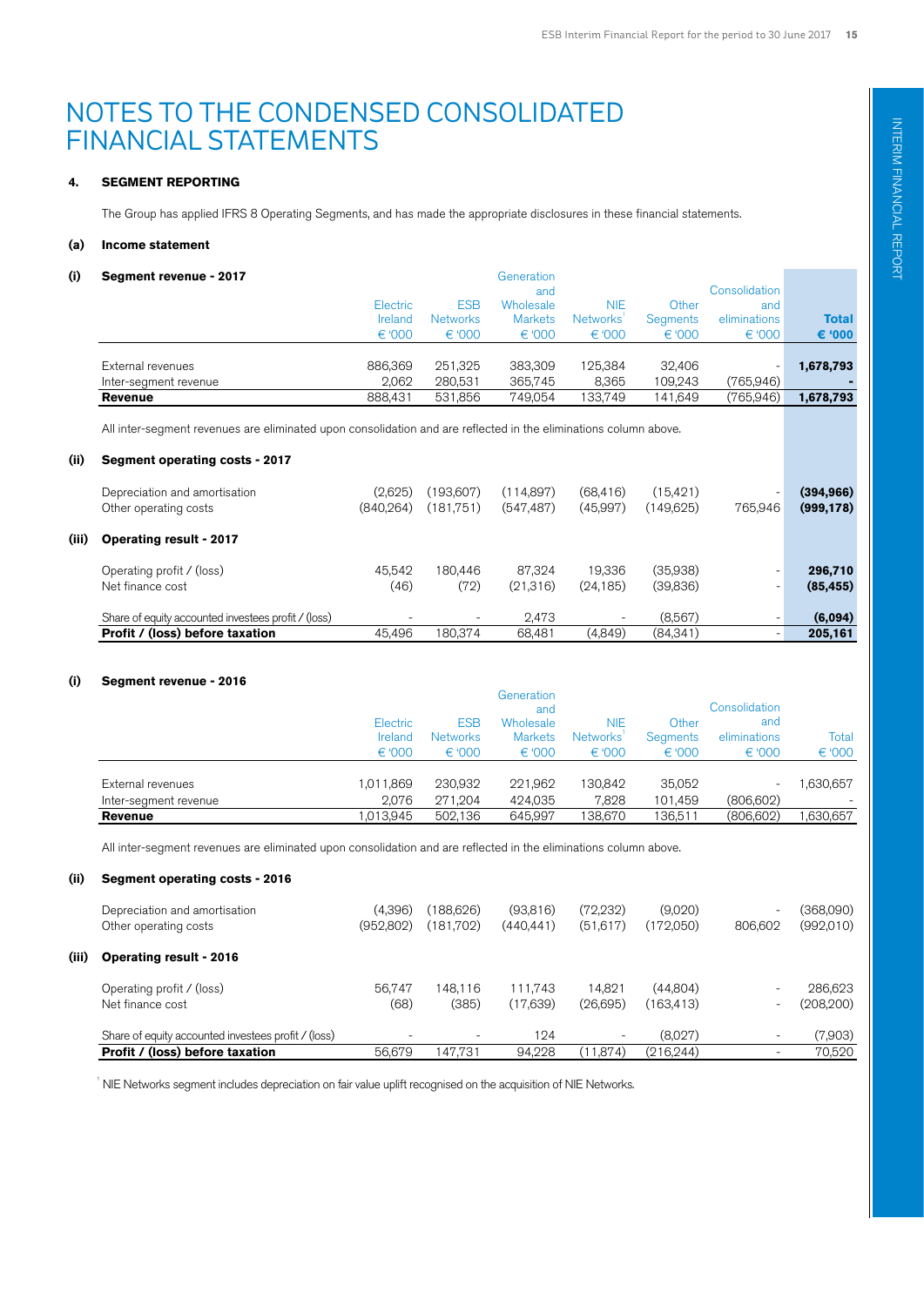# NOTES TO THE CONDENSED CONSOLIDATED FINANCIAL STATEMENTS

## 4. SEGMENT REPORTING

The Group has applied IFRS 8 Operating Segments, and has made the appropriate disclosures in these financial statements.

### (a) Income statement

**(i) Segment revenue - 2017**

| | Electric Ireland € '000 | ESB Networks € '000 | Generation and Wholesale Markets € '000 | NIE Networks[1] € '000 | Other Segments € '000 | Consolidation and eliminations € '000 | **Total € '000** |
|---|---|---|---|---|---|---|---|
| External revenues | 886,369 | 251,325 | 383,309 | 125,384 | 32,406 | - | **1,678,793** |
| Inter-segment revenue | 2,062 | 280,531 | 365,745 | 8,365 | 109,243 | (765,946) | **-** |
| **Revenue** | 888,431 | 531,856 | 749,054 | 133,749 | 141,649 | (765,946) | **1,678,793** |

All inter-segment revenues are eliminated upon consolidation and are reflected in the eliminations column above.

**(ii) Segment operating costs - 2017**

| | Electric Ireland € '000 | ESB Networks € '000 | Generation and Wholesale Markets € '000 | NIE Networks[1] € '000 | Other Segments € '000 | Consolidation and eliminations € '000 | **Total € '000** |
|---|---|---|---|---|---|---|---|
| Depreciation and amortisation | (2,625) | (193,607) | (114,897) | (68,416) | (15,421) | - | **(394,966)** |
| Other operating costs | (840,264) | (181,751) | (547,487) | (45,997) | (149,625) | 765,946 | **(999,178)** |

**(iii) Operating result - 2017**

| | Electric Ireland € '000 | ESB Networks € '000 | Generation and Wholesale Markets € '000 | NIE Networks[1] € '000 | Other Segments € '000 | Consolidation and eliminations € '000 | **Total € '000** |
|---|---|---|---|---|---|---|---|
| Operating profit / (loss) | 45,542 | 180,446 | 87,324 | 19,336 | (35,938) | - | **296,710** |
| Net finance cost | (46) | (72) | (21,316) | (24,185) | (39,836) | - | **(85,455)** |
| Share of equity accounted investees profit / (loss) | - | - | 2,473 | - | (8,567) | - | **(6,094)** |
| **Profit / (loss) before taxation** | 45,496 | 180,374 | 68,481 | (4,849) | (84,341) | - | **205,161** |

**(i) Segment revenue - 2016**

| | Electric Ireland € '000 | ESB Networks € '000 | Generation and Wholesale Markets € '000 | NIE Networks[1] € '000 | Other Segments € '000 | Consolidation and eliminations € '000 | Total € '000 |
|---|---|---|---|---|---|---|---|
| External revenues | 1,011,869 | 230,932 | 221,962 | 130,842 | 35,052 | - | 1,630,657 |
| Inter-segment revenue | 2,076 | 271,204 | 424,035 | 7,828 | 101,459 | (806,602) | - |
| **Revenue** | 1,013,945 | 502,136 | 645,997 | 138,670 | 136,511 | (806,602) | 1,630,657 |

All inter-segment revenues are eliminated upon consolidation and are reflected in the eliminations column above.

**(ii) Segment operating costs - 2016**

| | Electric Ireland € '000 | ESB Networks € '000 | Generation and Wholesale Markets € '000 | NIE Networks[1] € '000 | Other Segments € '000 | Consolidation and eliminations € '000 | Total € '000 |
|---|---|---|---|---|---|---|---|
| Depreciation and amortisation | (4,396) | (188,626) | (93,816) | (72,232) | (9,020) | - | (368,090) |
| Other operating costs | (952,802) | (181,702) | (440,441) | (51,617) | (172,050) | 806,602 | (992,010) |

**(iii) Operating result - 2016**

| | Electric Ireland € '000 | ESB Networks € '000 | Generation and Wholesale Markets € '000 | NIE Networks[1] € '000 | Other Segments € '000 | Consolidation and eliminations € '000 | Total € '000 |
|---|---|---|---|---|---|---|---|
| Operating profit / (loss) | 56,747 | 148,116 | 111,743 | 14,821 | (44,804) | - | 286,623 |
| Net finance cost | (68) | (385) | (17,639) | (26,695) | (163,413) | - | (208,200) |
| Share of equity accounted investees profit / (loss) | - | - | 124 | - | (8,027) | - | (7,903) |
| **Profit / (loss) before taxation** | 56,679 | 147,731 | 94,228 | (11,874) | (216,244) | - | 70,520 |

[1] NIE Networks segment includes depreciation on fair value uplift recognised on the acquisition of NIE Networks.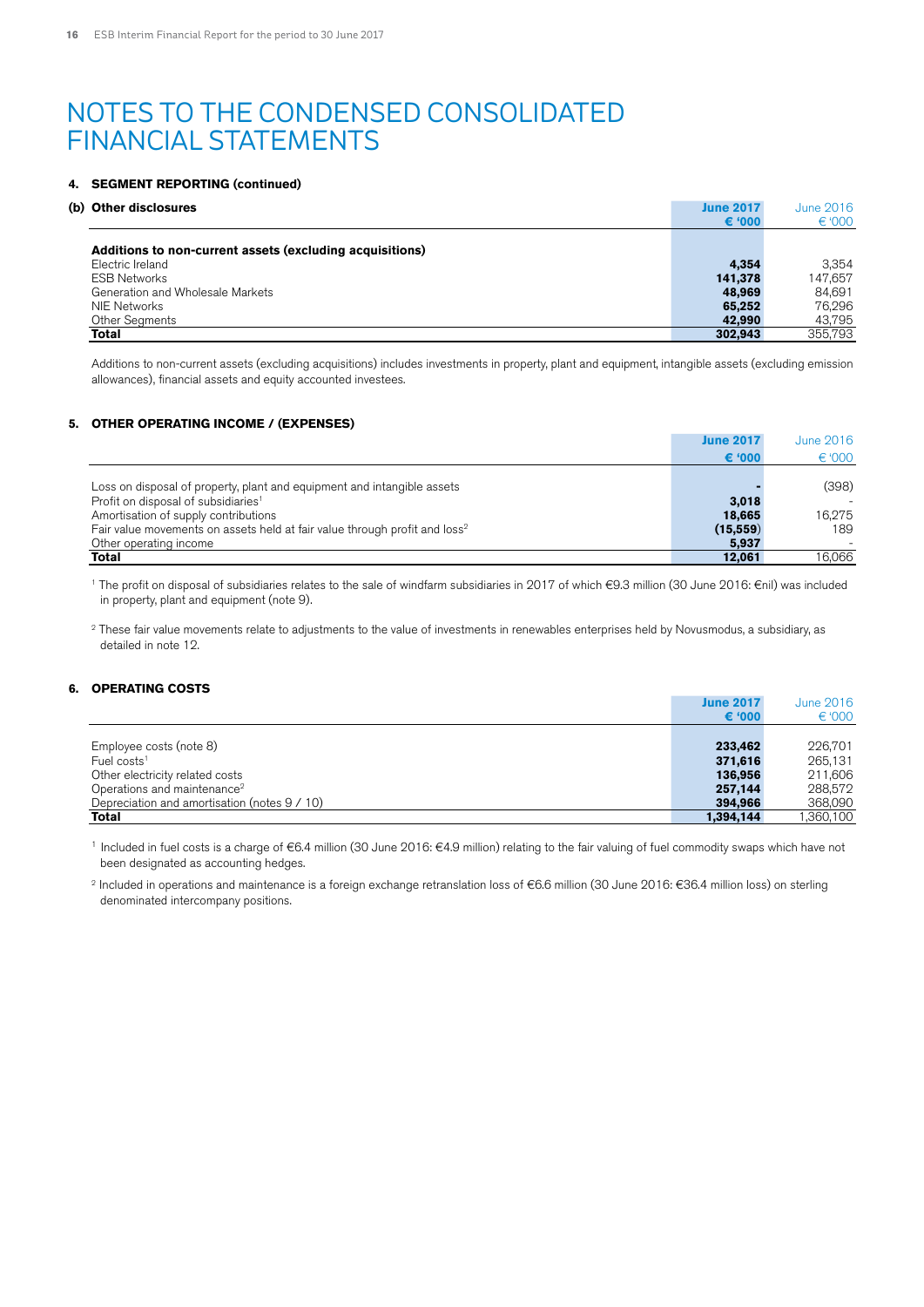# NOTES TO THE CONDENSED CONSOLIDATED FINANCIAL STATEMENTS

### 4. SEGMENT REPORTING (continued)

| (b) Other disclosures | June 2017 € '000 | June 2016 € '000 |
|---|---|---|
| **Additions to non-current assets (excluding acquisitions)** | | |
| Electric Ireland | **4,354** | 3,354 |
| ESB Networks | **141,378** | 147,657 |
| Generation and Wholesale Markets | **48,969** | 84,691 |
| NIE Networks | **65,252** | 76,296 |
| Other Segments | **42,990** | 43,795 |
| **Total** | **302,943** | 355,793 |

Additions to non-current assets (excluding acquisitions) includes investments in property, plant and equipment, intangible assets (excluding emission allowances), financial assets and equity accounted investees.

### 5. OTHER OPERATING INCOME / (EXPENSES)

| | June 2017 € '000 | June 2016 € '000 |
|---|---|---|
| Loss on disposal of property, plant and equipment and intangible assets | **-** | (398) |
| Profit on disposal of subsidiaries[1] | **3,018** | - |
| Amortisation of supply contributions | **18,665** | 16,275 |
| Fair value movements on assets held at fair value through profit and loss[2] | **(15,559)** | 189 |
| Other operating income | **5,937** | - |
| **Total** | **12,061** | 16,066 |

[1] The profit on disposal of subsidiaries relates to the sale of windfarm subsidiaries in 2017 of which €9.3 million (30 June 2016: €nil) was included in property, plant and equipment (note 9).

[2] These fair value movements relate to adjustments to the value of investments in renewables enterprises held by Novusmodus, a subsidiary, as detailed in note 12.

### 6. OPERATING COSTS

| | June 2017 € '000 | June 2016 € '000 |
|---|---|---|
| Employee costs (note 8) | **233,462** | 226,701 |
| Fuel costs[1] | **371,616** | 265,131 |
| Other electricity related costs | **136,956** | 211,606 |
| Operations and maintenance[2] | **257,144** | 288,572 |
| Depreciation and amortisation (notes 9 / 10) | **394,966** | 368,090 |
| **Total** | **1,394,144** | 1,360,100 |

[1] Included in fuel costs is a charge of €6.4 million (30 June 2016: €4.9 million) relating to the fair valuing of fuel commodity swaps which have not been designated as accounting hedges.

[2] Included in operations and maintenance is a foreign exchange retranslation loss of €6.6 million (30 June 2016: €36.4 million loss) on sterling denominated intercompany positions.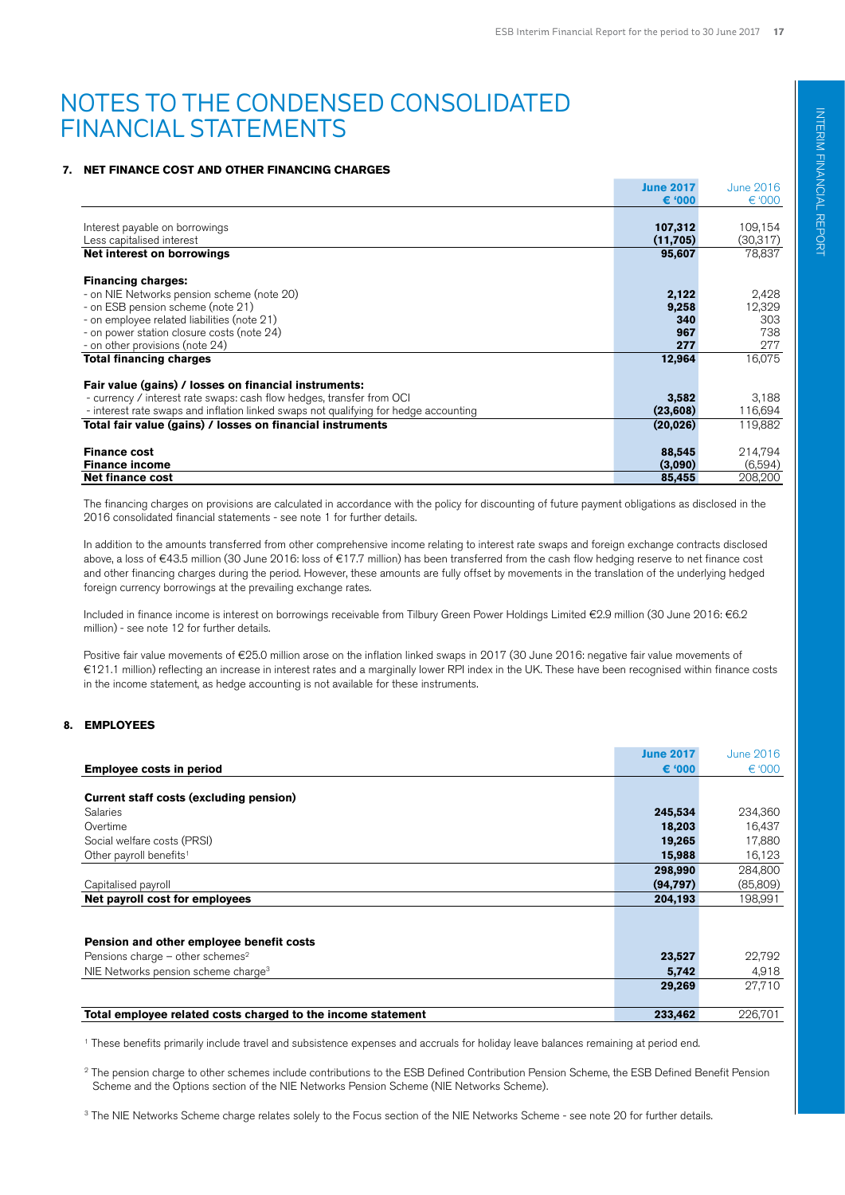# NOTES TO THE CONDENSED CONSOLIDATED FINANCIAL STATEMENTS

## 7. NET FINANCE COST AND OTHER FINANCING CHARGES

| | June 2017 € '000 | June 2016 € '000 |
|---|---|---|
| Interest payable on borrowings | **107,312** | 109,154 |
| Less capitalised interest | **(11,705)** | (30,317) |
| **Net interest on borrowings** | **95,607** | 78,837 |
| **Financing charges:** | | |
| - on NIE Networks pension scheme (note 20) | **2,122** | 2,428 |
| - on ESB pension scheme (note 21) | **9,258** | 12,329 |
| - on employee related liabilities (note 21) | **340** | 303 |
| - on power station closure costs (note 24) | **967** | 738 |
| - on other provisions (note 24) | **277** | 277 |
| **Total financing charges** | **12,964** | 16,075 |
| **Fair value (gains) / losses on financial instruments:** | | |
| - currency / interest rate swaps: cash flow hedges, transfer from OCI | **3,582** | 3,188 |
| - interest rate swaps and inflation linked swaps not qualifying for hedge accounting | **(23,608)** | 116,694 |
| **Total fair value (gains) / losses on financial instruments** | **(20,026)** | 119,882 |
| **Finance cost** | **88,545** | 214,794 |
| **Finance income** | **(3,090)** | (6,594) |
| **Net finance cost** | **85,455** | 208,200 |

The financing charges on provisions are calculated in accordance with the policy for discounting of future payment obligations as disclosed in the 2016 consolidated financial statements - see note 1 for further details.

In addition to the amounts transferred from other comprehensive income relating to interest rate swaps and foreign exchange contracts disclosed above, a loss of €43.5 million (30 June 2016: loss of €17.7 million) has been transferred from the cash flow hedging reserve to net finance cost and other financing charges during the period. However, these amounts are fully offset by movements in the translation of the underlying hedged foreign currency borrowings at the prevailing exchange rates.

Included in finance income is interest on borrowings receivable from Tilbury Green Power Holdings Limited €2.9 million (30 June 2016: €6.2 million) - see note 12 for further details.

Positive fair value movements of €25.0 million arose on the inflation linked swaps in 2017 (30 June 2016: negative fair value movements of €121.1 million) reflecting an increase in interest rates and a marginally lower RPI index in the UK. These have been recognised within finance costs in the income statement, as hedge accounting is not available for these instruments.

## 8. EMPLOYEES

| Employee costs in period | June 2017 € '000 | June 2016 € '000 |
|---|---|---|
| **Current staff costs (excluding pension)** | | |
| Salaries | **245,534** | 234,360 |
| Overtime | **18,203** | 16,437 |
| Social welfare costs (PRSI) | **19,265** | 17,880 |
| Other payroll benefits[1] | **15,988** | 16,123 |
| | **298,990** | 284,800 |
| Capitalised payroll | **(94,797)** | (85,809) |
| **Net payroll cost for employees** | **204,193** | 198,991 |
| **Pension and other employee benefit costs** | | |
| Pensions charge – other schemes[2] | **23,527** | 22,792 |
| NIE Networks pension scheme charge[3] | **5,742** | 4,918 |
| | **29,269** | 27,710 |
| **Total employee related costs charged to the income statement** | **233,462** | 226,701 |

[1] These benefits primarily include travel and subsistence expenses and accruals for holiday leave balances remaining at period end.

[2] The pension charge to other schemes include contributions to the ESB Defined Contribution Pension Scheme, the ESB Defined Benefit Pension Scheme and the Options section of the NIE Networks Pension Scheme (NIE Networks Scheme).

[3] The NIE Networks Scheme charge relates solely to the Focus section of the NIE Networks Scheme - see note 20 for further details.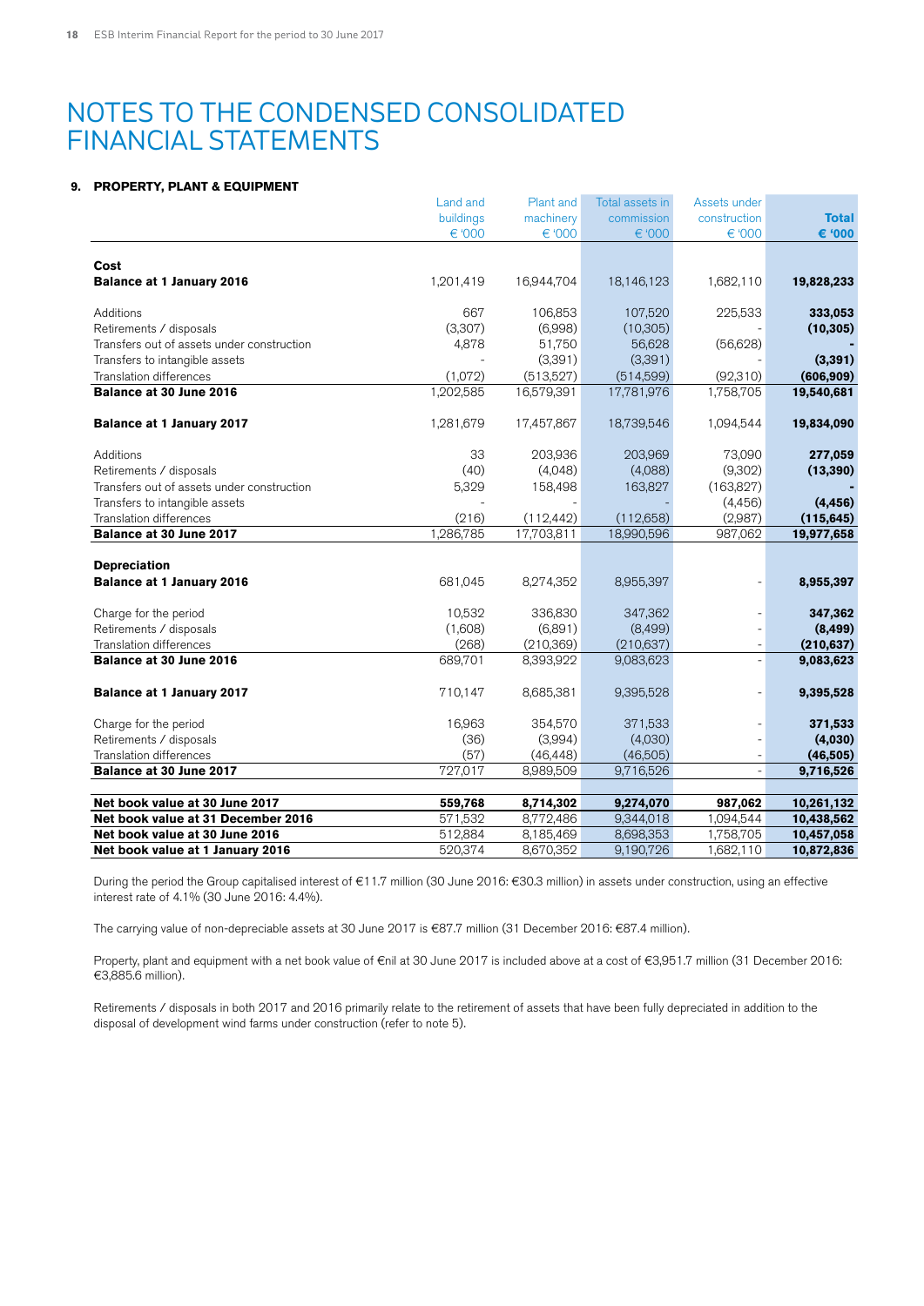# NOTES TO THE CONDENSED CONSOLIDATED FINANCIAL STATEMENTS

## 9. PROPERTY, PLANT & EQUIPMENT

| | Land and buildings € '000 | Plant and machinery € '000 | Total assets in commission € '000 | Assets under construction € '000 | **Total € '000** |
|---|---|---|---|---|---|
| **Cost** | | | | | |
| **Balance at 1 January 2016** | 1,201,419 | 16,944,704 | 18,146,123 | 1,682,110 | **19,828,233** |
| Additions | 667 | 106,853 | 107,520 | 225,533 | **333,053** |
| Retirements / disposals | (3,307) | (6,998) | (10,305) | - | **(10,305)** |
| Transfers out of assets under construction | 4,878 | 51,750 | 56,628 | (56,628) | **-** |
| Transfers to intangible assets | - | (3,391) | (3,391) | - | **(3,391)** |
| Translation differences | (1,072) | (513,527) | (514,599) | (92,310) | **(606,909)** |
| **Balance at 30 June 2016** | 1,202,585 | 16,579,391 | 17,781,976 | 1,758,705 | **19,540,681** |
| **Balance at 1 January 2017** | 1,281,679 | 17,457,867 | 18,739,546 | 1,094,544 | **19,834,090** |
| Additions | 33 | 203,936 | 203,969 | 73,090 | **277,059** |
| Retirements / disposals | (40) | (4,048) | (4,088) | (9,302) | **(13,390)** |
| Transfers out of assets under construction | 5,329 | 158,498 | 163,827 | (163,827) | **-** |
| Transfers to intangible assets | - | - | - | (4,456) | **(4,456)** |
| Translation differences | (216) | (112,442) | (112,658) | (2,987) | **(115,645)** |
| **Balance at 30 June 2017** | 1,286,785 | 17,703,811 | 18,990,596 | 987,062 | **19,977,658** |
| **Depreciation** | | | | | |
| **Balance at 1 January 2016** | 681,045 | 8,274,352 | 8,955,397 | - | **8,955,397** |
| Charge for the period | 10,532 | 336,830 | 347,362 | - | **347,362** |
| Retirements / disposals | (1,608) | (6,891) | (8,499) | - | **(8,499)** |
| Translation differences | (268) | (210,369) | (210,637) | - | **(210,637)** |
| **Balance at 30 June 2016** | 689,701 | 8,393,922 | 9,083,623 | - | **9,083,623** |
| **Balance at 1 January 2017** | 710,147 | 8,685,381 | 9,395,528 | - | **9,395,528** |
| Charge for the period | 16,963 | 354,570 | 371,533 | - | **371,533** |
| Retirements / disposals | (36) | (3,994) | (4,030) | - | **(4,030)** |
| Translation differences | (57) | (46,448) | (46,505) | - | **(46,505)** |
| **Balance at 30 June 2017** | 727,017 | 8,989,509 | 9,716,526 | - | **9,716,526** |
| **Net book value at 30 June 2017** | **559,768** | **8,714,302** | **9,274,070** | **987,062** | **10,261,132** |
| **Net book value at 31 December 2016** | 571,532 | 8,772,486 | 9,344,018 | 1,094,544 | **10,438,562** |
| **Net book value at 30 June 2016** | 512,884 | 8,185,469 | 8,698,353 | 1,758,705 | **10,457,058** |
| **Net book value at 1 January 2016** | 520,374 | 8,670,352 | 9,190,726 | 1,682,110 | **10,872,836** |

During the period the Group capitalised interest of €11.7 million (30 June 2016: €30.3 million) in assets under construction, using an effective interest rate of 4.1% (30 June 2016: 4.4%).

The carrying value of non-depreciable assets at 30 June 2017 is €87.7 million (31 December 2016: €87.4 million).

Property, plant and equipment with a net book value of €nil at 30 June 2017 is included above at a cost of €3,951.7 million (31 December 2016: €3,885.6 million).

Retirements / disposals in both 2017 and 2016 primarily relate to the retirement of assets that have been fully depreciated in addition to the disposal of development wind farms under construction (refer to note 5).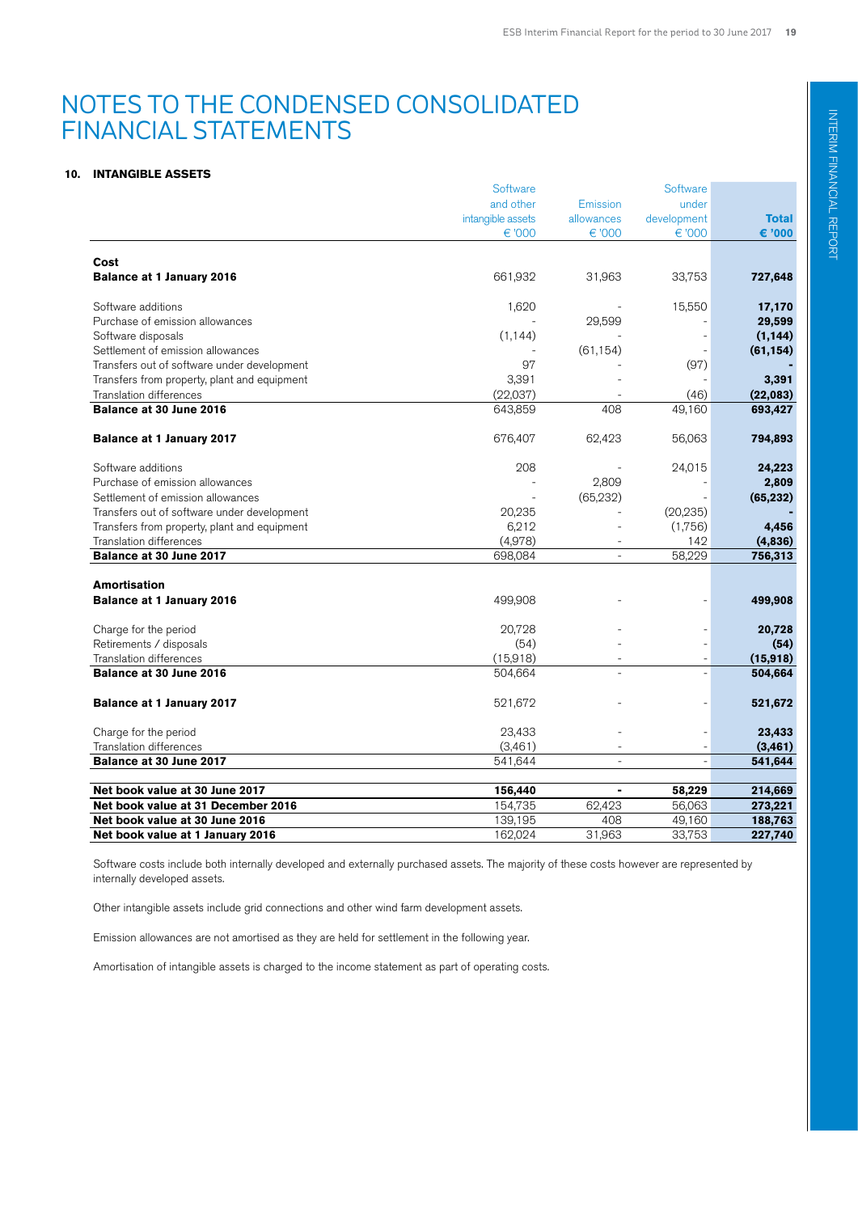# NOTES TO THE CONDENSED CONSOLIDATED FINANCIAL STATEMENTS

### 10. INTANGIBLE ASSETS

| | Software and other intangible assets € '000 | Emission allowances € '000 | Software under development € '000 | **Total € '000** |
|---|---|---|---|---|
| **Cost** | | | | |
| **Balance at 1 January 2016** | 661,932 | 31,963 | 33,753 | **727,648** |
| Software additions | 1,620 | - | 15,550 | **17,170** |
| Purchase of emission allowances | - | 29,599 | - | **29,599** |
| Software disposals | (1,144) | - | - | **(1,144)** |
| Settlement of emission allowances | - | (61,154) | - | **(61,154)** |
| Transfers out of software under development | 97 | - | (97) | **-** |
| Transfers from property, plant and equipment | 3,391 | - | - | **3,391** |
| Translation differences | (22,037) | - | (46) | **(22,083)** |
| **Balance at 30 June 2016** | 643,859 | 408 | 49,160 | **693,427** |
| **Balance at 1 January 2017** | 676,407 | 62,423 | 56,063 | **794,893** |
| Software additions | 208 | - | 24,015 | **24,223** |
| Purchase of emission allowances | - | 2,809 | - | **2,809** |
| Settlement of emission allowances | - | (65,232) | - | **(65,232)** |
| Transfers out of software under development | 20,235 | - | (20,235) | **-** |
| Transfers from property, plant and equipment | 6,212 | - | (1,756) | **4,456** |
| Translation differences | (4,978) | - | 142 | **(4,836)** |
| **Balance at 30 June 2017** | 698,084 | - | 58,229 | **756,313** |
| **Amortisation** | | | | |
| **Balance at 1 January 2016** | 499,908 | - | - | **499,908** |
| Charge for the period | 20,728 | - | - | **20,728** |
| Retirements / disposals | (54) | - | - | **(54)** |
| Translation differences | (15,918) | - | - | **(15,918)** |
| **Balance at 30 June 2016** | 504,664 | - | - | **504,664** |
| **Balance at 1 January 2017** | 521,672 | - | - | **521,672** |
| Charge for the period | 23,433 | - | - | **23,433** |
| Translation differences | (3,461) | - | - | **(3,461)** |
| **Balance at 30 June 2017** | 541,644 | - | - | **541,644** |
| **Net book value at 30 June 2017** | **156,440** | **-** | **58,229** | **214,669** |
| **Net book value at 31 December 2016** | 154,735 | 62,423 | 56,063 | **273,221** |
| **Net book value at 30 June 2016** | 139,195 | 408 | 49,160 | **188,763** |
| **Net book value at 1 January 2016** | 162,024 | 31,963 | 33,753 | **227,740** |

Software costs include both internally developed and externally purchased assets. The majority of these costs however are represented by internally developed assets.

Other intangible assets include grid connections and other wind farm development assets.

Emission allowances are not amortised as they are held for settlement in the following year.

Amortisation of intangible assets is charged to the income statement as part of operating costs.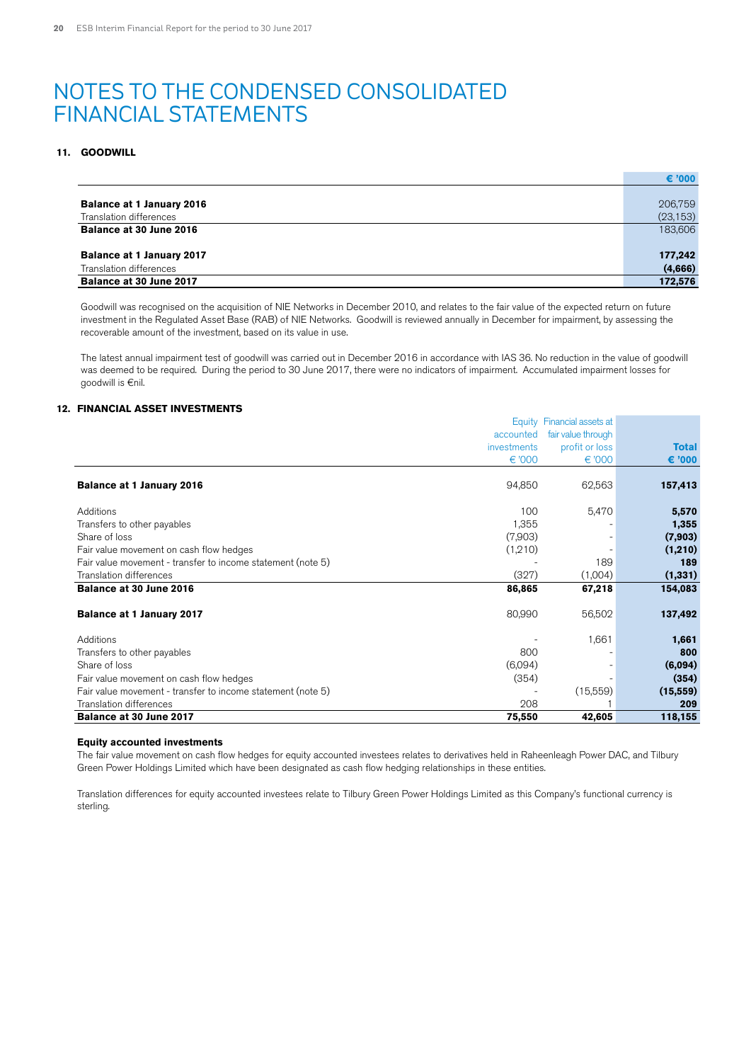# NOTES TO THE CONDENSED CONSOLIDATED FINANCIAL STATEMENTS

## 11. GOODWILL

| | € '000 |
|---|---|
| **Balance at 1 January 2016** | 206,759 |
| Translation differences | (23,153) |
| **Balance at 30 June 2016** | 183,606 |
| | |
| **Balance at 1 January 2017** | **177,242** |
| Translation differences | **(4,666)** |
| **Balance at 30 June 2017** | **172,576** |

Goodwill was recognised on the acquisition of NIE Networks in December 2010, and relates to the fair value of the expected return on future investment in the Regulated Asset Base (RAB) of NIE Networks. Goodwill is reviewed annually in December for impairment, by assessing the recoverable amount of the investment, based on its value in use.

The latest annual impairment test of goodwill was carried out in December 2016 in accordance with IAS 36. No reduction in the value of goodwill was deemed to be required. During the period to 30 June 2017, there were no indicators of impairment. Accumulated impairment losses for goodwill is €nil.

## 12. FINANCIAL ASSET INVESTMENTS

| | Equity accounted investments € '000 | Financial assets at fair value through profit or loss € '000 | **Total € '000** |
|---|---|---|---|
| **Balance at 1 January 2016** | 94,850 | 62,563 | **157,413** |
| | | | |
| Additions | 100 | 5,470 | **5,570** |
| Transfers to other payables | 1,355 | - | **1,355** |
| Share of loss | (7,903) | - | **(7,903)** |
| Fair value movement on cash flow hedges | (1,210) | - | **(1,210)** |
| Fair value movement - transfer to income statement (note 5) | - | 189 | **189** |
| Translation differences | (327) | (1,004) | **(1,331)** |
| **Balance at 30 June 2016** | **86,865** | **67,218** | **154,083** |
| | | | |
| **Balance at 1 January 2017** | 80,990 | 56,502 | **137,492** |
| | | | |
| Additions | - | 1,661 | **1,661** |
| Transfers to other payables | 800 | - | **800** |
| Share of loss | (6,094) | - | **(6,094)** |
| Fair value movement on cash flow hedges | (354) | - | **(354)** |
| Fair value movement - transfer to income statement (note 5) | - | (15,559) | **(15,559)** |
| Translation differences | 208 | 1 | **209** |
| **Balance at 30 June 2017** | **75,550** | **42,605** | **118,155** |

**Equity accounted investments**

The fair value movement on cash flow hedges for equity accounted investees relates to derivatives held in Raheenleagh Power DAC, and Tilbury Green Power Holdings Limited which have been designated as cash flow hedging relationships in these entities.

Translation differences for equity accounted investees relate to Tilbury Green Power Holdings Limited as this Company's functional currency is sterling.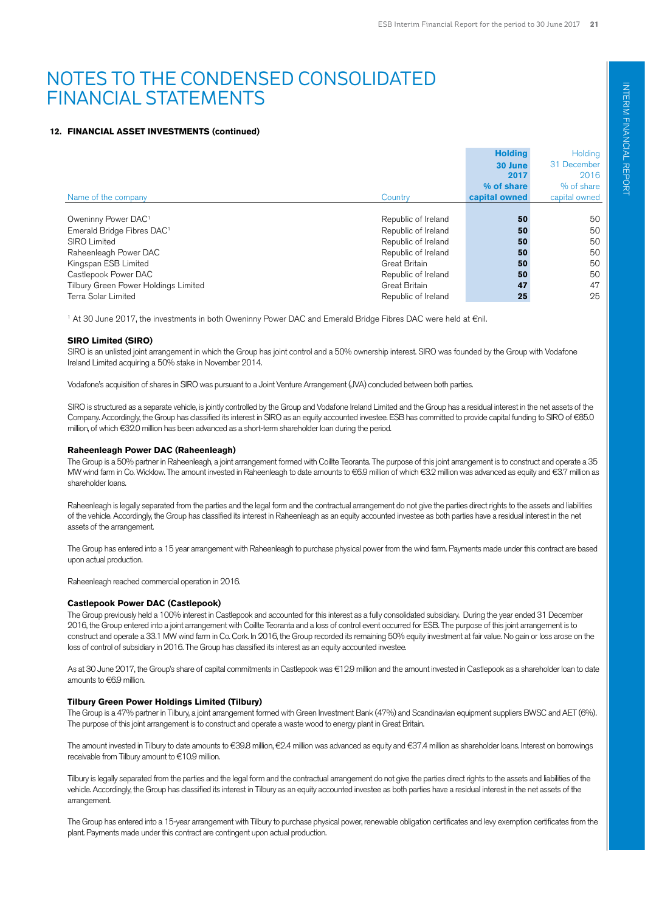# NOTES TO THE CONDENSED CONSOLIDATED FINANCIAL STATEMENTS

### 12. FINANCIAL ASSET INVESTMENTS (continued)

| Name of the company | Country | **Holding 30 June 2017 % of share capital owned** | Holding 31 December 2016 % of share capital owned |
|---|---|---|---|
| Oweninny Power DAC[1] | Republic of Ireland | **50** | 50 |
| Emerald Bridge Fibres DAC[1] | Republic of Ireland | **50** | 50 |
| SIRO Limited | Republic of Ireland | **50** | 50 |
| Raheenleagh Power DAC | Republic of Ireland | **50** | 50 |
| Kingspan ESB Limited | Great Britain | **50** | 50 |
| Castlepook Power DAC | Republic of Ireland | **50** | 50 |
| Tilbury Green Power Holdings Limited | Great Britain | **47** | 47 |
| Terra Solar Limited | Republic of Ireland | **25** | 25 |

[1] At 30 June 2017, the investments in both Oweninny Power DAC and Emerald Bridge Fibres DAC were held at €nil.

**SIRO Limited (SIRO)**

SIRO is an unlisted joint arrangement in which the Group has joint control and a 50% ownership interest. SIRO was founded by the Group with Vodafone Ireland Limited acquiring a 50% stake in November 2014.

Vodafone's acquisition of shares in SIRO was pursuant to a Joint Venture Arrangement (JVA) concluded between both parties.

SIRO is structured as a separate vehicle, is jointly controlled by the Group and Vodafone Ireland Limited and the Group has a residual interest in the net assets of the Company. Accordingly, the Group has classified its interest in SIRO as an equity accounted investee. ESB has committed to provide capital funding to SIRO of €85.0 million, of which €32.0 million has been advanced as a short-term shareholder loan during the period.

**Raheenleagh Power DAC (Raheenleagh)**

The Group is a 50% partner in Raheenleagh, a joint arrangement formed with Coillte Teoranta. The purpose of this joint arrangement is to construct and operate a 35 MW wind farm in Co. Wicklow. The amount invested in Raheenleagh to date amounts to €6.9 million of which €3.2 million was advanced as equity and €3.7 million as shareholder loans.

Raheenleagh is legally separated from the parties and the legal form and the contractual arrangement do not give the parties direct rights to the assets and liabilities of the vehicle. Accordingly, the Group has classified its interest in Raheenleagh as an equity accounted investee as both parties have a residual interest in the net assets of the arrangement.

The Group has entered into a 15 year arrangement with Raheenleagh to purchase physical power from the wind farm. Payments made under this contract are based upon actual production.

Raheenleagh reached commercial operation in 2016.

**Castlepook Power DAC (Castlepook)**

The Group previously held a 100% interest in Castlepook and accounted for this interest as a fully consolidated subsidiary. During the year ended 31 December 2016, the Group entered into a joint arrangement with Coillte Teoranta and a loss of control event occurred for ESB. The purpose of this joint arrangement is to construct and operate a 33.1 MW wind farm in Co. Cork. In 2016, the Group recorded its remaining 50% equity investment at fair value. No gain or loss arose on the loss of control of subsidiary in 2016. The Group has classified its interest as an equity accounted investee.

As at 30 June 2017, the Group's share of capital commitments in Castlepook was €12.9 million and the amount invested in Castlepook as a shareholder loan to date amounts to €6.9 million.

**Tilbury Green Power Holdings Limited (Tilbury)**

The Group is a 47% partner in Tilbury, a joint arrangement formed with Green Investment Bank (47%) and Scandinavian equipment suppliers BWSC and AET (6%). The purpose of this joint arrangement is to construct and operate a waste wood to energy plant in Great Britain.

The amount invested in Tilbury to date amounts to €39.8 million, €2.4 million was advanced as equity and €37.4 million as shareholder loans. Interest on borrowings receivable from Tilbury amount to €10.9 million.

Tilbury is legally separated from the parties and the legal form and the contractual arrangement do not give the parties direct rights to the assets and liabilities of the vehicle. Accordingly, the Group has classified its interest in Tilbury as an equity accounted investee as both parties have a residual interest in the net assets of the arrangement.

The Group has entered into a 15-year arrangement with Tilbury to purchase physical power, renewable obligation certificates and levy exemption certificates from the plant. Payments made under this contract are contingent upon actual production.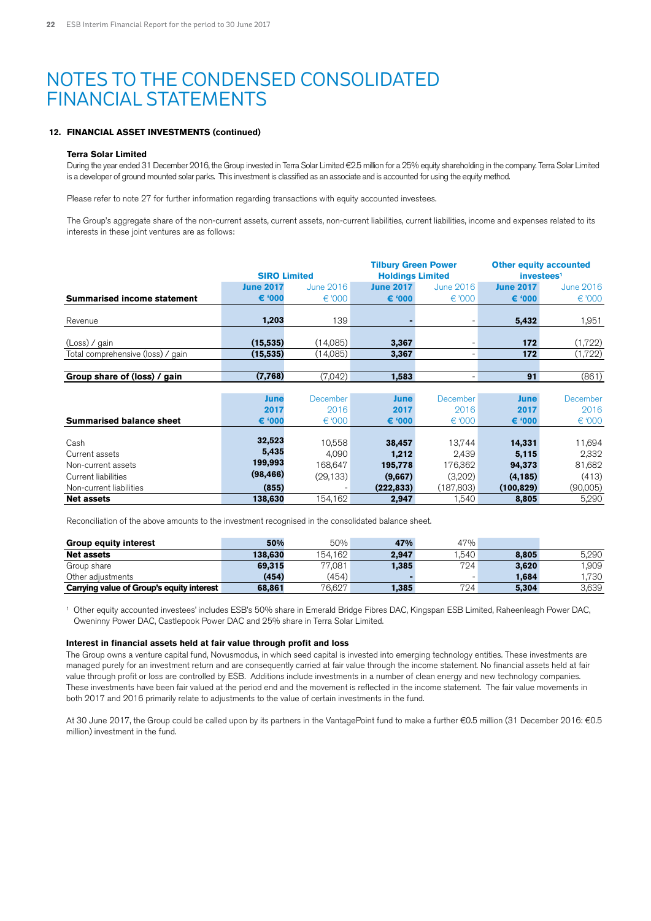# NOTES TO THE CONDENSED CONSOLIDATED FINANCIAL STATEMENTS

### 12. FINANCIAL ASSET INVESTMENTS (continued)

**Terra Solar Limited**

During the year ended 31 December 2016, the Group invested in Terra Solar Limited €2.5 million for a 25% equity shareholding in the company. Terra Solar Limited is a developer of ground mounted solar parks. This investment is classified as an associate and is accounted for using the equity method.

Please refer to note 27 for further information regarding transactions with equity accounted investees.

The Group's aggregate share of the non-current assets, current assets, non-current liabilities, current liabilities, income and expenses related to its interests in these joint ventures are as follows:

| | SIRO Limited | | Tilbury Green Power Holdings Limited | | Other equity accounted investees[1] | |
|---|---|---|---|---|---|---|
| | June 2017 | June 2016 | June 2017 | June 2016 | June 2017 | June 2016 |
| **Summarised income statement** | **€ '000** | € '000 | **€ '000** | € '000 | **€ '000** | € '000 |
| Revenue | **1,203** | 139 | **-** | - | **5,432** | 1,951 |
| (Loss) / gain | **(15,535)** | (14,085) | **3,367** | - | **172** | (1,722) |
| Total comprehensive (loss) / gain | **(15,535)** | (14,085) | **3,367** | - | **172** | (1,722) |
| **Group share of (loss) / gain** | **(7,768)** | (7,042) | **1,583** | - | **91** | (861) |

| | June 2017 | December 2016 | June 2017 | December 2016 | June 2017 | December 2016 |
|---|---|---|---|---|---|---|
| **Summarised balance sheet** | **€ '000** | € '000 | **€ '000** | € '000 | **€ '000** | € '000 |
| Cash | **32,523** | 10,558 | **38,457** | 13,744 | **14,331** | 11,694 |
| Current assets | **5,435** | 4,090 | **1,212** | 2,439 | **5,115** | 2,332 |
| Non-current assets | **199,993** | 168,647 | **195,778** | 176,362 | **94,373** | 81,682 |
| Current liabilities | **(98,466)** | (29,133) | **(9,667)** | (3,202) | **(4,185)** | (413) |
| Non-current liabilities | **(855)** | - | **(222,833)** | (187,803) | **(100,829)** | (90,005) |
| **Net assets** | **138,630** | 154,162 | **2,947** | 1,540 | **8,805** | 5,290 |

Reconciliation of the above amounts to the investment recognised in the consolidated balance sheet.

| **Group equity interest** | **50%** | 50% | **47%** | 47% | | |
|---|---|---|---|---|---|---|
| **Net assets** | **138,630** | 154,162 | **2,947** | 1,540 | **8,805** | 5,290 |
| Group share | **69,315** | 77,081 | **1,385** | 724 | **3,620** | 1,909 |
| Other adjustments | **(454)** | (454) | **-** | - | **1,684** | 1,730 |
| **Carrying value of Group's equity interest** | **68,861** | 76,627 | **1,385** | 724 | **5,304** | 3,639 |

[1] Other equity accounted investees' includes ESB's 50% share in Emerald Bridge Fibres DAC, Kingspan ESB Limited, Raheenleagh Power DAC, Oweninny Power DAC, Castlepook Power DAC and 25% share in Terra Solar Limited.

**Interest in financial assets held at fair value through profit and loss**

The Group owns a venture capital fund, Novusmodus, in which seed capital is invested into emerging technology entities. These investments are managed purely for an investment return and are consequently carried at fair value through the income statement. No financial assets held at fair value through profit or loss are controlled by ESB. Additions include investments in a number of clean energy and new technology companies. These investments have been fair valued at the period end and the movement is reflected in the income statement. The fair value movements in both 2017 and 2016 primarily relate to adjustments to the value of certain investments in the fund.

At 30 June 2017, the Group could be called upon by its partners in the VantagePoint fund to make a further €0.5 million (31 December 2016: €0.5 million) investment in the fund.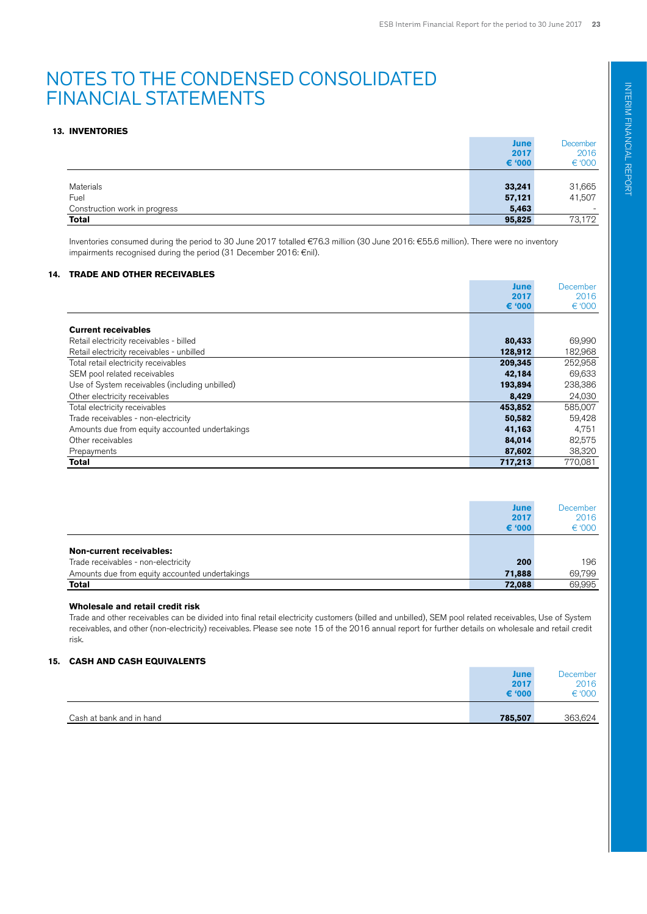# NOTES TO THE CONDENSED CONSOLIDATED FINANCIAL STATEMENTS

## 13. INVENTORIES

| | June 2017 € '000 | December 2016 € '000 |
|---|---|---|
| Materials | **33,241** | 31,665 |
| Fuel | **57,121** | 41,507 |
| Construction work in progress | **5,463** | - |
| **Total** | **95,825** | 73,172 |

Inventories consumed during the period to 30 June 2017 totalled €76.3 million (30 June 2016: €55.6 million). There were no inventory impairments recognised during the period (31 December 2016: €nil).

## 14. TRADE AND OTHER RECEIVABLES

| | June 2017 € '000 | December 2016 € '000 |
|---|---|---|
| **Current receivables** | | |
| Retail electricity receivables - billed | **80,433** | 69,990 |
| Retail electricity receivables - unbilled | **128,912** | 182,968 |
| Total retail electricity receivables | **209,345** | 252,958 |
| SEM pool related receivables | **42,184** | 69,633 |
| Use of System receivables (including unbilled) | **193,894** | 238,386 |
| Other electricity receivables | **8,429** | 24,030 |
| Total electricity receivables | **453,852** | 585,007 |
| Trade receivables - non-electricity | **50,582** | 59,428 |
| Amounts due from equity accounted undertakings | **41,163** | 4,751 |
| Other receivables | **84,014** | 82,575 |
| Prepayments | **87,602** | 38,320 |
| **Total** | **717,213** | 770,081 |

| | June 2017 € '000 | December 2016 € '000 |
|---|---|---|
| **Non-current receivables:** | | |
| Trade receivables - non-electricity | **200** | 196 |
| Amounts due from equity accounted undertakings | **71,888** | 69,799 |
| **Total** | **72,088** | 69,995 |

### Wholesale and retail credit risk

Trade and other receivables can be divided into final retail electricity customers (billed and unbilled), SEM pool related receivables, Use of System receivables, and other (non-electricity) receivables. Please see note 15 of the 2016 annual report for further details on wholesale and retail credit risk.

## 15. CASH AND CASH EQUIVALENTS

| | June 2017 € '000 | December 2016 € '000 |
|---|---|---|
| Cash at bank and in hand | **785,507** | 363,624 |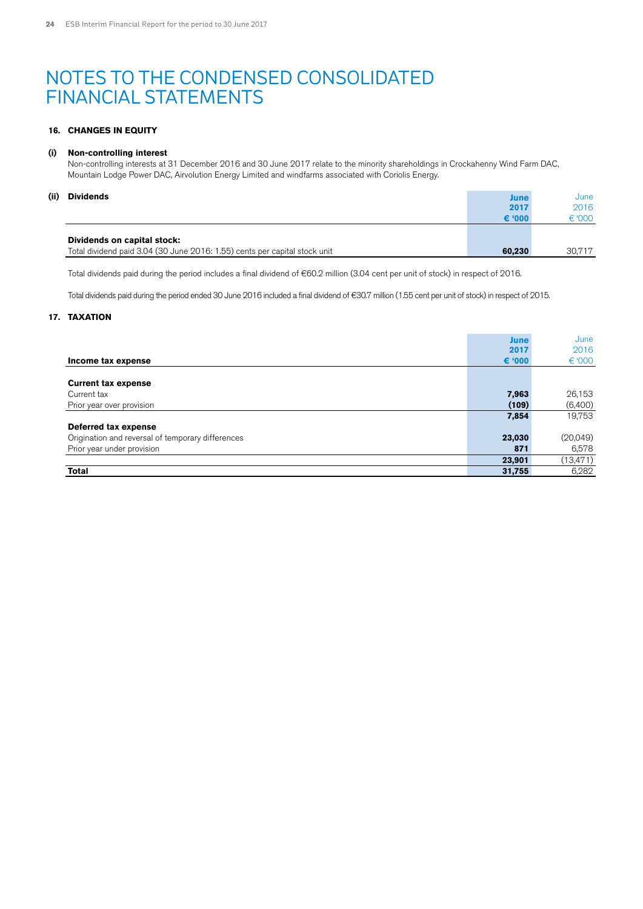# NOTES TO THE CONDENSED CONSOLIDATED FINANCIAL STATEMENTS

## 16. CHANGES IN EQUITY

### (i) Non-controlling interest

Non-controlling interests at 31 December 2016 and 30 June 2017 relate to the minority shareholdings in Crockahenny Wind Farm DAC, Mountain Lodge Power DAC, Airvolution Energy Limited and windfarms associated with Coriolis Energy.

### (ii) Dividends

| | June 2017 € '000 | June 2016 € '000 |
|---|---|---|
| **Dividends on capital stock:** | | |
| Total dividend paid 3.04 (30 June 2016: 1.55) cents per capital stock unit | **60,230** | 30,717 |

Total dividends paid during the period includes a final dividend of €60.2 million (3.04 cent per unit of stock) in respect of 2016.

Total dividends paid during the period ended 30 June 2016 included a final dividend of €30.7 million (1.55 cent per unit of stock) in respect of 2015.

## 17. TAXATION

| Income tax expense | June 2017 € '000 | June 2016 € '000 |
|---|---|---|
| **Current tax expense** | | |
| Current tax | **7,963** | 26,153 |
| Prior year over provision | **(109)** | (6,400) |
| | **7,854** | 19,753 |
| **Deferred tax expense** | | |
| Origination and reversal of temporary differences | **23,030** | (20,049) |
| Prior year under provision | **871** | 6,578 |
| | **23,901** | (13,471) |
| **Total** | **31,755** | 6,282 |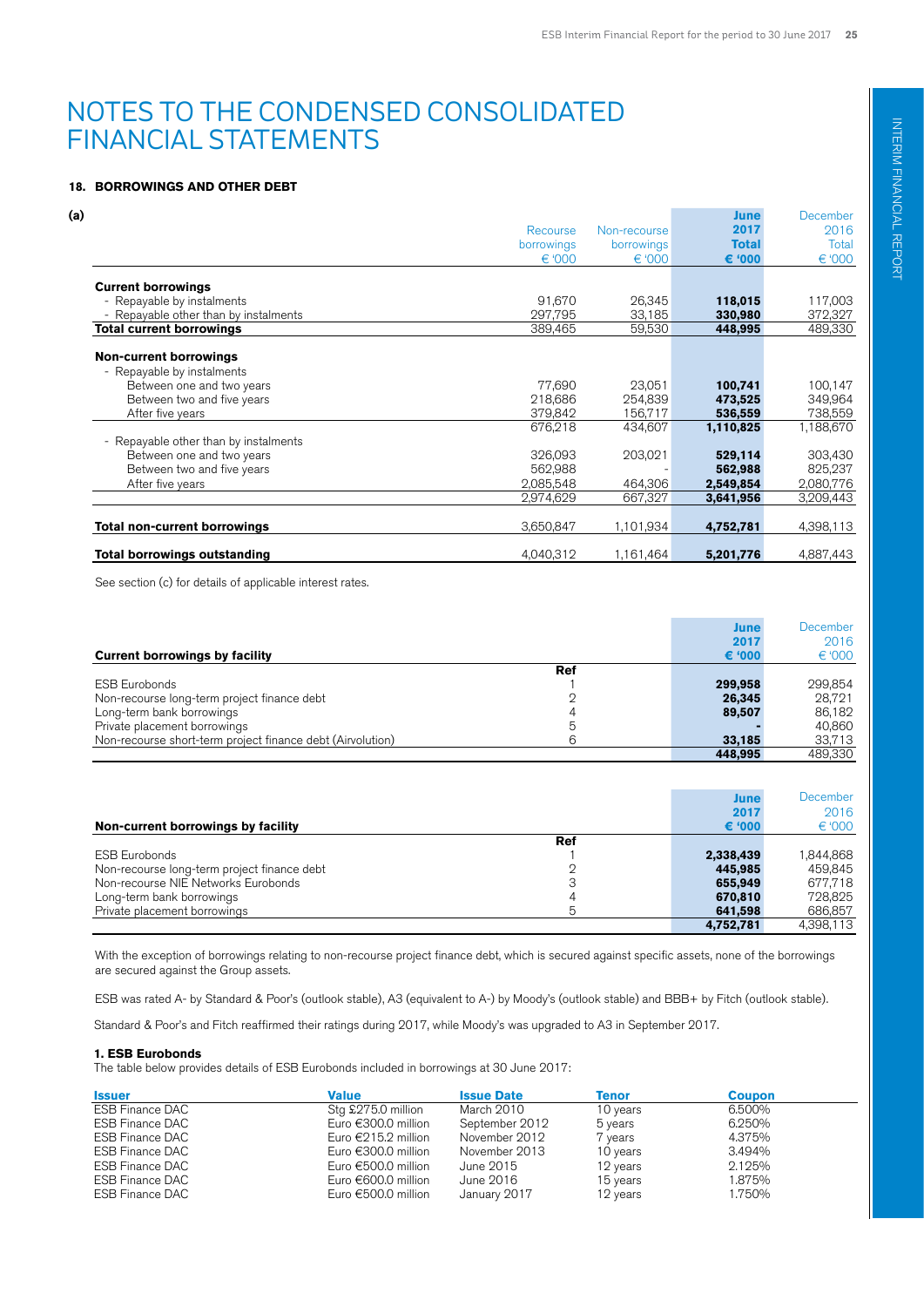# NOTES TO THE CONDENSED CONSOLIDATED FINANCIAL STATEMENTS

## 18. BORROWINGS AND OTHER DEBT

**(a)**

| | Recourse borrowings € '000 | Non-recourse borrowings € '000 | June 2017 Total € '000 | December 2016 Total € '000 |
|---|---|---|---|---|
| **Current borrowings** | | | | |
| - Repayable by instalments | 91,670 | 26,345 | **118,015** | 117,003 |
| - Repayable other than by instalments | 297,795 | 33,185 | **330,980** | 372,327 |
| **Total current borrowings** | 389,465 | 59,530 | **448,995** | 489,330 |
| **Non-current borrowings** | | | | |
| - Repayable by instalments | | | | |
| Between one and two years | 77,690 | 23,051 | **100,741** | 100,147 |
| Between two and five years | 218,686 | 254,839 | **473,525** | 349,964 |
| After five years | 379,842 | 156,717 | **536,559** | 738,559 |
| | 676,218 | 434,607 | **1,110,825** | 1,188,670 |
| - Repayable other than by instalments | | | | |
| Between one and two years | 326,093 | 203,021 | **529,114** | 303,430 |
| Between two and five years | 562,988 | - | **562,988** | 825,237 |
| After five years | 2,085,548 | 464,306 | **2,549,854** | 2,080,776 |
| | 2,974,629 | 667,327 | **3,641,956** | 3,209,443 |
| **Total non-current borrowings** | 3,650,847 | 1,101,934 | **4,752,781** | 4,398,113 |
| **Total borrowings outstanding** | 4,040,312 | 1,161,464 | **5,201,776** | 4,887,443 |

See section (c) for details of applicable interest rates.

| **Current borrowings by facility** | Ref | June 2017 € '000 | December 2016 € '000 |
|---|---|---|---|
| ESB Eurobonds | 1 | **299,958** | 299,854 |
| Non-recourse long-term project finance debt | 2 | **26,345** | 28,721 |
| Long-term bank borrowings | 4 | **89,507** | 86,182 |
| Private placement borrowings | 5 | **-** | 40,860 |
| Non-recourse short-term project finance debt (Airvolution) | 6 | **33,185** | 33,713 |
| | | **448,995** | 489,330 |

| **Non-current borrowings by facility** | Ref | June 2017 € '000 | December 2016 € '000 |
|---|---|---|---|
| ESB Eurobonds | 1 | **2,338,439** | 1,844,868 |
| Non-recourse long-term project finance debt | 2 | **445,985** | 459,845 |
| Non-recourse NIE Networks Eurobonds | 3 | **655,949** | 677,718 |
| Long-term bank borrowings | 4 | **670,810** | 728,825 |
| Private placement borrowings | 5 | **641,598** | 686,857 |
| | | **4,752,781** | 4,398,113 |

With the exception of borrowings relating to non-recourse project finance debt, which is secured against specific assets, none of the borrowings are secured against the Group assets.

ESB was rated A- by Standard & Poor's (outlook stable), A3 (equivalent to A-) by Moody's (outlook stable) and BBB+ by Fitch (outlook stable).

Standard & Poor's and Fitch reaffirmed their ratings during 2017, while Moody's was upgraded to A3 in September 2017.

### 1. ESB Eurobonds

The table below provides details of ESB Eurobonds included in borrowings at 30 June 2017:

| Issuer | Value | Issue Date | Tenor | Coupon |
|---|---|---|---|---|
| ESB Finance DAC | Stg £275.0 million | March 2010 | 10 years | 6.500% |
| ESB Finance DAC | Euro €300.0 million | September 2012 | 5 years | 6.250% |
| ESB Finance DAC | Euro €215.2 million | November 2012 | 7 years | 4.375% |
| ESB Finance DAC | Euro €300.0 million | November 2013 | 10 years | 3.494% |
| ESB Finance DAC | Euro €500.0 million | June 2015 | 12 years | 2.125% |
| ESB Finance DAC | Euro €600.0 million | June 2016 | 15 years | 1.875% |
| ESB Finance DAC | Euro €500.0 million | January 2017 | 12 years | 1.750% |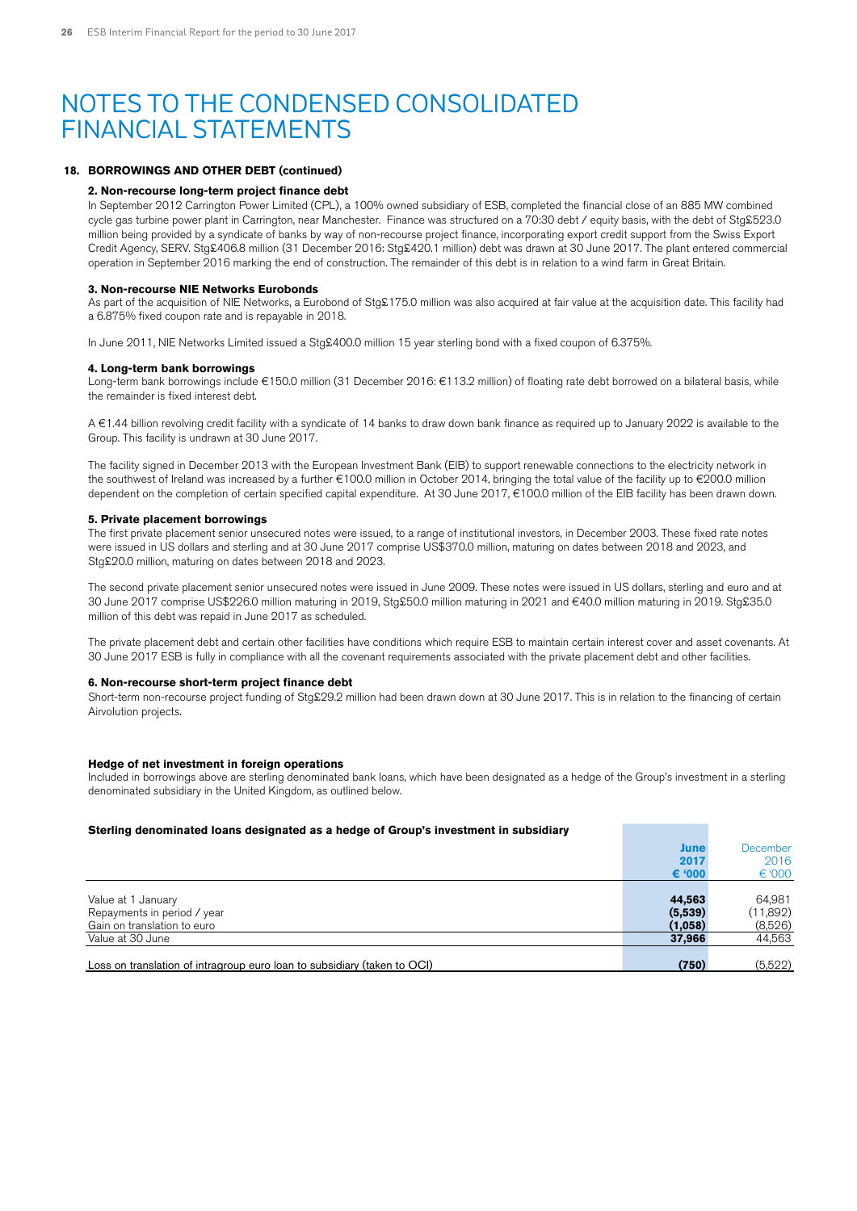# NOTES TO THE CONDENSED CONSOLIDATED FINANCIAL STATEMENTS

## 18. BORROWINGS AND OTHER DEBT (continued)

### 2. Non-recourse long-term project finance debt

In September 2012 Carrington Power Limited (CPL), a 100% owned subsidiary of ESB, completed the financial close of an 885 MW combined cycle gas turbine power plant in Carrington, near Manchester. Finance was structured on a 70:30 debt / equity basis, with the debt of Stg£523.0 million being provided by a syndicate of banks by way of non-recourse project finance, incorporating export credit support from the Swiss Export Credit Agency, SERV. Stg£406.8 million (31 December 2016: Stg£420.1 million) debt was drawn at 30 June 2017. The plant entered commercial operation in September 2016 marking the end of construction. The remainder of this debt is in relation to a wind farm in Great Britain.

### 3. Non-recourse NIE Networks Eurobonds

As part of the acquisition of NIE Networks, a Eurobond of Stg£175.0 million was also acquired at fair value at the acquisition date. This facility had a 6.875% fixed coupon rate and is repayable in 2018.

In June 2011, NIE Networks Limited issued a Stg£400.0 million 15 year sterling bond with a fixed coupon of 6.375%.

### 4. Long-term bank borrowings

Long-term bank borrowings include €150.0 million (31 December 2016: €113.2 million) of floating rate debt borrowed on a bilateral basis, while the remainder is fixed interest debt.

A €1.44 billion revolving credit facility with a syndicate of 14 banks to draw down bank finance as required up to January 2022 is available to the Group. This facility is undrawn at 30 June 2017.

The facility signed in December 2013 with the European Investment Bank (EIB) to support renewable connections to the electricity network in the southwest of Ireland was increased by a further €100.0 million in October 2014, bringing the total value of the facility up to €200.0 million dependent on the completion of certain specified capital expenditure. At 30 June 2017, €100.0 million of the EIB facility has been drawn down.

### 5. Private placement borrowings

The first private placement senior unsecured notes were issued, to a range of institutional investors, in December 2003. These fixed rate notes were issued in US dollars and sterling and at 30 June 2017 comprise US$370.0 million, maturing on dates between 2018 and 2023, and Stg£20.0 million, maturing on dates between 2018 and 2023.

The second private placement senior unsecured notes were issued in June 2009. These notes were issued in US dollars, sterling and euro and at 30 June 2017 comprise US$226.0 million maturing in 2019, Stg£50.0 million maturing in 2021 and €40.0 million maturing in 2019. Stg£35.0 million of this debt was repaid in June 2017 as scheduled.

The private placement debt and certain other facilities have conditions which require ESB to maintain certain interest cover and asset covenants. At 30 June 2017 ESB is fully in compliance with all the covenant requirements associated with the private placement debt and other facilities.

### 6. Non-recourse short-term project finance debt

Short-term non-recourse project funding of Stg£29.2 million had been drawn down at 30 June 2017. This is in relation to the financing of certain Airvolution projects.

### Hedge of net investment in foreign operations

Included in borrowings above are sterling denominated bank loans, which have been designated as a hedge of the Group's investment in a sterling denominated subsidiary in the United Kingdom, as outlined below.

**Sterling denominated loans designated as a hedge of Group's investment in subsidiary**

| | **June 2017 € '000** | December 2016 € '000 |
|---|---|---|
| Value at 1 January | **44,563** | 64,981 |
| Repayments in period / year | **(5,539)** | (11,892) |
| Gain on translation to euro | **(1,058)** | (8,526) |
| Value at 30 June | **37,966** | 44,563 |
| | | |
| Loss on translation of intragroup euro loan to subsidiary (taken to OCI) | **(750)** | (5,522) |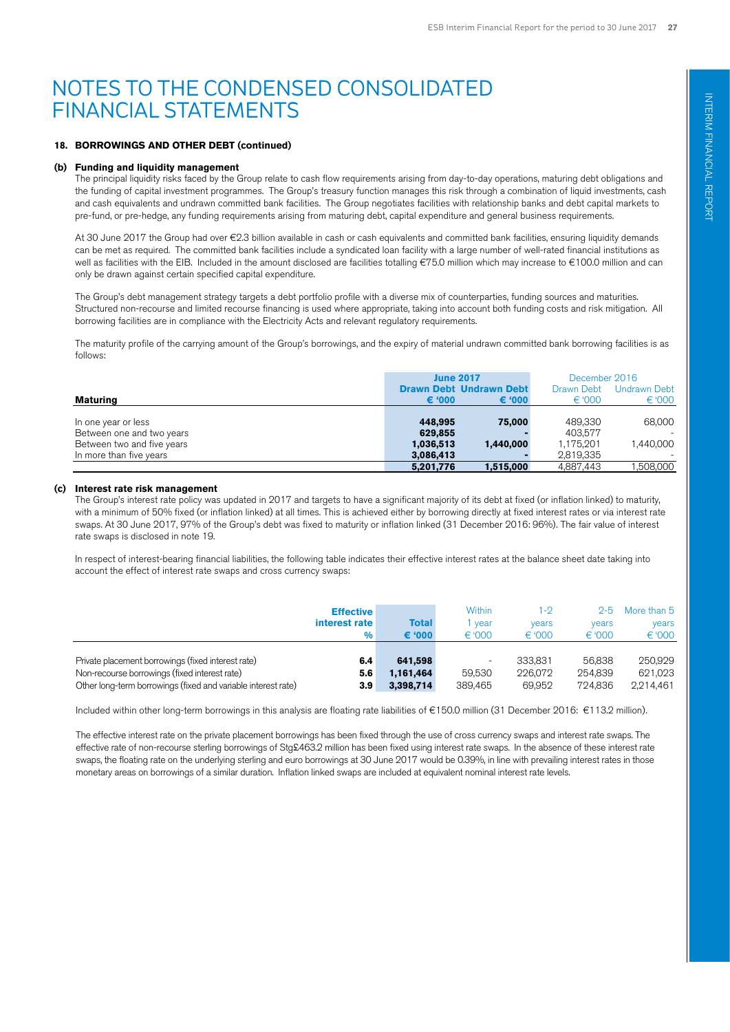# NOTES TO THE CONDENSED CONSOLIDATED FINANCIAL STATEMENTS

### 18. BORROWINGS AND OTHER DEBT (continued)

#### (b) Funding and liquidity management

The principal liquidity risks faced by the Group relate to cash flow requirements arising from day-to-day operations, maturing debt obligations and the funding of capital investment programmes. The Group's treasury function manages this risk through a combination of liquid investments, cash and cash equivalents and undrawn committed bank facilities. The Group negotiates facilities with relationship banks and debt capital markets to pre-fund, or pre-hedge, any funding requirements arising from maturing debt, capital expenditure and general business requirements.

At 30 June 2017 the Group had over €2.3 billion available in cash or cash equivalents and committed bank facilities, ensuring liquidity demands can be met as required. The committed bank facilities include a syndicated loan facility with a large number of well-rated financial institutions as well as facilities with the EIB. Included in the amount disclosed are facilities totalling €75.0 million which may increase to €100.0 million and can only be drawn against certain specified capital expenditure.

The Group's debt management strategy targets a debt portfolio profile with a diverse mix of counterparties, funding sources and maturities. Structured non-recourse and limited recourse financing is used where appropriate, taking into account both funding costs and risk mitigation. All borrowing facilities are in compliance with the Electricity Acts and relevant regulatory requirements.

The maturity profile of the carrying amount of the Group's borrowings, and the expiry of material undrawn committed bank borrowing facilities is as follows:

| | **June 2017** | | December 2016 | |
|---|---|---|---|---|
| **Maturing** | **Drawn Debt € '000** | **Undrawn Debt € '000** | Drawn Debt € '000 | Undrawn Debt € '000 |
| In one year or less | **448,995** | **75,000** | 489,330 | 68,000 |
| Between one and two years | **629,855** | **-** | 403,577 | - |
| Between two and five years | **1,036,513** | **1,440,000** | 1,175,201 | 1,440,000 |
| In more than five years | **3,086,413** | **-** | 2,819,335 | - |
| | **5,201,776** | **1,515,000** | 4,887,443 | 1,508,000 |

#### (c) Interest rate risk management

The Group's interest rate policy was updated in 2017 and targets to have a significant majority of its debt at fixed (or inflation linked) to maturity, with a minimum of 50% fixed (or inflation linked) at all times. This is achieved either by borrowing directly at fixed interest rates or via interest rate swaps. At 30 June 2017, 97% of the Group's debt was fixed to maturity or inflation linked (31 December 2016: 96%). The fair value of interest rate swaps is disclosed in note 19.

In respect of interest-bearing financial liabilities, the following table indicates their effective interest rates at the balance sheet date taking into account the effect of interest rate swaps and cross currency swaps:

| | **Effective interest rate %** | **Total € '000** | Within 1 year € '000 | 1-2 years € '000 | 2-5 years € '000 | More than 5 years € '000 |
|---|---|---|---|---|---|---|
| Private placement borrowings (fixed interest rate) | **6.4** | **641,598** | - | 333,831 | 56,838 | 250,929 |
| Non-recourse borrowings (fixed interest rate) | **5.6** | **1,161,464** | 59,530 | 226,072 | 254,839 | 621,023 |
| Other long-term borrowings (fixed and variable interest rate) | **3.9** | **3,398,714** | 389,465 | 69,952 | 724,836 | 2,214,461 |

Included within other long-term borrowings in this analysis are floating rate liabilities of €150.0 million (31 December 2016: €113.2 million).

The effective interest rate on the private placement borrowings has been fixed through the use of cross currency swaps and interest rate swaps. The effective rate of non-recourse sterling borrowings of Stg£463.2 million has been fixed using interest rate swaps. In the absence of these interest rate swaps, the floating rate on the underlying sterling and euro borrowings at 30 June 2017 would be 0.39%, in line with prevailing interest rates in those monetary areas on borrowings of a similar duration. Inflation linked swaps are included at equivalent nominal interest rate levels.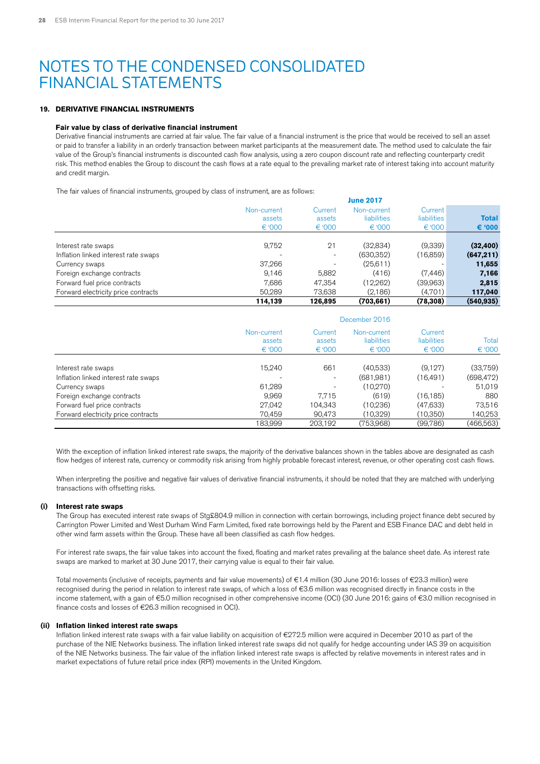# NOTES TO THE CONDENSED CONSOLIDATED FINANCIAL STATEMENTS

### 19. DERIVATIVE FINANCIAL INSTRUMENTS

**Fair value by class of derivative financial instrument**

Derivative financial instruments are carried at fair value. The fair value of a financial instrument is the price that would be received to sell an asset or paid to transfer a liability in an orderly transaction between market participants at the measurement date. The method used to calculate the fair value of the Group's financial instruments is discounted cash flow analysis, using a zero coupon discount rate and reflecting counterparty credit risk. This method enables the Group to discount the cash flows at a rate equal to the prevailing market rate of interest taking into account maturity and credit margin.

The fair values of financial instruments, grouped by class of instrument, are as follows:

| | June 2017 | | | | |
|---|---|---|---|---|---|
| | Non-current assets € '000 | Current assets € '000 | Non-current liabilities € '000 | Current liabilities € '000 | **Total € '000** |
| Interest rate swaps | 9,752 | 21 | (32,834) | (9,339) | **(32,400)** |
| Inflation linked interest rate swaps | - | - | (630,352) | (16,859) | **(647,211)** |
| Currency swaps | 37,266 | - | (25,611) | - | **11,655** |
| Foreign exchange contracts | 9,146 | 5,882 | (416) | (7,446) | **7,166** |
| Forward fuel price contracts | 7,686 | 47,354 | (12,262) | (39,963) | **2,815** |
| Forward electricity price contracts | 50,289 | 73,638 | (2,186) | (4,701) | **117,040** |
| | **114,139** | **126,895** | **(703,661)** | **(78,308)** | **(540,935)** |

| | December 2016 | | | | |
|---|---|---|---|---|---|
| | Non-current assets € '000 | Current assets € '000 | Non-current liabilities € '000 | Current liabilities € '000 | Total € '000 |
| Interest rate swaps | 15,240 | 661 | (40,533) | (9,127) | (33,759) |
| Inflation linked interest rate swaps | - | - | (681,981) | (16,491) | (698,472) |
| Currency swaps | 61,289 | - | (10,270) | - | 51,019 |
| Foreign exchange contracts | 9,969 | 7,715 | (619) | (16,185) | 880 |
| Forward fuel price contracts | 27,042 | 104,343 | (10,236) | (47,633) | 73,516 |
| Forward electricity price contracts | 70,459 | 90,473 | (10,329) | (10,350) | 140,253 |
| | 183,999 | 203,192 | (753,968) | (99,786) | (466,563) |

With the exception of inflation linked interest rate swaps, the majority of the derivative balances shown in the tables above are designated as cash flow hedges of interest rate, currency or commodity risk arising from highly probable forecast interest, revenue, or other operating cost cash flows.

When interpreting the positive and negative fair values of derivative financial instruments, it should be noted that they are matched with underlying transactions with offsetting risks.

#### (i) Interest rate swaps

The Group has executed interest rate swaps of Stg£804.9 million in connection with certain borrowings, including project finance debt secured by Carrington Power Limited and West Durham Wind Farm Limited, fixed rate borrowings held by the Parent and ESB Finance DAC and debt held in other wind farm assets within the Group. These have all been classified as cash flow hedges.

For interest rate swaps, the fair value takes into account the fixed, floating and market rates prevailing at the balance sheet date. As interest rate swaps are marked to market at 30 June 2017, their carrying value is equal to their fair value.

Total movements (inclusive of receipts, payments and fair value movements) of €1.4 million (30 June 2016: losses of €23.3 million) were recognised during the period in relation to interest rate swaps, of which a loss of €3.6 million was recognised directly in finance costs in the income statement, with a gain of €5.0 million recognised in other comprehensive income (OCI) (30 June 2016: gains of €3.0 million recognised in finance costs and losses of €26.3 million recognised in OCI).

#### (ii) Inflation linked interest rate swaps

Inflation linked interest rate swaps with a fair value liability on acquisition of €272.5 million were acquired in December 2010 as part of the purchase of the NIE Networks business. The inflation linked interest rate swaps did not qualify for hedge accounting under IAS 39 on acquisition of the NIE Networks business. The fair value of the inflation linked interest rate swaps is affected by relative movements in interest rates and in market expectations of future retail price index (RPI) movements in the United Kingdom.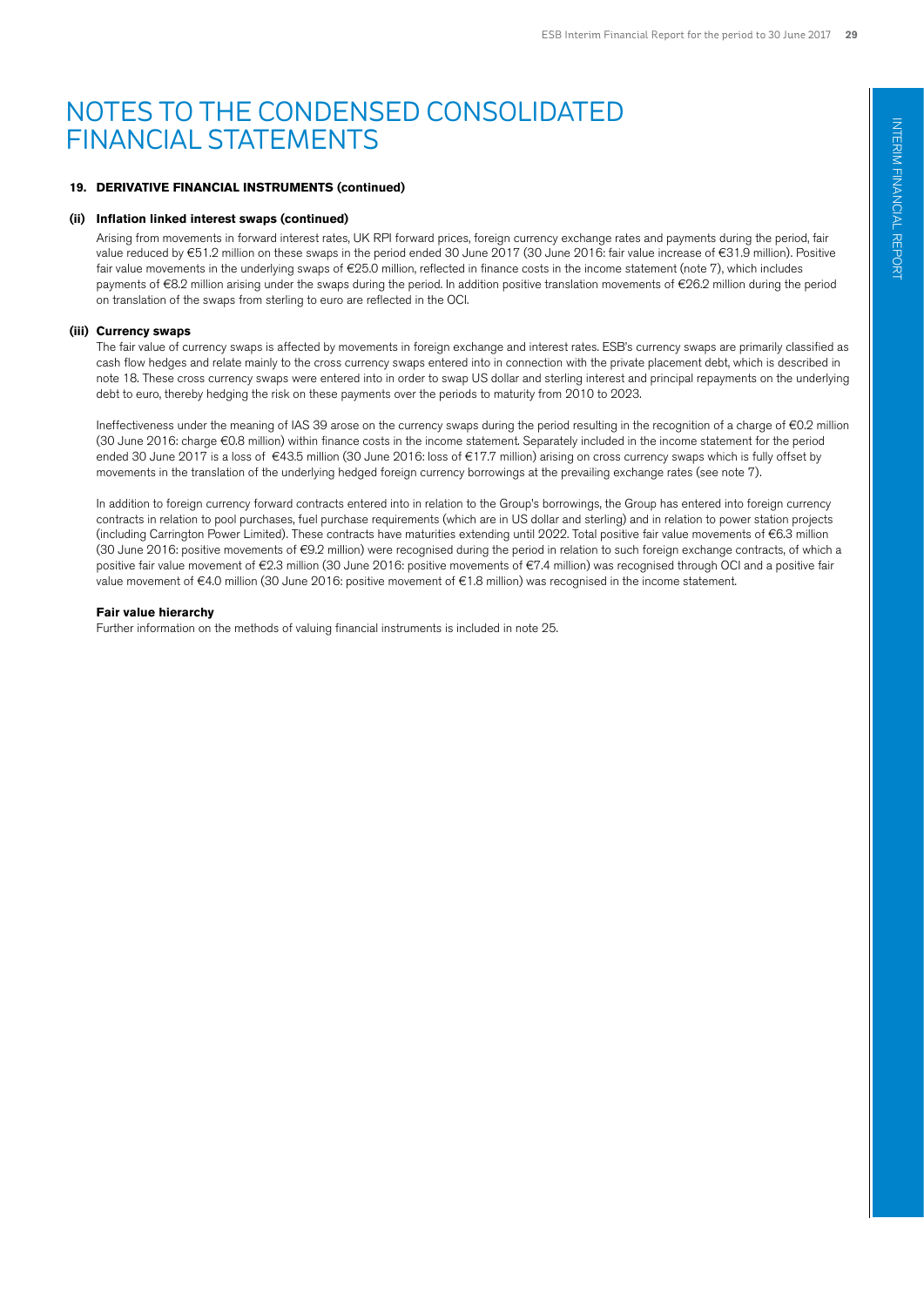# NOTES TO THE CONDENSED CONSOLIDATED FINANCIAL STATEMENTS

### 19. DERIVATIVE FINANCIAL INSTRUMENTS (continued)

#### (ii) Inflation linked interest swaps (continued)

Arising from movements in forward interest rates, UK RPI forward prices, foreign currency exchange rates and payments during the period, fair value reduced by €51.2 million on these swaps in the period ended 30 June 2017 (30 June 2016: fair value increase of €31.9 million). Positive fair value movements in the underlying swaps of €25.0 million, reflected in finance costs in the income statement (note 7), which includes payments of €8.2 million arising under the swaps during the period. In addition positive translation movements of €26.2 million during the period on translation of the swaps from sterling to euro are reflected in the OCI.

#### (iii) Currency swaps

The fair value of currency swaps is affected by movements in foreign exchange and interest rates. ESB's currency swaps are primarily classified as cash flow hedges and relate mainly to the cross currency swaps entered into in connection with the private placement debt, which is described in note 18. These cross currency swaps were entered into in order to swap US dollar and sterling interest and principal repayments on the underlying debt to euro, thereby hedging the risk on these payments over the periods to maturity from 2010 to 2023.

Ineffectiveness under the meaning of IAS 39 arose on the currency swaps during the period resulting in the recognition of a charge of €0.2 million (30 June 2016: charge €0.8 million) within finance costs in the income statement. Separately included in the income statement for the period ended 30 June 2017 is a loss of €43.5 million (30 June 2016: loss of €17.7 million) arising on cross currency swaps which is fully offset by movements in the translation of the underlying hedged foreign currency borrowings at the prevailing exchange rates (see note 7).

In addition to foreign currency forward contracts entered into in relation to the Group's borrowings, the Group has entered into foreign currency contracts in relation to pool purchases, fuel purchase requirements (which are in US dollar and sterling) and in relation to power station projects (including Carrington Power Limited). These contracts have maturities extending until 2022. Total positive fair value movements of €6.3 million (30 June 2016: positive movements of €9.2 million) were recognised during the period in relation to such foreign exchange contracts, of which a positive fair value movement of €2.3 million (30 June 2016: positive movements of €7.4 million) was recognised through OCI and a positive fair value movement of €4.0 million (30 June 2016: positive movement of €1.8 million) was recognised in the income statement.

**Fair value hierarchy**

Further information on the methods of valuing financial instruments is included in note 25.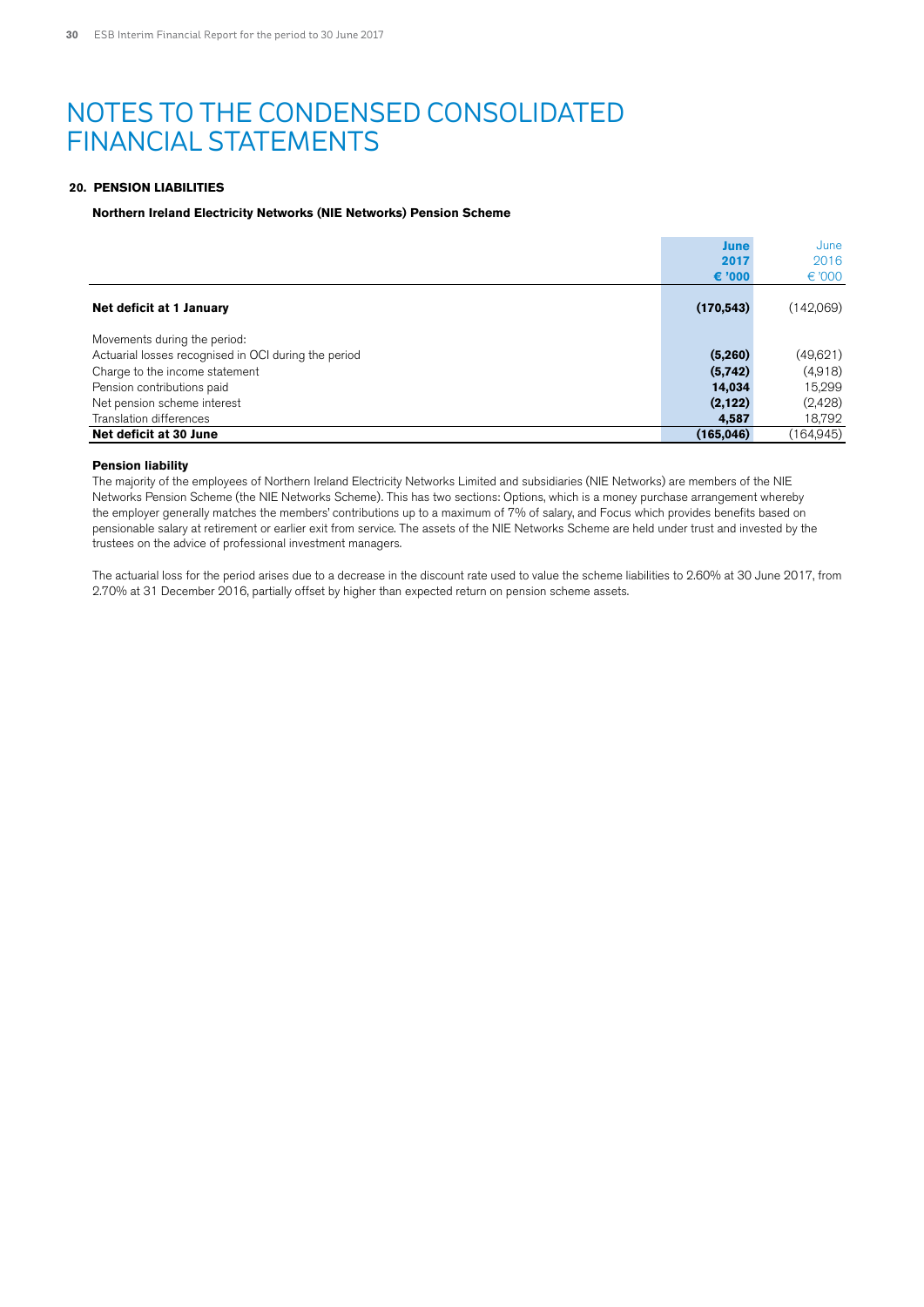# NOTES TO THE CONDENSED CONSOLIDATED FINANCIAL STATEMENTS

## 20. PENSION LIABILITIES

### Northern Ireland Electricity Networks (NIE Networks) Pension Scheme

| | June 2017 € '000 | June 2016 € '000 |
|---|---|---|
| **Net deficit at 1 January** | **(170,543)** | (142,069) |
| Movements during the period: | | |
| Actuarial losses recognised in OCI during the period | **(5,260)** | (49,621) |
| Charge to the income statement | **(5,742)** | (4,918) |
| Pension contributions paid | **14,034** | 15,299 |
| Net pension scheme interest | **(2,122)** | (2,428) |
| Translation differences | **4,587** | 18,792 |
| **Net deficit at 30 June** | **(165,046)** | (164,945) |

**Pension liability**

The majority of the employees of Northern Ireland Electricity Networks Limited and subsidiaries (NIE Networks) are members of the NIE Networks Pension Scheme (the NIE Networks Scheme). This has two sections: Options, which is a money purchase arrangement whereby the employer generally matches the members' contributions up to a maximum of 7% of salary, and Focus which provides benefits based on pensionable salary at retirement or earlier exit from service. The assets of the NIE Networks Scheme are held under trust and invested by the trustees on the advice of professional investment managers.

The actuarial loss for the period arises due to a decrease in the discount rate used to value the scheme liabilities to 2.60% at 30 June 2017, from 2.70% at 31 December 2016, partially offset by higher than expected return on pension scheme assets.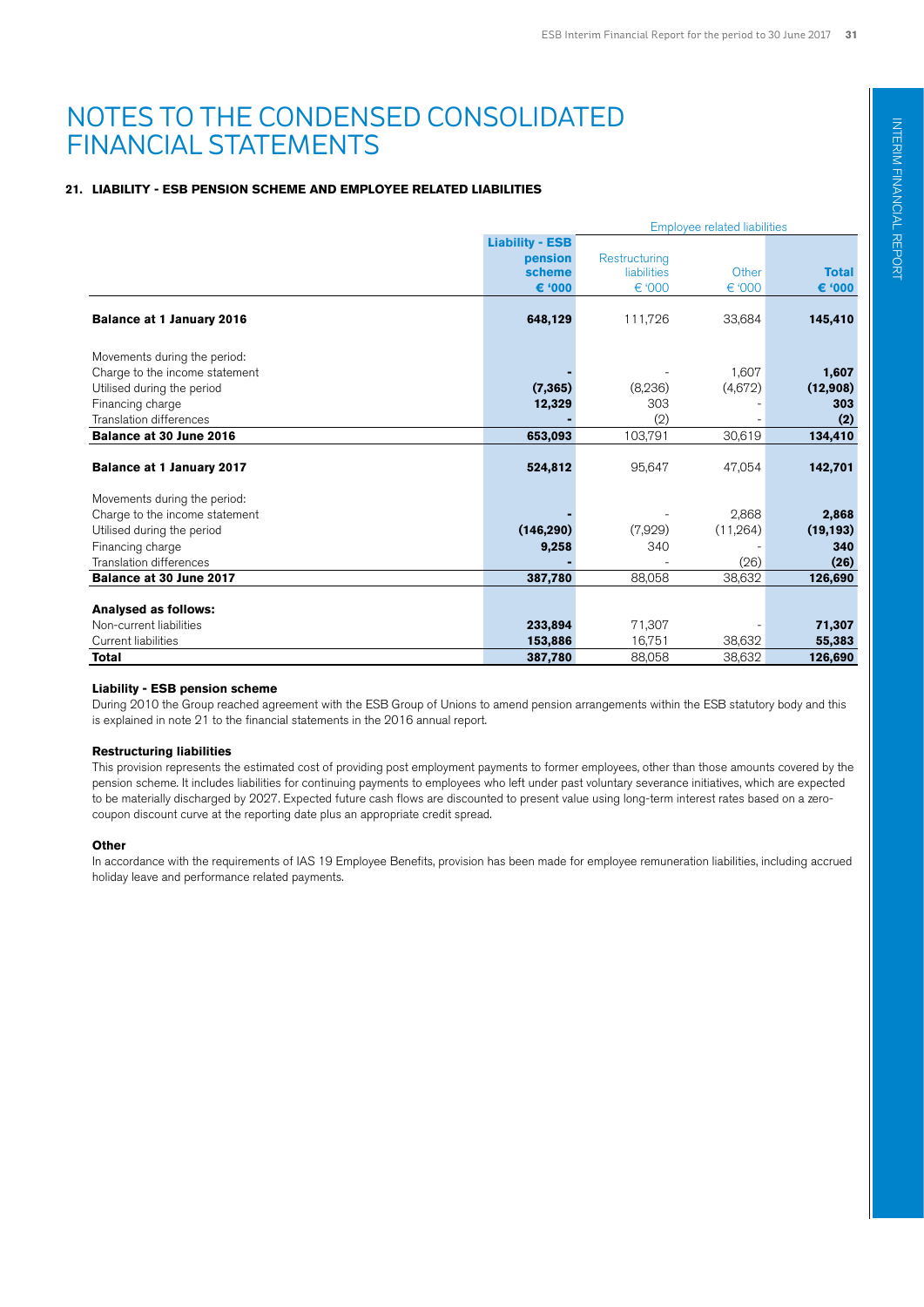# NOTES TO THE CONDENSED CONSOLIDATED FINANCIAL STATEMENTS

### 21. LIABILITY - ESB PENSION SCHEME AND EMPLOYEE RELATED LIABILITIES

| | | Employee related liabilities | | |
|---|---|---|---|---|
| | **Liability - ESB pension scheme €'000** | Restructuring liabilities €'000 | Other €'000 | **Total €'000** |
| **Balance at 1 January 2016** | **648,129** | 111,726 | 33,684 | **145,410** |
| Movements during the period: | | | | |
| Charge to the income statement | **-** | - | 1,607 | **1,607** |
| Utilised during the period | **(7,365)** | (8,236) | (4,672) | **(12,908)** |
| Financing charge | **12,329** | 303 | - | **303** |
| Translation differences | **-** | (2) | - | **(2)** |
| **Balance at 30 June 2016** | **653,093** | 103,791 | 30,619 | **134,410** |
| **Balance at 1 January 2017** | **524,812** | 95,647 | 47,054 | **142,701** |
| Movements during the period: | | | | |
| Charge to the income statement | **-** | - | 2,868 | **2,868** |
| Utilised during the period | **(146,290)** | (7,929) | (11,264) | **(19,193)** |
| Financing charge | **9,258** | 340 | - | **340** |
| Translation differences | **-** | - | (26) | **(26)** |
| **Balance at 30 June 2017** | **387,780** | 88,058 | 38,632 | **126,690** |
| **Analysed as follows:** | | | | |
| Non-current liabilities | **233,894** | 71,307 | - | **71,307** |
| Current liabilities | **153,886** | 16,751 | 38,632 | **55,383** |
| **Total** | **387,780** | 88,058 | 38,632 | **126,690** |

**Liability - ESB pension scheme**

During 2010 the Group reached agreement with the ESB Group of Unions to amend pension arrangements within the ESB statutory body and this is explained in note 21 to the financial statements in the 2016 annual report.

**Restructuring liabilities**

This provision represents the estimated cost of providing post employment payments to former employees, other than those amounts covered by the pension scheme. It includes liabilities for continuing payments to employees who left under past voluntary severance initiatives, which are expected to be materially discharged by 2027. Expected future cash flows are discounted to present value using long-term interest rates based on a zero-coupon discount curve at the reporting date plus an appropriate credit spread.

**Other**

In accordance with the requirements of IAS 19 Employee Benefits, provision has been made for employee remuneration liabilities, including accrued holiday leave and performance related payments.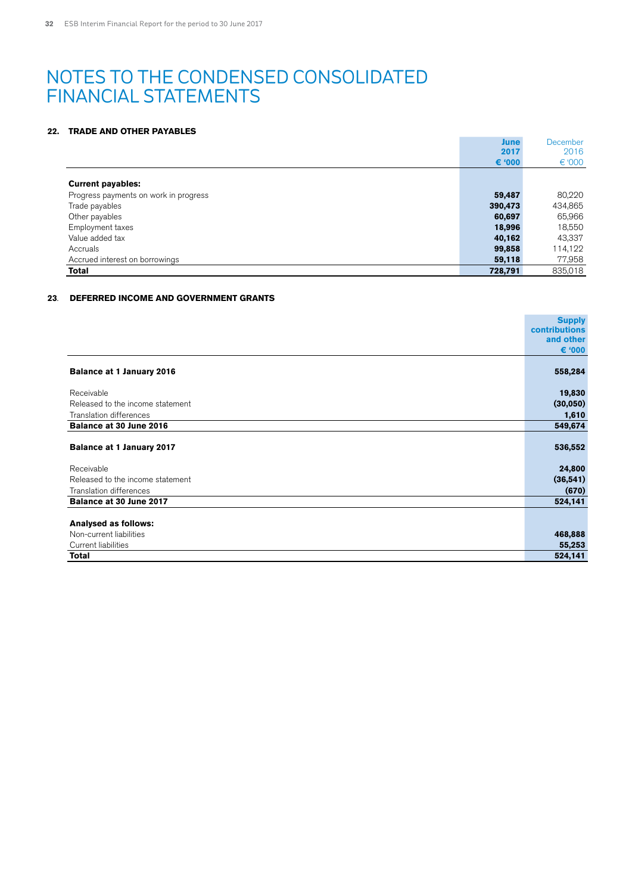# NOTES TO THE CONDENSED CONSOLIDATED FINANCIAL STATEMENTS

## 22. TRADE AND OTHER PAYABLES

| | June 2017 € '000 | December 2016 € '000 |
|---|---|---|
| **Current payables:** | | |
| Progress payments on work in progress | **59,487** | 80,220 |
| Trade payables | **390,473** | 434,865 |
| Other payables | **60,697** | 65,966 |
| Employment taxes | **18,996** | 18,550 |
| Value added tax | **40,162** | 43,337 |
| Accruals | **99,858** | 114,122 |
| Accrued interest on borrowings | **59,118** | 77,958 |
| **Total** | **728,791** | 835,018 |

## 23. DEFERRED INCOME AND GOVERNMENT GRANTS

| | Supply contributions and other € '000 |
|---|---|
| **Balance at 1 January 2016** | **558,284** |
| Receivable | **19,830** |
| Released to the income statement | **(30,050)** |
| Translation differences | **1,610** |
| **Balance at 30 June 2016** | **549,674** |
| **Balance at 1 January 2017** | **536,552** |
| Receivable | **24,800** |
| Released to the income statement | **(36,541)** |
| Translation differences | **(670)** |
| **Balance at 30 June 2017** | **524,141** |
| **Analysed as follows:** | |
| Non-current liabilities | **468,888** |
| Current liabilities | **55,253** |
| **Total** | **524,141** |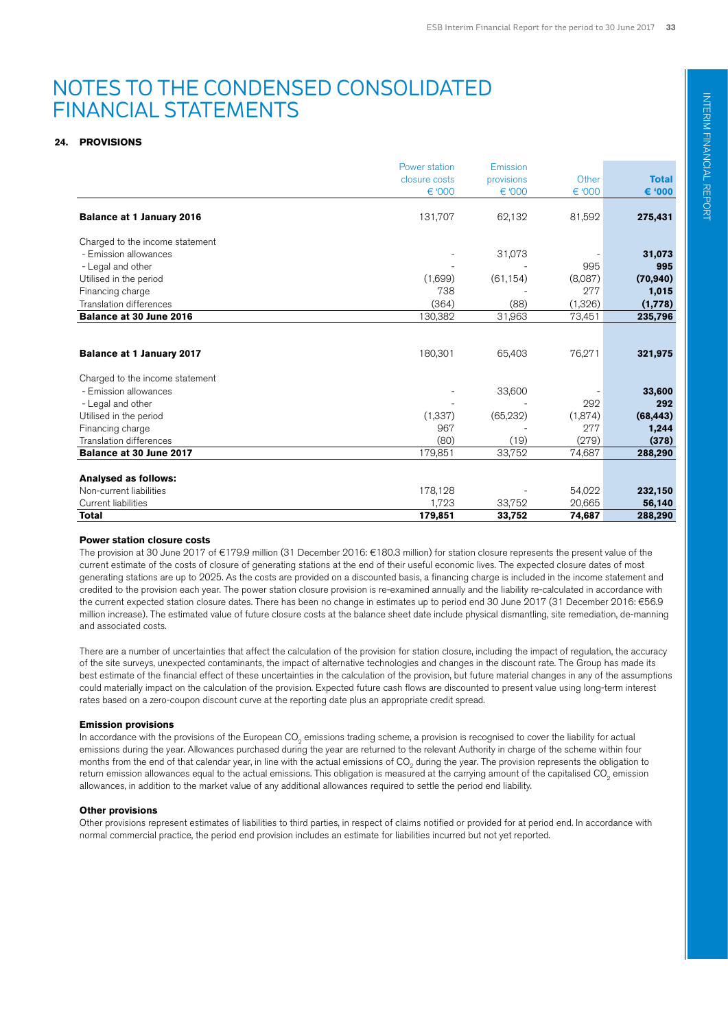# NOTES TO THE CONDENSED CONSOLIDATED FINANCIAL STATEMENTS

## 24. PROVISIONS

| | Power station closure costs € '000 | Emission provisions € '000 | Other € '000 | **Total € '000** |
|---|---|---|---|---|
| **Balance at 1 January 2016** | 131,707 | 62,132 | 81,592 | **275,431** |
| Charged to the income statement | | | | |
| - Emission allowances | - | 31,073 | - | **31,073** |
| - Legal and other | - | - | 995 | **995** |
| Utilised in the period | (1,699) | (61,154) | (8,087) | **(70,940)** |
| Financing charge | 738 | - | 277 | **1,015** |
| Translation differences | (364) | (88) | (1,326) | **(1,778)** |
| **Balance at 30 June 2016** | 130,382 | 31,963 | 73,451 | **235,796** |
| | | | | |
| **Balance at 1 January 2017** | 180,301 | 65,403 | 76,271 | **321,975** |
| Charged to the income statement | | | | |
| - Emission allowances | - | 33,600 | - | **33,600** |
| - Legal and other | - | - | 292 | **292** |
| Utilised in the period | (1,337) | (65,232) | (1,874) | **(68,443)** |
| Financing charge | 967 | - | 277 | **1,244** |
| Translation differences | (80) | (19) | (279) | **(378)** |
| **Balance at 30 June 2017** | 179,851 | 33,752 | 74,687 | **288,290** |
| | | | | |
| **Analysed as follows:** | | | | |
| Non-current liabilities | 178,128 | - | 54,022 | **232,150** |
| Current liabilities | 1,723 | 33,752 | 20,665 | **56,140** |
| **Total** | **179,851** | **33,752** | **74,687** | **288,290** |

### Power station closure costs

The provision at 30 June 2017 of €179.9 million (31 December 2016: €180.3 million) for station closure represents the present value of the current estimate of the costs of closure of generating stations at the end of their useful economic lives. The expected closure dates of most generating stations are up to 2025. As the costs are provided on a discounted basis, a financing charge is included in the income statement and credited to the provision each year. The power station closure provision is re-examined annually and the liability re-calculated in accordance with the current expected station closure dates. There has been no change in estimates up to period end 30 June 2017 (31 December 2016: €56.9 million increase). The estimated value of future closure costs at the balance sheet date include physical dismantling, site remediation, de-manning and associated costs.

There are a number of uncertainties that affect the calculation of the provision for station closure, including the impact of regulation, the accuracy of the site surveys, unexpected contaminants, the impact of alternative technologies and changes in the discount rate. The Group has made its best estimate of the financial effect of these uncertainties in the calculation of the provision, but future material changes in any of the assumptions could materially impact on the calculation of the provision. Expected future cash flows are discounted to present value using long-term interest rates based on a zero-coupon discount curve at the reporting date plus an appropriate credit spread.

### Emission provisions

In accordance with the provisions of the European $CO_2$ emissions trading scheme, a provision is recognised to cover the liability for actual emissions during the year. Allowances purchased during the year are returned to the relevant Authority in charge of the scheme within four months from the end of that calendar year, in line with the actual emissions of $CO_2$ during the year. The provision represents the obligation to return emission allowances equal to the actual emissions. This obligation is measured at the carrying amount of the capitalised $CO_2$ emission allowances, in addition to the market value of any additional allowances required to settle the period end liability.

### Other provisions

Other provisions represent estimates of liabilities to third parties, in respect of claims notified or provided for at period end. In accordance with normal commercial practice, the period end provision includes an estimate for liabilities incurred but not yet reported.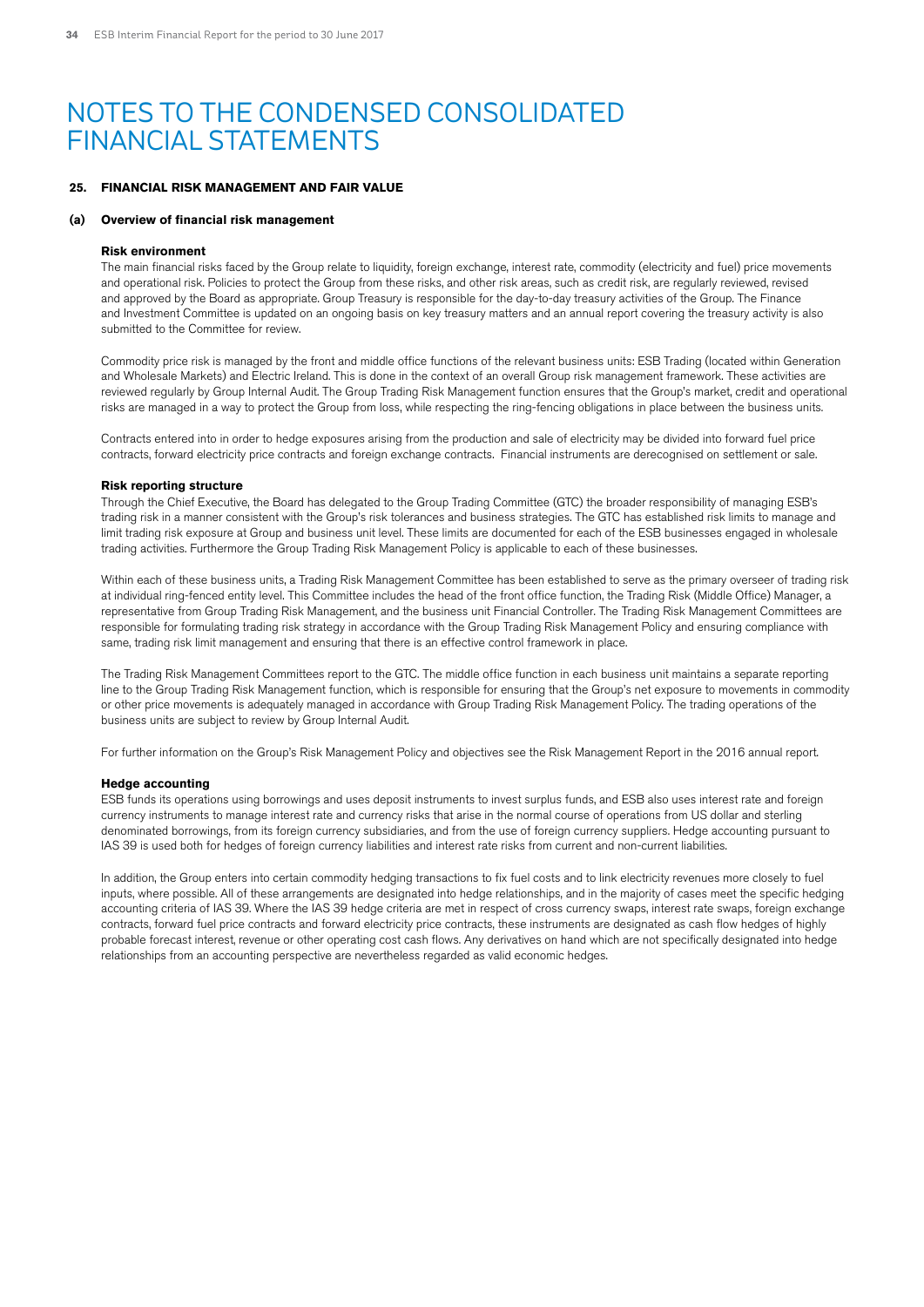# NOTES TO THE CONDENSED CONSOLIDATED FINANCIAL STATEMENTS

## 25. FINANCIAL RISK MANAGEMENT AND FAIR VALUE

### (a) Overview of financial risk management

**Risk environment**

The main financial risks faced by the Group relate to liquidity, foreign exchange, interest rate, commodity (electricity and fuel) price movements and operational risk. Policies to protect the Group from these risks, and other risk areas, such as credit risk, are regularly reviewed, revised and approved by the Board as appropriate. Group Treasury is responsible for the day-to-day treasury activities of the Group. The Finance and Investment Committee is updated on an ongoing basis on key treasury matters and an annual report covering the treasury activity is also submitted to the Committee for review.

Commodity price risk is managed by the front and middle office functions of the relevant business units: ESB Trading (located within Generation and Wholesale Markets) and Electric Ireland. This is done in the context of an overall Group risk management framework. These activities are reviewed regularly by Group Internal Audit. The Group Trading Risk Management function ensures that the Group's market, credit and operational risks are managed in a way to protect the Group from loss, while respecting the ring-fencing obligations in place between the business units.

Contracts entered into in order to hedge exposures arising from the production and sale of electricity may be divided into forward fuel price contracts, forward electricity price contracts and foreign exchange contracts. Financial instruments are derecognised on settlement or sale.

**Risk reporting structure**

Through the Chief Executive, the Board has delegated to the Group Trading Committee (GTC) the broader responsibility of managing ESB's trading risk in a manner consistent with the Group's risk tolerances and business strategies. The GTC has established risk limits to manage and limit trading risk exposure at Group and business unit level. These limits are documented for each of the ESB businesses engaged in wholesale trading activities. Furthermore the Group Trading Risk Management Policy is applicable to each of these businesses.

Within each of these business units, a Trading Risk Management Committee has been established to serve as the primary overseer of trading risk at individual ring-fenced entity level. This Committee includes the head of the front office function, the Trading Risk (Middle Office) Manager, a representative from Group Trading Risk Management, and the business unit Financial Controller. The Trading Risk Management Committees are responsible for formulating trading risk strategy in accordance with the Group Trading Risk Management Policy and ensuring compliance with same, trading risk limit management and ensuring that there is an effective control framework in place.

The Trading Risk Management Committees report to the GTC. The middle office function in each business unit maintains a separate reporting line to the Group Trading Risk Management function, which is responsible for ensuring that the Group's net exposure to movements in commodity or other price movements is adequately managed in accordance with Group Trading Risk Management Policy. The trading operations of the business units are subject to review by Group Internal Audit.

For further information on the Group's Risk Management Policy and objectives see the Risk Management Report in the 2016 annual report.

**Hedge accounting**

ESB funds its operations using borrowings and uses deposit instruments to invest surplus funds, and ESB also uses interest rate and foreign currency instruments to manage interest rate and currency risks that arise in the normal course of operations from US dollar and sterling denominated borrowings, from its foreign currency subsidiaries, and from the use of foreign currency suppliers. Hedge accounting pursuant to IAS 39 is used both for hedges of foreign currency liabilities and interest rate risks from current and non-current liabilities.

In addition, the Group enters into certain commodity hedging transactions to fix fuel costs and to link electricity revenues more closely to fuel inputs, where possible. All of these arrangements are designated into hedge relationships, and in the majority of cases meet the specific hedging accounting criteria of IAS 39. Where the IAS 39 hedge criteria are met in respect of cross currency swaps, interest rate swaps, foreign exchange contracts, forward fuel price contracts and forward electricity price contracts, these instruments are designated as cash flow hedges of highly probable forecast interest, revenue or other operating cost cash flows. Any derivatives on hand which are not specifically designated into hedge relationships from an accounting perspective are nevertheless regarded as valid economic hedges.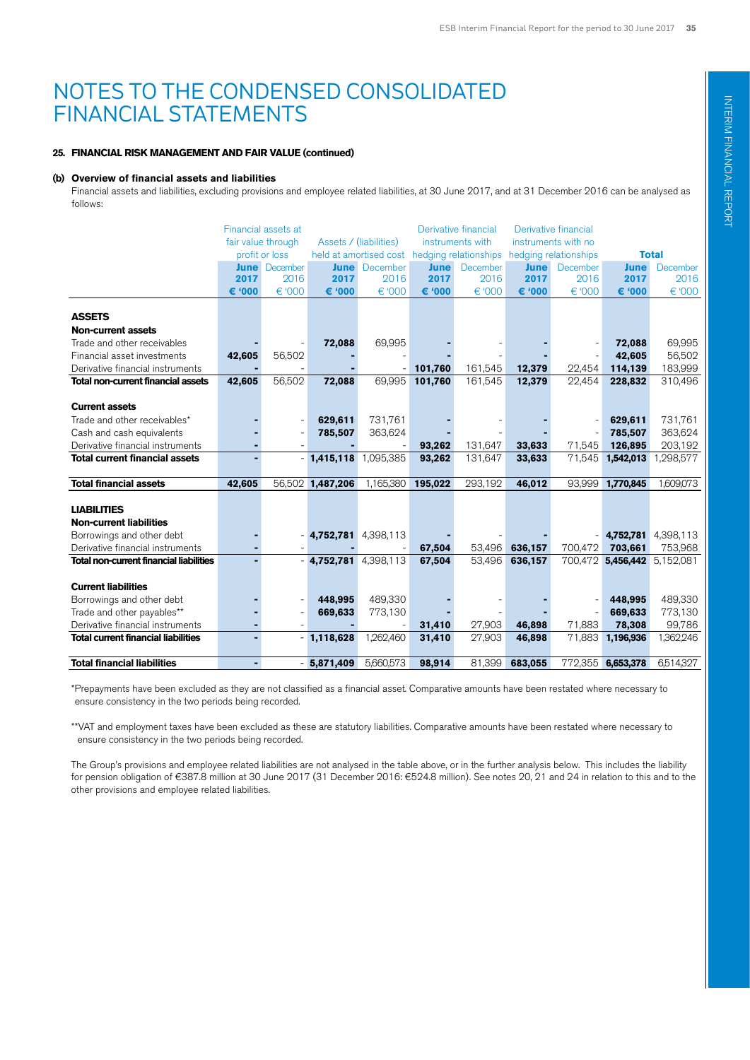# NOTES TO THE CONDENSED CONSOLIDATED FINANCIAL STATEMENTS

### 25. FINANCIAL RISK MANAGEMENT AND FAIR VALUE (continued)

#### (b) Overview of financial assets and liabilities

Financial assets and liabilities, excluding provisions and employee related liabilities, at 30 June 2017, and at 31 December 2016 can be analysed as follows:

| | Financial assets at fair value through profit or loss | | Assets / (liabilities) held at amortised cost | | Derivative financial instruments with hedging relationships | | Derivative financial instruments with no hedging relationships | | Total | |
|---|---|---|---|---|---|---|---|---|---|---|
| | June 2017 € '000 | December 2016 € '000 | June 2017 € '000 | December 2016 € '000 | June 2017 € '000 | December 2016 € '000 | June 2017 € '000 | December 2016 € '000 | June 2017 € '000 | December 2016 € '000 |
| **ASSETS** | | | | | | | | | | |
| **Non-current assets** | | | | | | | | | | |
| Trade and other receivables | - | - | 72,088 | 69,995 | - | - | - | - | 72,088 | 69,995 |
| Financial asset investments | 42,605 | 56,502 | - | - | - | - | - | - | 42,605 | 56,502 |
| Derivative financial instruments | - | - | - | - | 101,760 | 161,545 | 12,379 | 22,454 | 114,139 | 183,999 |
| **Total non-current financial assets** | **42,605** | 56,502 | **72,088** | 69,995 | **101,760** | 161,545 | **12,379** | 22,454 | **228,832** | 310,496 |
| **Current assets** | | | | | | | | | | |
| Trade and other receivables* | - | - | 629,611 | 731,761 | - | - | - | - | 629,611 | 731,761 |
| Cash and cash equivalents | - | - | 785,507 | 363,624 | - | - | - | - | 785,507 | 363,624 |
| Derivative financial instruments | - | - | - | - | 93,262 | 131,647 | 33,633 | 71,545 | 126,895 | 203,192 |
| **Total current financial assets** | **-** | - | **1,415,118** | 1,095,385 | **93,262** | 131,647 | **33,633** | 71,545 | **1,542,013** | 1,298,577 |
| **Total financial assets** | **42,605** | 56,502 | **1,487,206** | 1,165,380 | **195,022** | 293,192 | **46,012** | 93,999 | **1,770,845** | 1,609,073 |
| **LIABILITIES** | | | | | | | | | | |
| **Non-current liabilities** | | | | | | | | | | |
| Borrowings and other debt | - | - | 4,752,781 | 4,398,113 | - | - | - | - | 4,752,781 | 4,398,113 |
| Derivative financial instruments | - | - | - | - | 67,504 | 53,496 | 636,157 | 700,472 | 703,661 | 753,968 |
| **Total non-current financial liabilities** | **-** | - | **4,752,781** | 4,398,113 | **67,504** | 53,496 | **636,157** | 700,472 | **5,456,442** | 5,152,081 |
| **Current liabilities** | | | | | | | | | | |
| Borrowings and other debt | - | - | 448,995 | 489,330 | - | - | - | - | 448,995 | 489,330 |
| Trade and other payables** | - | - | 669,633 | 773,130 | - | - | - | - | 669,633 | 773,130 |
| Derivative financial instruments | - | - | - | - | 31,410 | 27,903 | 46,898 | 71,883 | 78,308 | 99,786 |
| **Total current financial liabilities** | **-** | - | **1,118,628** | 1,262,460 | **31,410** | 27,903 | **46,898** | 71,883 | **1,196,936** | 1,362,246 |
| **Total financial liabilities** | **-** | - | **5,871,409** | 5,660,573 | **98,914** | 81,399 | **683,055** | 772,355 | **6,653,378** | 6,514,327 |

*Prepayments have been excluded as they are not classified as a financial asset. Comparative amounts have been restated where necessary to ensure consistency in the two periods being recorded.

**VAT and employment taxes have been excluded as these are statutory liabilities. Comparative amounts have been restated where necessary to ensure consistency in the two periods being recorded.

The Group's provisions and employee related liabilities are not analysed in the table above, or in the further analysis below. This includes the liability for pension obligation of €387.8 million at 30 June 2017 (31 December 2016: €524.8 million). See notes 20, 21 and 24 in relation to this and to the other provisions and employee related liabilities.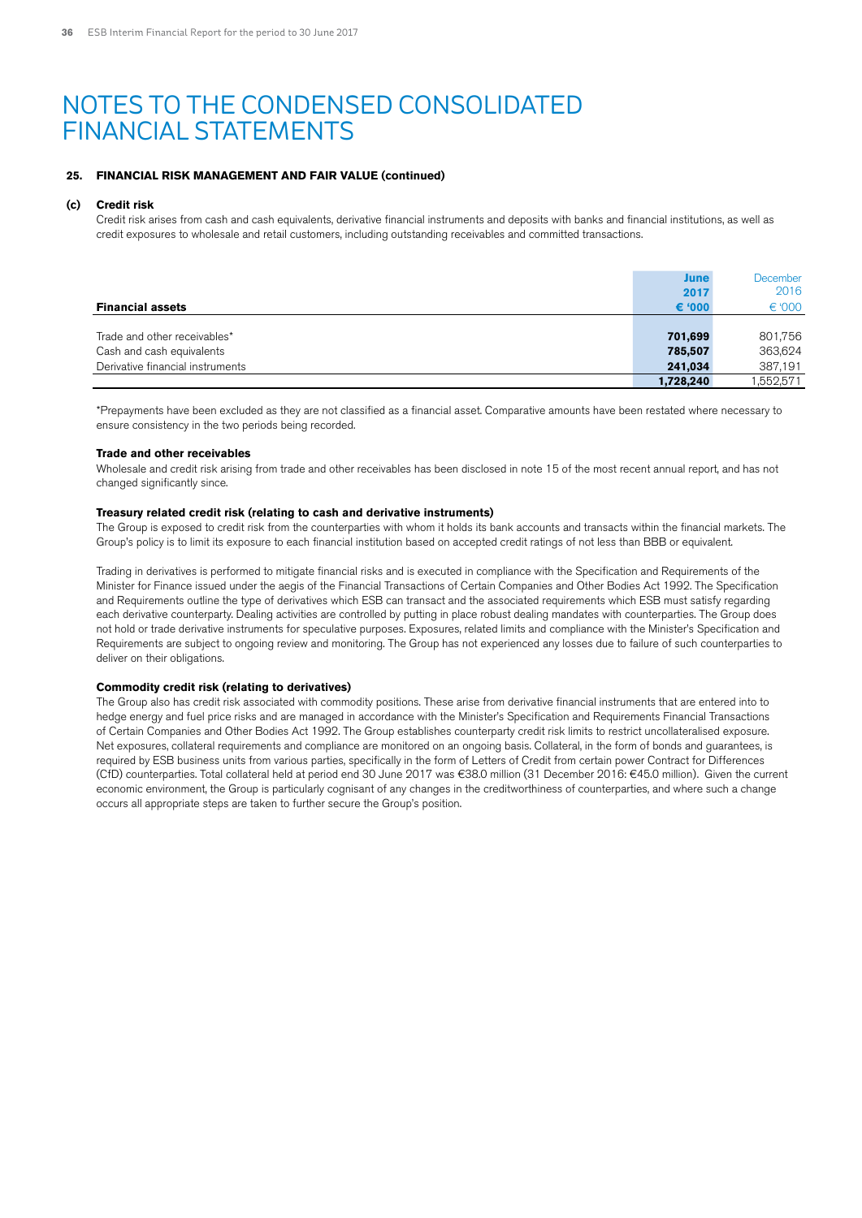# NOTES TO THE CONDENSED CONSOLIDATED FINANCIAL STATEMENTS

**25. FINANCIAL RISK MANAGEMENT AND FAIR VALUE (continued)**

**(c) Credit risk**

Credit risk arises from cash and cash equivalents, derivative financial instruments and deposits with banks and financial institutions, as well as credit exposures to wholesale and retail customers, including outstanding receivables and committed transactions.

| Financial assets | June 2017 € '000 | December 2016 € '000 |
|---|---|---|
| Trade and other receivables* | 701,699 | 801,756 |
| Cash and cash equivalents | 785,507 | 363,624 |
| Derivative financial instruments | 241,034 | 387,191 |
| | 1,728,240 | 1,552,571 |

*Prepayments have been excluded as they are not classified as a financial asset. Comparative amounts have been restated where necessary to ensure consistency in the two periods being recorded.

**Trade and other receivables**

Wholesale and credit risk arising from trade and other receivables has been disclosed in note 15 of the most recent annual report, and has not changed significantly since.

**Treasury related credit risk (relating to cash and derivative instruments)**

The Group is exposed to credit risk from the counterparties with whom it holds its bank accounts and transacts within the financial markets. The Group's policy is to limit its exposure to each financial institution based on accepted credit ratings of not less than BBB or equivalent.

Trading in derivatives is performed to mitigate financial risks and is executed in compliance with the Specification and Requirements of the Minister for Finance issued under the aegis of the Financial Transactions of Certain Companies and Other Bodies Act 1992. The Specification and Requirements outline the type of derivatives which ESB can transact and the associated requirements which ESB must satisfy regarding each derivative counterparty. Dealing activities are controlled by putting in place robust dealing mandates with counterparties. The Group does not hold or trade derivative instruments for speculative purposes. Exposures, related limits and compliance with the Minister's Specification and Requirements are subject to ongoing review and monitoring. The Group has not experienced any losses due to failure of such counterparties to deliver on their obligations.

**Commodity credit risk (relating to derivatives)**

The Group also has credit risk associated with commodity positions. These arise from derivative financial instruments that are entered into to hedge energy and fuel price risks and are managed in accordance with the Minister's Specification and Requirements Financial Transactions of Certain Companies and Other Bodies Act 1992. The Group establishes counterparty credit risk limits to restrict uncollateralised exposure. Net exposures, collateral requirements and compliance are monitored on an ongoing basis. Collateral, in the form of bonds and guarantees, is required by ESB business units from various parties, specifically in the form of Letters of Credit from certain power Contract for Differences (CfD) counterparties. Total collateral held at period end 30 June 2017 was €38.0 million (31 December 2016: €45.0 million). Given the current economic environment, the Group is particularly cognisant of any changes in the creditworthiness of counterparties, and where such a change occurs all appropriate steps are taken to further secure the Group's position.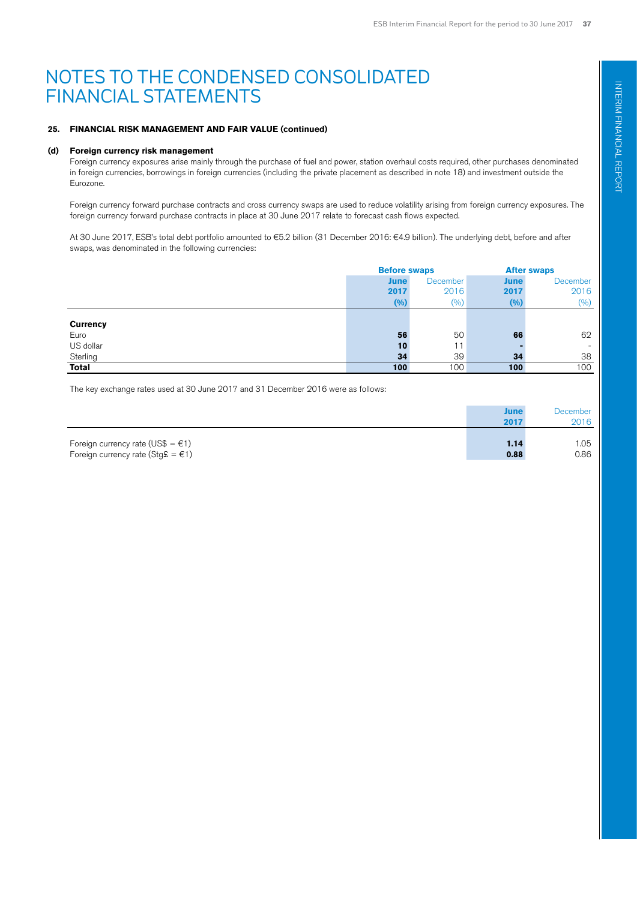# NOTES TO THE CONDENSED CONSOLIDATED FINANCIAL STATEMENTS

### 25. FINANCIAL RISK MANAGEMENT AND FAIR VALUE (continued)

#### (d) Foreign currency risk management

Foreign currency exposures arise mainly through the purchase of fuel and power, station overhaul costs required, other purchases denominated in foreign currencies, borrowings in foreign currencies (including the private placement as described in note 18) and investment outside the Eurozone.

Foreign currency forward purchase contracts and cross currency swaps are used to reduce volatility arising from foreign currency exposures. The foreign currency forward purchase contracts in place at 30 June 2017 relate to forecast cash flows expected.

At 30 June 2017, ESB's total debt portfolio amounted to €5.2 billion (31 December 2016: €4.9 billion). The underlying debt, before and after swaps, was denominated in the following currencies:

| | Before swaps | | After swaps | |
|---|---|---|---|---|
| | **June 2017 (%)** | December 2016 (%) | **June 2017 (%)** | December 2016 (%) |
| **Currency** | | | | |
| Euro | **56** | 50 | **66** | 62 |
| US dollar | **10** | 11 | **-** | - |
| Sterling | **34** | 39 | **34** | 38 |
| **Total** | **100** | 100 | **100** | 100 |

The key exchange rates used at 30 June 2017 and 31 December 2016 were as follows:

| | **June 2017** | December 2016 |
|---|---|---|
| Foreign currency rate (US$ = €1) | **1.14** | 1.05 |
| Foreign currency rate (Stg£ = €1) | **0.88** | 0.86 |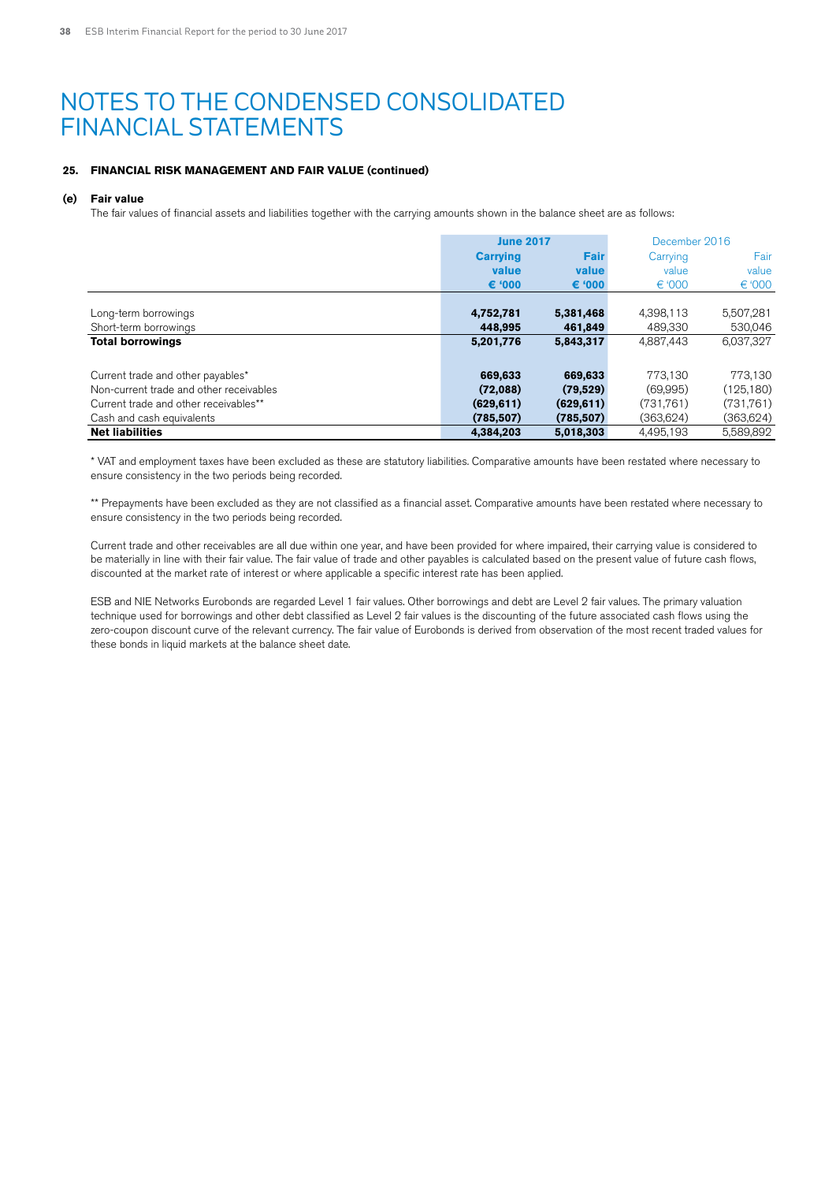# NOTES TO THE CONDENSED CONSOLIDATED FINANCIAL STATEMENTS

**25. FINANCIAL RISK MANAGEMENT AND FAIR VALUE (continued)**

**(e) Fair value**

The fair values of financial assets and liabilities together with the carrying amounts shown in the balance sheet are as follows:

| | **June 2017** | | December 2016 | |
|---|---|---|---|---|
| | **Carrying value € '000** | **Fair value € '000** | Carrying value € '000 | Fair value € '000 |
| Long-term borrowings | **4,752,781** | **5,381,468** | 4,398,113 | 5,507,281 |
| Short-term borrowings | **448,995** | **461,849** | 489,330 | 530,046 |
| **Total borrowings** | **5,201,776** | **5,843,317** | 4,887,443 | 6,037,327 |
| Current trade and other payables* | **669,633** | **669,633** | 773,130 | 773,130 |
| Non-current trade and other receivables | **(72,088)** | **(79,529)** | (69,995) | (125,180) |
| Current trade and other receivables** | **(629,611)** | **(629,611)** | (731,761) | (731,761) |
| Cash and cash equivalents | **(785,507)** | **(785,507)** | (363,624) | (363,624) |
| **Net liabilities** | **4,384,203** | **5,018,303** | 4,495,193 | 5,589,892 |

* VAT and employment taxes have been excluded as these are statutory liabilities. Comparative amounts have been restated where necessary to ensure consistency in the two periods being recorded.

** Prepayments have been excluded as they are not classified as a financial asset. Comparative amounts have been restated where necessary to ensure consistency in the two periods being recorded.

Current trade and other receivables are all due within one year, and have been provided for where impaired, their carrying value is considered to be materially in line with their fair value. The fair value of trade and other payables is calculated based on the present value of future cash flows, discounted at the market rate of interest or where applicable a specific interest rate has been applied.

ESB and NIE Networks Eurobonds are regarded Level 1 fair values. Other borrowings and debt are Level 2 fair values. The primary valuation technique used for borrowings and other debt classified as Level 2 fair values is the discounting of the future associated cash flows using the zero-coupon discount curve of the relevant currency. The fair value of Eurobonds is derived from observation of the most recent traded values for these bonds in liquid markets at the balance sheet date.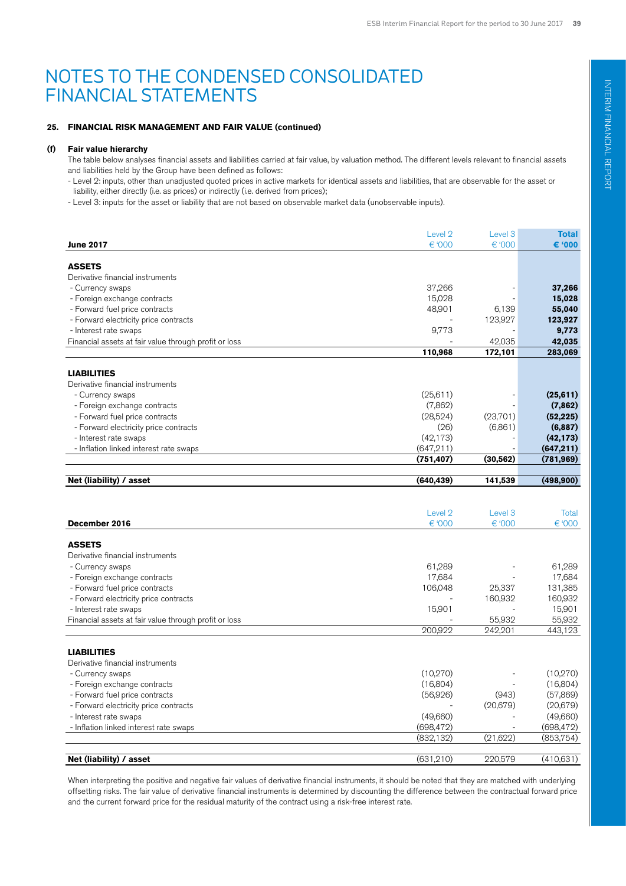# NOTES TO THE CONDENSED CONSOLIDATED FINANCIAL STATEMENTS

## 25. FINANCIAL RISK MANAGEMENT AND FAIR VALUE (continued)

### (f) Fair value hierarchy

The table below analyses financial assets and liabilities carried at fair value, by valuation method. The different levels relevant to financial assets and liabilities held by the Group have been defined as follows:

- Level 2: inputs, other than unadjusted quoted prices in active markets for identical assets and liabilities, that are observable for the asset or liability, either directly (i.e. as prices) or indirectly (i.e. derived from prices);
- Level 3: inputs for the asset or liability that are not based on observable market data (unobservable inputs).

| June 2017 | Level 2 € '000 | Level 3 € '000 | **Total € '000** |
|---|---|---|---|
| **ASSETS** | | | |
| Derivative financial instruments | | | |
| - Currency swaps | 37,266 | - | **37,266** |
| - Foreign exchange contracts | 15,028 | - | **15,028** |
| - Forward fuel price contracts | 48,901 | 6,139 | **55,040** |
| - Forward electricity price contracts | - | 123,927 | **123,927** |
| - Interest rate swaps | 9,773 | - | **9,773** |
| Financial assets at fair value through profit or loss | - | 42,035 | **42,035** |
| | **110,968** | **172,101** | **283,069** |
| **LIABILITIES** | | | |
| Derivative financial instruments | | | |
| - Currency swaps | (25,611) | - | **(25,611)** |
| - Foreign exchange contracts | (7,862) | - | **(7,862)** |
| - Forward fuel price contracts | (28,524) | (23,701) | **(52,225)** |
| - Forward electricity price contracts | (26) | (6,861) | **(6,887)** |
| - Interest rate swaps | (42,173) | - | **(42,173)** |
| - Inflation linked interest rate swaps | (647,211) | - | **(647,211)** |
| | **(751,407)** | **(30,562)** | **(781,969)** |
| **Net (liability) / asset** | **(640,439)** | **141,539** | **(498,900)** |

| December 2016 | Level 2 € '000 | Level 3 € '000 | Total € '000 |
|---|---|---|---|
| **ASSETS** | | | |
| Derivative financial instruments | | | |
| - Currency swaps | 61,289 | - | 61,289 |
| - Foreign exchange contracts | 17,684 | - | 17,684 |
| - Forward fuel price contracts | 106,048 | 25,337 | 131,385 |
| - Forward electricity price contracts | - | 160,932 | 160,932 |
| - Interest rate swaps | 15,901 | - | 15,901 |
| Financial assets at fair value through profit or loss | - | 55,932 | 55,932 |
| | 200,922 | 242,201 | 443,123 |
| **LIABILITIES** | | | |
| Derivative financial instruments | | | |
| - Currency swaps | (10,270) | - | (10,270) |
| - Foreign exchange contracts | (16,804) | - | (16,804) |
| - Forward fuel price contracts | (56,926) | (943) | (57,869) |
| - Forward electricity price contracts | - | (20,679) | (20,679) |
| - Interest rate swaps | (49,660) | - | (49,660) |
| - Inflation linked interest rate swaps | (698,472) | - | (698,472) |
| | (832,132) | (21,622) | (853,754) |
| **Net (liability) / asset** | (631,210) | 220,579 | (410,631) |

When interpreting the positive and negative fair values of derivative financial instruments, it should be noted that they are matched with underlying offsetting risks. The fair value of derivative financial instruments is determined by discounting the difference between the contractual forward price and the current forward price for the residual maturity of the contract using a risk-free interest rate.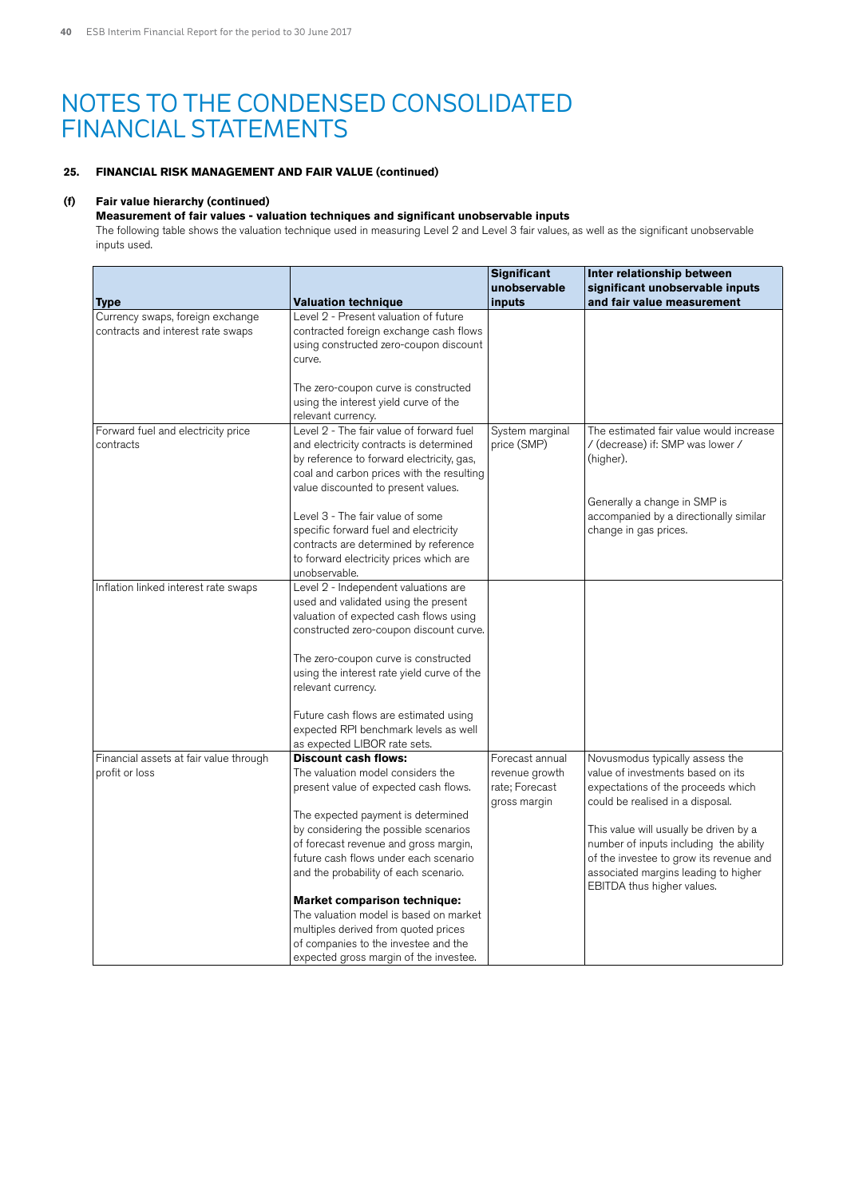# NOTES TO THE CONDENSED CONSOLIDATED FINANCIAL STATEMENTS

## 25. FINANCIAL RISK MANAGEMENT AND FAIR VALUE (continued)

### (f) Fair value hierarchy (continued)

**Measurement of fair values - valuation techniques and significant unobservable inputs**

The following table shows the valuation technique used in measuring Level 2 and Level 3 fair values, as well as the significant unobservable inputs used.

| Type | Valuation technique | Significant unobservable inputs | Inter relationship between significant unobservable inputs and fair value measurement |
|---|---|---|---|
| Currency swaps, foreign exchange contracts and interest rate swaps | Level 2 - Present valuation of future contracted foreign exchange cash flows using constructed zero-coupon discount curve.<br><br>The zero-coupon curve is constructed using the interest yield curve of the relevant currency. | | |
| Forward fuel and electricity price contracts | Level 2 - The fair value of forward fuel and electricity contracts is determined by reference to forward electricity, gas, coal and carbon prices with the resulting value discounted to present values.<br><br>Level 3 - The fair value of some specific forward fuel and electricity contracts are determined by reference to forward electricity prices which are unobservable. | System marginal price (SMP) | The estimated fair value would increase / (decrease) if: SMP was lower / (higher).<br><br>Generally a change in SMP is accompanied by a directionally similar change in gas prices. |
| Inflation linked interest rate swaps | Level 2 - Independent valuations are used and validated using the present valuation of expected cash flows using constructed zero-coupon discount curve.<br><br>The zero-coupon curve is constructed using the interest rate yield curve of the relevant currency.<br><br>Future cash flows are estimated using expected RPI benchmark levels as well as expected LIBOR rate sets. | | |
| Financial assets at fair value through profit or loss | **Discount cash flows:**<br>The valuation model considers the present value of expected cash flows.<br><br>The expected payment is determined by considering the possible scenarios of forecast revenue and gross margin, future cash flows under each scenario and the probability of each scenario.<br><br>**Market comparison technique:**<br>The valuation model is based on market multiples derived from quoted prices of companies to the investee and the expected gross margin of the investee. | Forecast annual revenue growth rate; Forecast gross margin | Novusmodus typically assess the value of investments based on its expectations of the proceeds which could be realised in a disposal.<br><br>This value will usually be driven by a number of inputs including the ability of the investee to grow its revenue and associated margins leading to higher EBITDA thus higher values. |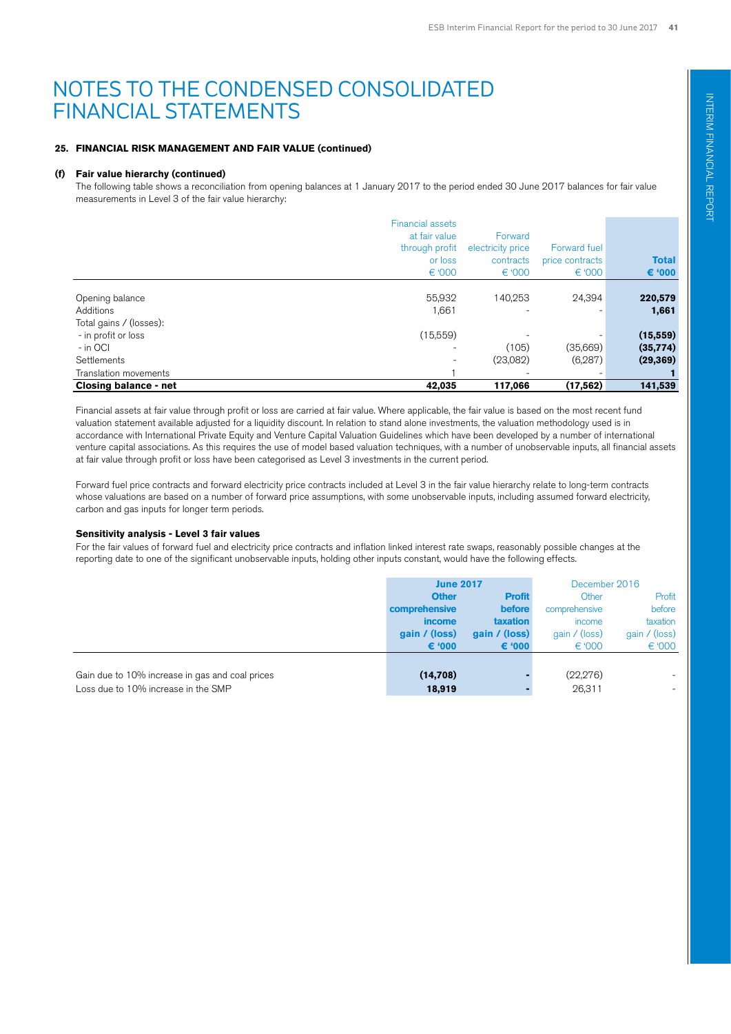# NOTES TO THE CONDENSED CONSOLIDATED FINANCIAL STATEMENTS

**25. FINANCIAL RISK MANAGEMENT AND FAIR VALUE (continued)**

**(f) Fair value hierarchy (continued)**

The following table shows a reconciliation from opening balances at 1 January 2017 to the period ended 30 June 2017 balances for fair value measurements in Level 3 of the fair value hierarchy:

| | Financial assets at fair value through profit or loss € '000 | Forward electricity price contracts € '000 | Forward fuel price contracts € '000 | **Total € '000** |
|---|---|---|---|---|
| Opening balance | 55,932 | 140,253 | 24,394 | **220,579** |
| Additions | 1,661 | - | - | **1,661** |
| Total gains / (losses): | | | | |
| - in profit or loss | (15,559) | - | - | **(15,559)** |
| - in OCI | - | (105) | (35,669) | **(35,774)** |
| Settlements | - | (23,082) | (6,287) | **(29,369)** |
| Translation movements | 1 | - | - | **1** |
| **Closing balance - net** | **42,035** | **117,066** | **(17,562)** | **141,539** |

Financial assets at fair value through profit or loss are carried at fair value. Where applicable, the fair value is based on the most recent fund valuation statement available adjusted for a liquidity discount. In relation to stand alone investments, the valuation methodology used is in accordance with International Private Equity and Venture Capital Valuation Guidelines which have been developed by a number of international venture capital associations. As this requires the use of model based valuation techniques, with a number of unobservable inputs, all financial assets at fair value through profit or loss have been categorised as Level 3 investments in the current period.

Forward fuel price contracts and forward electricity price contracts included at Level 3 in the fair value hierarchy relate to long-term contracts whose valuations are based on a number of forward price assumptions, with some unobservable inputs, including assumed forward electricity, carbon and gas inputs for longer term periods.

**Sensitivity analysis - Level 3 fair values**

For the fair values of forward fuel and electricity price contracts and inflation linked interest rate swaps, reasonably possible changes at the reporting date to one of the significant unobservable inputs, holding other inputs constant, would have the following effects.

| | **June 2017** | | December 2016 | |
|---|---|---|---|---|
| | **Other comprehensive income gain / (loss) € '000** | **Profit before taxation gain / (loss) € '000** | Other comprehensive income gain / (loss) € '000 | Profit before taxation gain / (loss) € '000 |
| Gain due to 10% increase in gas and coal prices | **(14,708)** | **-** | (22,276) | - |
| Loss due to 10% increase in the SMP | **18,919** | **-** | 26,311 | - |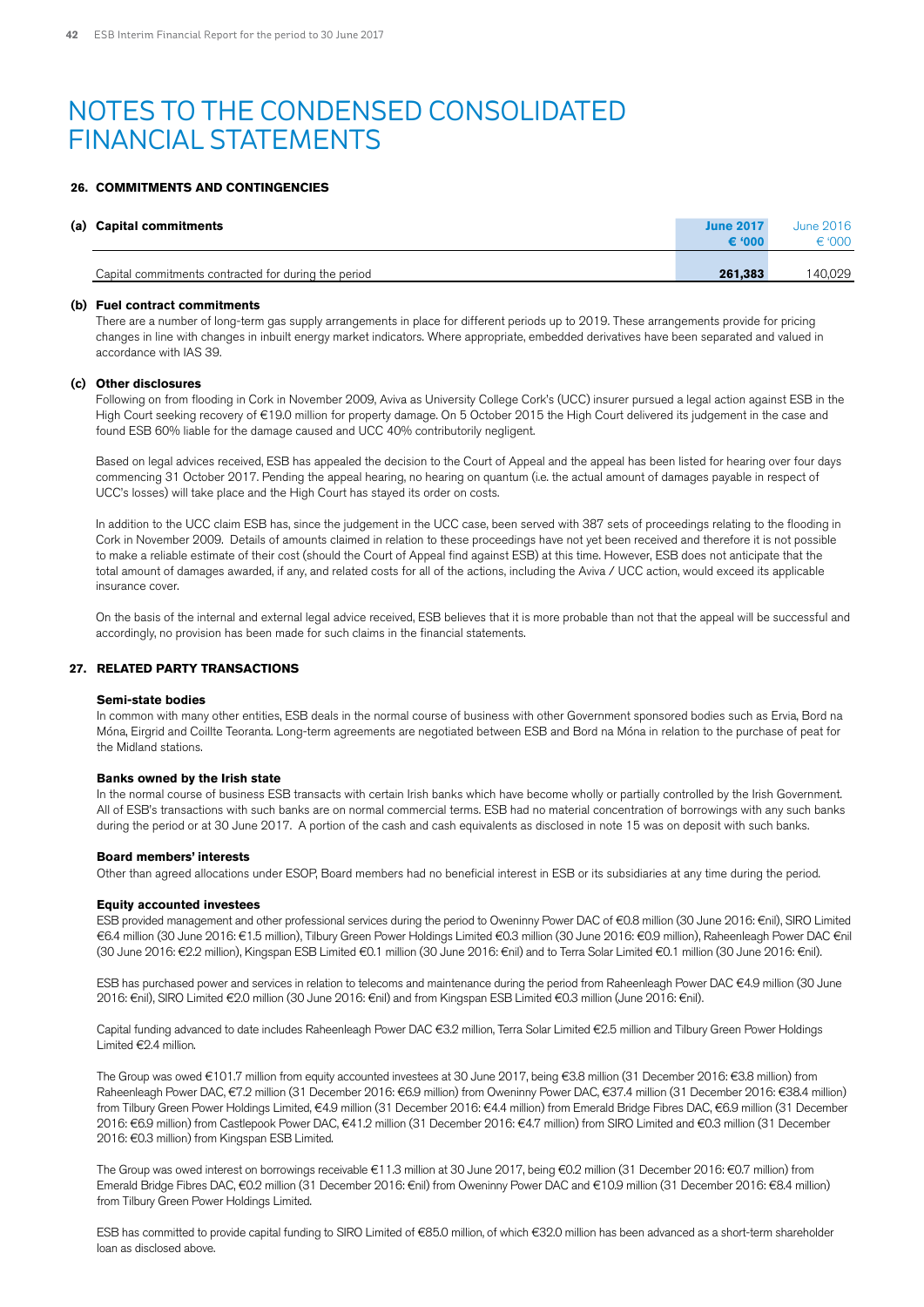# NOTES TO THE CONDENSED CONSOLIDATED FINANCIAL STATEMENTS

## 26. COMMITMENTS AND CONTINGENCIES

| (a) Capital commitments | June 2017 € '000 | June 2016 € '000 |
|---|---|---|
| Capital commitments contracted for during the period | **261,383** | 140,029 |

**(b) Fuel contract commitments**

There are a number of long-term gas supply arrangements in place for different periods up to 2019. These arrangements provide for pricing changes in line with changes in inbuilt energy market indicators. Where appropriate, embedded derivatives have been separated and valued in accordance with IAS 39.

**(c) Other disclosures**

Following on from flooding in Cork in November 2009, Aviva as University College Cork's (UCC) insurer pursued a legal action against ESB in the High Court seeking recovery of €19.0 million for property damage. On 5 October 2015 the High Court delivered its judgement in the case and found ESB 60% liable for the damage caused and UCC 40% contributorily negligent.

Based on legal advices received, ESB has appealed the decision to the Court of Appeal and the appeal has been listed for hearing over four days commencing 31 October 2017. Pending the appeal hearing, no hearing on quantum (i.e. the actual amount of damages payable in respect of UCC's losses) will take place and the High Court has stayed its order on costs.

In addition to the UCC claim ESB has, since the judgement in the UCC case, been served with 387 sets of proceedings relating to the flooding in Cork in November 2009. Details of amounts claimed in relation to these proceedings have not yet been received and therefore it is not possible to make a reliable estimate of their cost (should the Court of Appeal find against ESB) at this time. However, ESB does not anticipate that the total amount of damages awarded, if any, and related costs for all of the actions, including the Aviva / UCC action, would exceed its applicable insurance cover.

On the basis of the internal and external legal advice received, ESB believes that it is more probable than not that the appeal will be successful and accordingly, no provision has been made for such claims in the financial statements.

## 27. RELATED PARTY TRANSACTIONS

**Semi-state bodies**

In common with many other entities, ESB deals in the normal course of business with other Government sponsored bodies such as Ervia, Bord na Móna, Eirgrid and Coillte Teoranta. Long-term agreements are negotiated between ESB and Bord na Móna in relation to the purchase of peat for the Midland stations.

**Banks owned by the Irish state**

In the normal course of business ESB transacts with certain Irish banks which have become wholly or partially controlled by the Irish Government. All of ESB's transactions with such banks are on normal commercial terms. ESB had no material concentration of borrowings with any such banks during the period or at 30 June 2017. A portion of the cash and cash equivalents as disclosed in note 15 was on deposit with such banks.

**Board members' interests**

Other than agreed allocations under ESOP, Board members had no beneficial interest in ESB or its subsidiaries at any time during the period.

**Equity accounted investees**

ESB provided management and other professional services during the period to Oweninny Power DAC of €0.8 million (30 June 2016: €nil), SIRO Limited €6.4 million (30 June 2016: €1.5 million), Tilbury Green Power Holdings Limited €0.3 million (30 June 2016: €0.9 million), Raheenleagh Power DAC €nil (30 June 2016: €2.2 million), Kingspan ESB Limited €0.1 million (30 June 2016: €nil) and to Terra Solar Limited €0.1 million (30 June 2016: €nil).

ESB has purchased power and services in relation to telecoms and maintenance during the period from Raheenleagh Power DAC €4.9 million (30 June 2016: €nil), SIRO Limited €2.0 million (30 June 2016: €nil) and from Kingspan ESB Limited €0.3 million (June 2016: €nil).

Capital funding advanced to date includes Raheenleagh Power DAC €3.2 million, Terra Solar Limited €2.5 million and Tilbury Green Power Holdings Limited €2.4 million.

The Group was owed €101.7 million from equity accounted investees at 30 June 2017, being €3.8 million (31 December 2016: €3.8 million) from Raheenleagh Power DAC, €7.2 million (31 December 2016: €6.9 million) from Oweninny Power DAC, €37.4 million (31 December 2016: €38.4 million) from Tilbury Green Power Holdings Limited, €4.9 million (31 December 2016: €4.4 million) from Emerald Bridge Fibres DAC, €6.9 million (31 December 2016: €6.9 million) from Castlepook Power DAC, €41.2 million (31 December 2016: €4.7 million) from SIRO Limited and €0.3 million (31 December 2016: €0.3 million) from Kingspan ESB Limited.

The Group was owed interest on borrowings receivable €11.3 million at 30 June 2017, being €0.2 million (31 December 2016: €0.7 million) from Emerald Bridge Fibres DAC, €0.2 million (31 December 2016: €nil) from Oweninny Power DAC and €10.9 million (31 December 2016: €8.4 million) from Tilbury Green Power Holdings Limited.

ESB has committed to provide capital funding to SIRO Limited of €85.0 million, of which €32.0 million has been advanced as a short-term shareholder loan as disclosed above.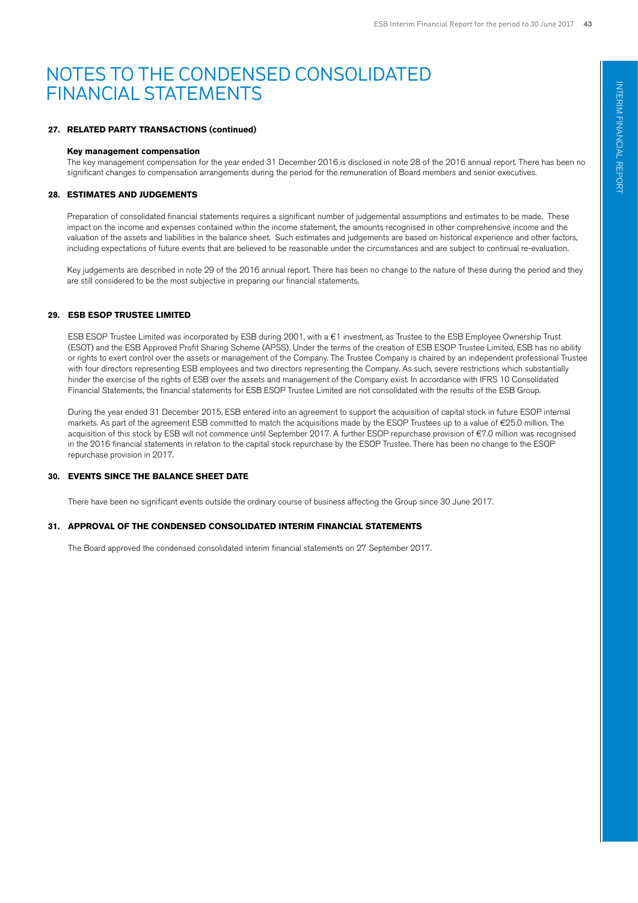# NOTES TO THE CONDENSED CONSOLIDATED FINANCIAL STATEMENTS

## 27. RELATED PARTY TRANSACTIONS (continued)

### Key management compensation

The key management compensation for the year ended 31 December 2016 is disclosed in note 28 of the 2016 annual report. There has been no significant changes to compensation arrangements during the period for the remuneration of Board members and senior executives.

## 28. ESTIMATES AND JUDGEMENTS

Preparation of consolidated financial statements requires a significant number of judgemental assumptions and estimates to be made. These impact on the income and expenses contained within the income statement, the amounts recognised in other comprehensive income and the valuation of the assets and liabilities in the balance sheet. Such estimates and judgements are based on historical experience and other factors, including expectations of future events that are believed to be reasonable under the circumstances and are subject to continual re-evaluation.

Key judgements are described in note 29 of the 2016 annual report. There has been no change to the nature of these during the period and they are still considered to be the most subjective in preparing our financial statements.

## 29. ESB ESOP TRUSTEE LIMITED

ESB ESOP Trustee Limited was incorporated by ESB during 2001, with a €1 investment, as Trustee to the ESB Employee Ownership Trust (ESOT) and the ESB Approved Profit Sharing Scheme (APSS). Under the terms of the creation of ESB ESOP Trustee Limited, ESB has no ability or rights to exert control over the assets or management of the Company. The Trustee Company is chaired by an independent professional Trustee with four directors representing ESB employees and two directors representing the Company. As such, severe restrictions which substantially hinder the exercise of the rights of ESB over the assets and management of the Company exist. In accordance with IFRS 10 Consolidated Financial Statements, the financial statements for ESB ESOP Trustee Limited are not consolidated with the results of the ESB Group.

During the year ended 31 December 2015, ESB entered into an agreement to support the acquisition of capital stock in future ESOP internal markets. As part of the agreement ESB committed to match the acquisitions made by the ESOP Trustees up to a value of €25.0 million. The acquisition of this stock by ESB will not commence until September 2017. A further ESOP repurchase provision of €7.0 million was recognised in the 2016 financial statements in relation to the capital stock repurchase by the ESOP Trustee. There has been no change to the ESOP repurchase provision in 2017.

## 30. EVENTS SINCE THE BALANCE SHEET DATE

There have been no significant events outside the ordinary course of business affecting the Group since 30 June 2017.

## 31. APPROVAL OF THE CONDENSED CONSOLIDATED INTERIM FINANCIAL STATEMENTS

The Board approved the condensed consolidated interim financial statements on 27 September 2017.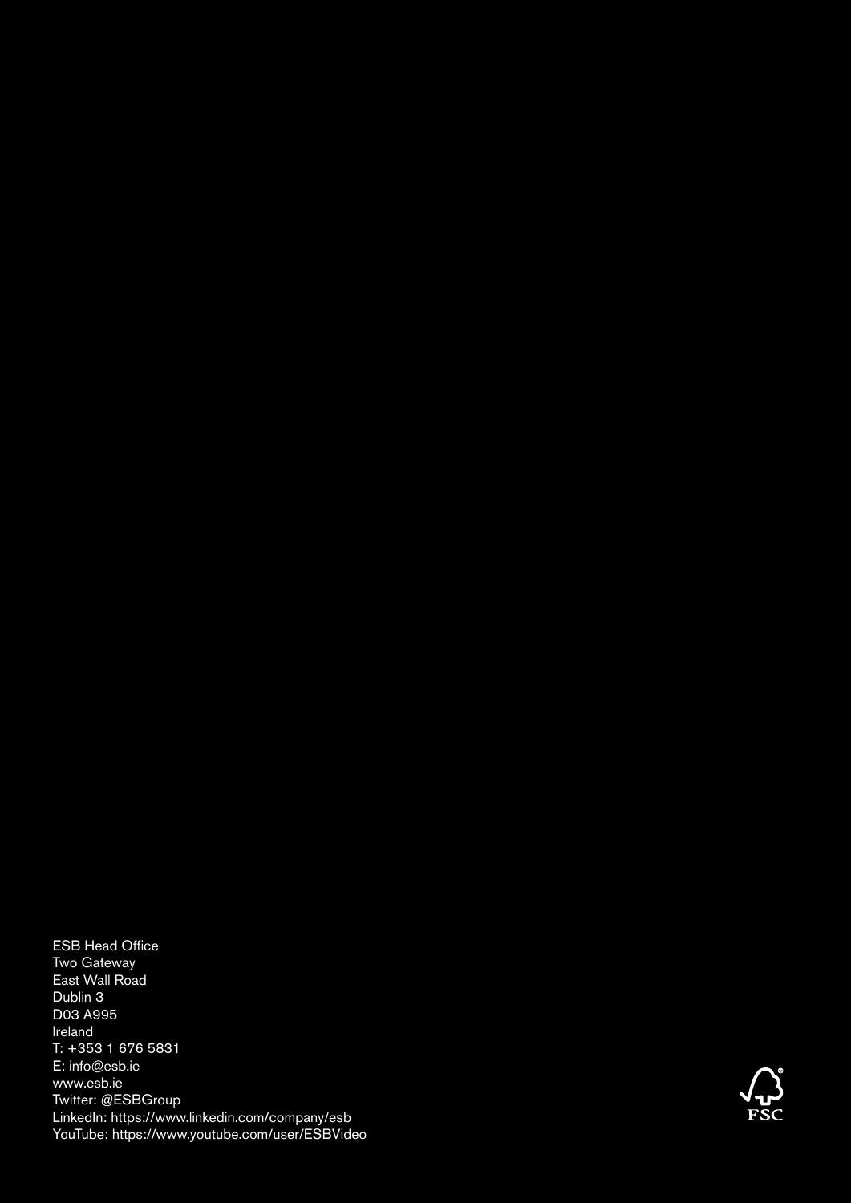ESB Head Office
Two Gateway
East Wall Road
Dublin 3
D03 A995
Ireland
T: +353 1 676 5831
E: info@esb.ie
www.esb.ie
Twitter: @ESBGroup
LinkedIn: https://www.linkedin.com/company/esb
YouTube: https://www.youtube.com/user/ESBVideo

FSC